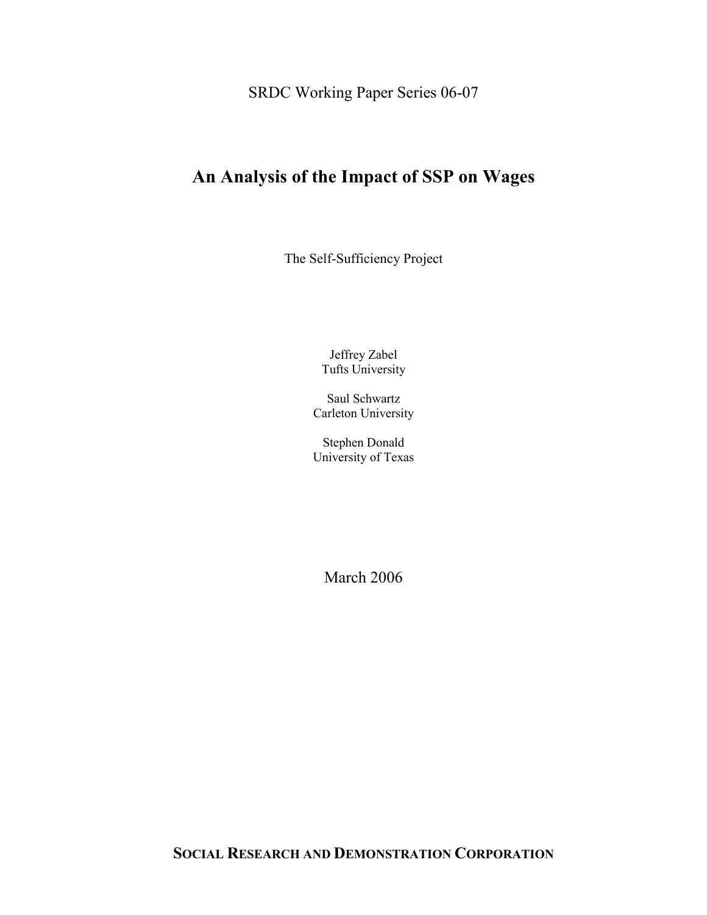SRDC Working Paper Series 06-07

# An Analysis of the Impact of SSP on Wages

The Self-Sufficiency Project

Jeffrey Zabel
Tufts University

Saul Schwartz
Carleton University

Stephen Donald
University of Texas

March 2006

**SOCIAL RESEARCH AND DEMONSTRATION CORPORATION**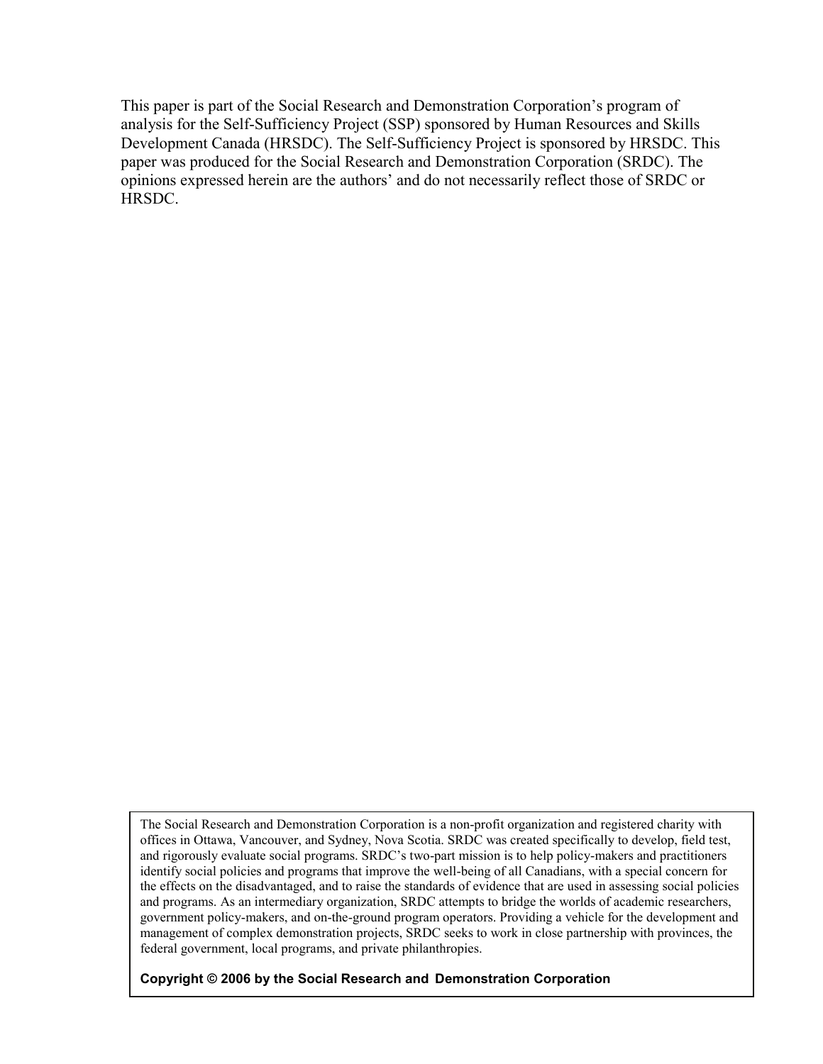This paper is part of the Social Research and Demonstration Corporation's program of analysis for the Self-Sufficiency Project (SSP) sponsored by Human Resources and Skills Development Canada (HRSDC). The Self-Sufficiency Project is sponsored by HRSDC. This paper was produced for the Social Research and Demonstration Corporation (SRDC). The opinions expressed herein are the authors' and do not necessarily reflect those of SRDC or HRSDC.

The Social Research and Demonstration Corporation is a non-profit organization and registered charity with offices in Ottawa, Vancouver, and Sydney, Nova Scotia. SRDC was created specifically to develop, field test, and rigorously evaluate social programs. SRDC's two-part mission is to help policy-makers and practitioners identify social policies and programs that improve the well-being of all Canadians, with a special concern for the effects on the disadvantaged, and to raise the standards of evidence that are used in assessing social policies and programs. As an intermediary organization, SRDC attempts to bridge the worlds of academic researchers, government policy-makers, and on-the-ground program operators. Providing a vehicle for the development and management of complex demonstration projects, SRDC seeks to work in close partnership with provinces, the federal government, local programs, and private philanthropies.

**Copyright © 2006 by the Social Research and Demonstration Corporation**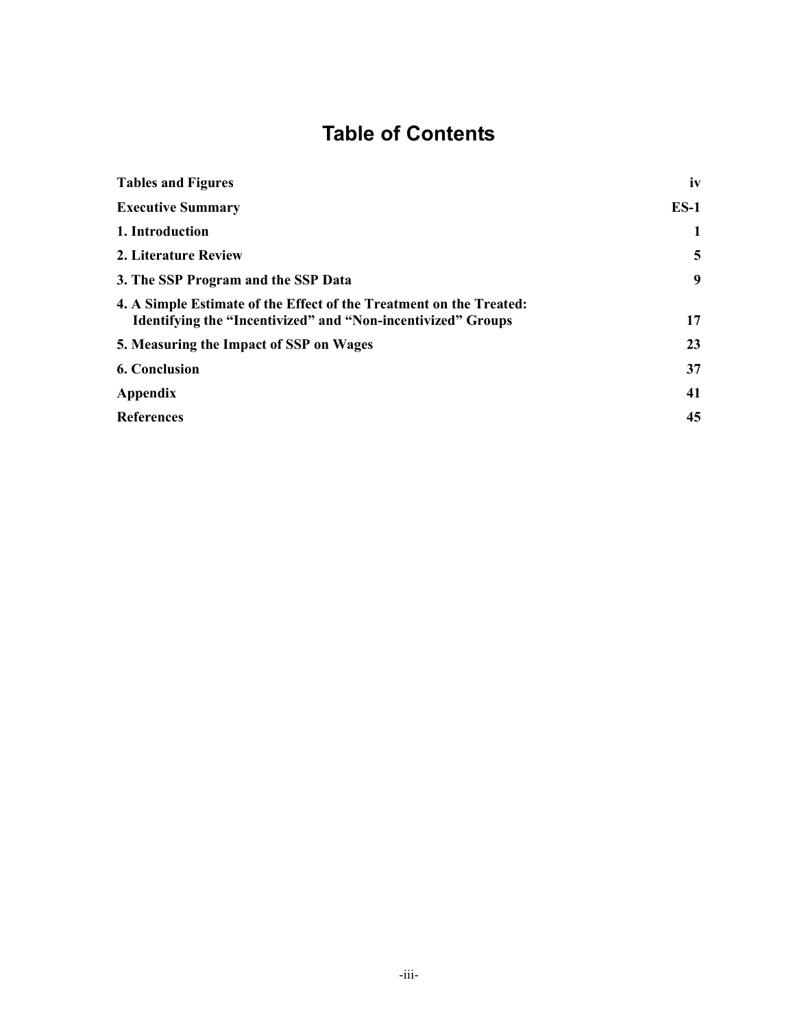# Table of Contents

| | |
|---|---|
| **Tables and Figures** | **iv** |
| **Executive Summary** | **ES-1** |
| **1. Introduction** | **1** |
| **2. Literature Review** | **5** |
| **3. The SSP Program and the SSP Data** | **9** |
| **4. A Simple Estimate of the Effect of the Treatment on the Treated: Identifying the "Incentivized" and "Non-incentivized" Groups** | **17** |
| **5. Measuring the Impact of SSP on Wages** | **23** |
| **6. Conclusion** | **37** |
| **Appendix** | **41** |
| **References** | **45** |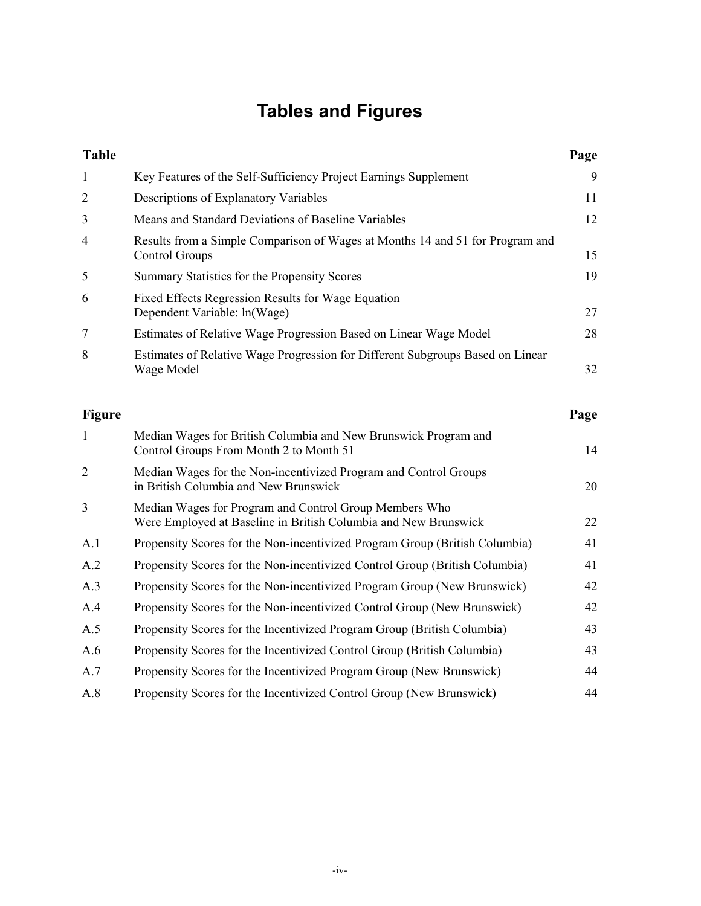# Tables and Figures

| Table | | Page |
|---|---|---|
| 1 | Key Features of the Self-Sufficiency Project Earnings Supplement | 9 |
| 2 | Descriptions of Explanatory Variables | 11 |
| 3 | Means and Standard Deviations of Baseline Variables | 12 |
| 4 | Results from a Simple Comparison of Wages at Months 14 and 51 for Program and Control Groups | 15 |
| 5 | Summary Statistics for the Propensity Scores | 19 |
| 6 | Fixed Effects Regression Results for Wage Equation Dependent Variable: ln(Wage) | 27 |
| 7 | Estimates of Relative Wage Progression Based on Linear Wage Model | 28 |
| 8 | Estimates of Relative Wage Progression for Different Subgroups Based on Linear Wage Model | 32 |

| Figure | | Page |
|---|---|---|
| 1 | Median Wages for British Columbia and New Brunswick Program and Control Groups From Month 2 to Month 51 | 14 |
| 2 | Median Wages for the Non-incentivized Program and Control Groups in British Columbia and New Brunswick | 20 |
| 3 | Median Wages for Program and Control Group Members Who Were Employed at Baseline in British Columbia and New Brunswick | 22 |
| A.1 | Propensity Scores for the Non-incentivized Program Group (British Columbia) | 41 |
| A.2 | Propensity Scores for the Non-incentivized Control Group (British Columbia) | 41 |
| A.3 | Propensity Scores for the Non-incentivized Program Group (New Brunswick) | 42 |
| A.4 | Propensity Scores for the Non-incentivized Control Group (New Brunswick) | 42 |
| A.5 | Propensity Scores for the Incentivized Program Group (British Columbia) | 43 |
| A.6 | Propensity Scores for the Incentivized Control Group (British Columbia) | 43 |
| A.7 | Propensity Scores for the Incentivized Program Group (New Brunswick) | 44 |
| A.8 | Propensity Scores for the Incentivized Control Group (New Brunswick) | 44 |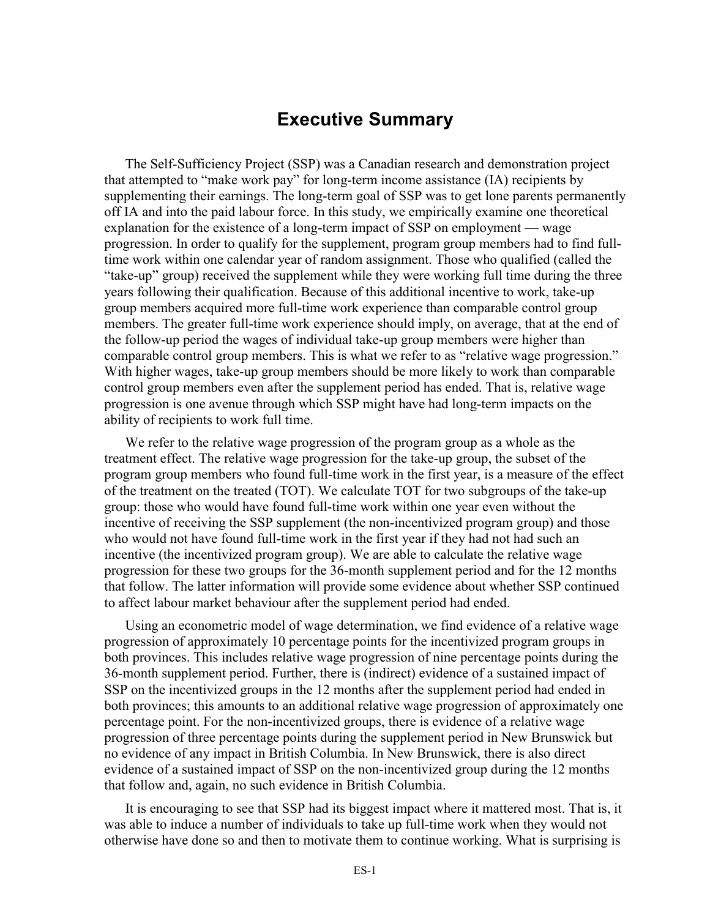# Executive Summary

The Self-Sufficiency Project (SSP) was a Canadian research and demonstration project that attempted to "make work pay" for long-term income assistance (IA) recipients by supplementing their earnings. The long-term goal of SSP was to get lone parents permanently off IA and into the paid labour force. In this study, we empirically examine one theoretical explanation for the existence of a long-term impact of SSP on employment — wage progression. In order to qualify for the supplement, program group members had to find full-time work within one calendar year of random assignment. Those who qualified (called the "take-up" group) received the supplement while they were working full time during the three years following their qualification. Because of this additional incentive to work, take-up group members acquired more full-time work experience than comparable control group members. The greater full-time work experience should imply, on average, that at the end of the follow-up period the wages of individual take-up group members were higher than comparable control group members. This is what we refer to as "relative wage progression." With higher wages, take-up group members should be more likely to work than comparable control group members even after the supplement period has ended. That is, relative wage progression is one avenue through which SSP might have had long-term impacts on the ability of recipients to work full time.

We refer to the relative wage progression of the program group as a whole as the treatment effect. The relative wage progression for the take-up group, the subset of the program group members who found full-time work in the first year, is a measure of the effect of the treatment on the treated (TOT). We calculate TOT for two subgroups of the take-up group: those who would have found full-time work within one year even without the incentive of receiving the SSP supplement (the non-incentivized program group) and those who would not have found full-time work in the first year if they had not had such an incentive (the incentivized program group). We are able to calculate the relative wage progression for these two groups for the 36-month supplement period and for the 12 months that follow. The latter information will provide some evidence about whether SSP continued to affect labour market behaviour after the supplement period had ended.

Using an econometric model of wage determination, we find evidence of a relative wage progression of approximately 10 percentage points for the incentivized program groups in both provinces. This includes relative wage progression of nine percentage points during the 36-month supplement period. Further, there is (indirect) evidence of a sustained impact of SSP on the incentivized groups in the 12 months after the supplement period had ended in both provinces; this amounts to an additional relative wage progression of approximately one percentage point. For the non-incentivized groups, there is evidence of a relative wage progression of three percentage points during the supplement period in New Brunswick but no evidence of any impact in British Columbia. In New Brunswick, there is also direct evidence of a sustained impact of SSP on the non-incentivized group during the 12 months that follow and, again, no such evidence in British Columbia.

It is encouraging to see that SSP had its biggest impact where it mattered most. That is, it was able to induce a number of individuals to take up full-time work when they would not otherwise have done so and then to motivate them to continue working. What is surprising is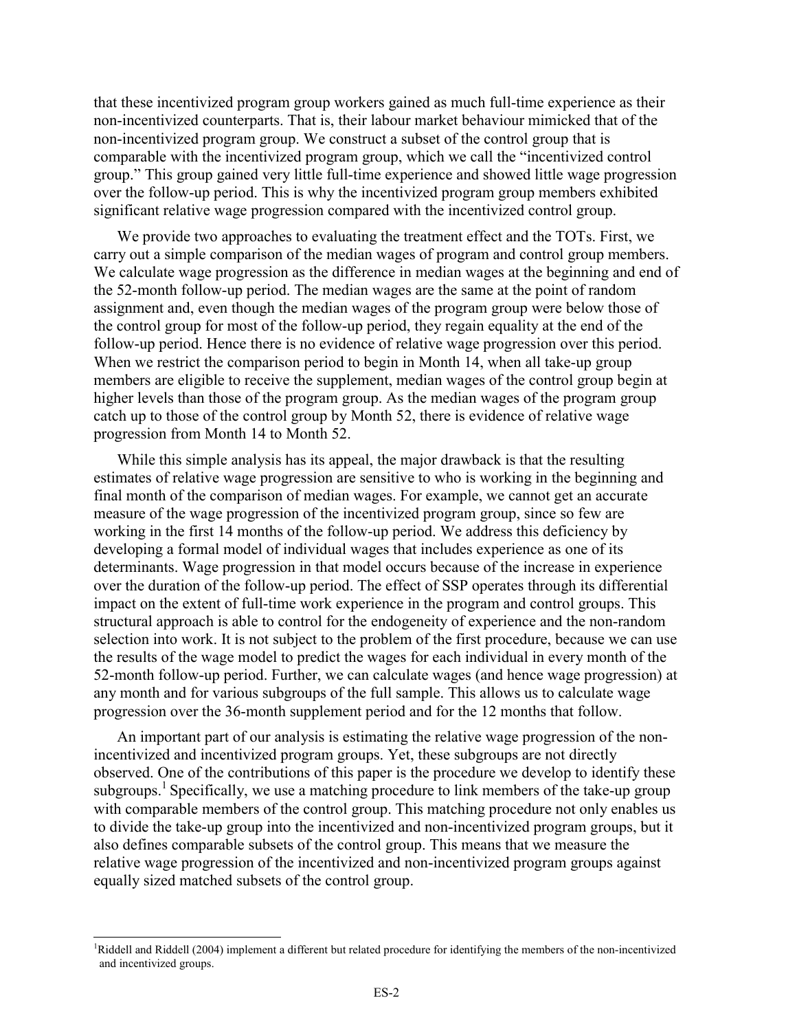that these incentivized program group workers gained as much full-time experience as their non-incentivized counterparts. That is, their labour market behaviour mimicked that of the non-incentivized program group. We construct a subset of the control group that is comparable with the incentivized program group, which we call the "incentivized control group." This group gained very little full-time experience and showed little wage progression over the follow-up period. This is why the incentivized program group members exhibited significant relative wage progression compared with the incentivized control group.

We provide two approaches to evaluating the treatment effect and the TOTs. First, we carry out a simple comparison of the median wages of program and control group members. We calculate wage progression as the difference in median wages at the beginning and end of the 52-month follow-up period. The median wages are the same at the point of random assignment and, even though the median wages of the program group were below those of the control group for most of the follow-up period, they regain equality at the end of the follow-up period. Hence there is no evidence of relative wage progression over this period. When we restrict the comparison period to begin in Month 14, when all take-up group members are eligible to receive the supplement, median wages of the control group begin at higher levels than those of the program group. As the median wages of the program group catch up to those of the control group by Month 52, there is evidence of relative wage progression from Month 14 to Month 52.

While this simple analysis has its appeal, the major drawback is that the resulting estimates of relative wage progression are sensitive to who is working in the beginning and final month of the comparison of median wages. For example, we cannot get an accurate measure of the wage progression of the incentivized program group, since so few are working in the first 14 months of the follow-up period. We address this deficiency by developing a formal model of individual wages that includes experience as one of its determinants. Wage progression in that model occurs because of the increase in experience over the duration of the follow-up period. The effect of SSP operates through its differential impact on the extent of full-time work experience in the program and control groups. This structural approach is able to control for the endogeneity of experience and the non-random selection into work. It is not subject to the problem of the first procedure, because we can use the results of the wage model to predict the wages for each individual in every month of the 52-month follow-up period. Further, we can calculate wages (and hence wage progression) at any month and for various subgroups of the full sample. This allows us to calculate wage progression over the 36-month supplement period and for the 12 months that follow.

An important part of our analysis is estimating the relative wage progression of the non-incentivized and incentivized program groups. Yet, these subgroups are not directly observed. One of the contributions of this paper is the procedure we develop to identify these subgroups.[1] Specifically, we use a matching procedure to link members of the take-up group with comparable members of the control group. This matching procedure not only enables us to divide the take-up group into the incentivized and non-incentivized program groups, but it also defines comparable subsets of the control group. This means that we measure the relative wage progression of the incentivized and non-incentivized program groups against equally sized matched subsets of the control group.

[1] Riddell and Riddell (2004) implement a different but related procedure for identifying the members of the non-incentivized and incentivized groups.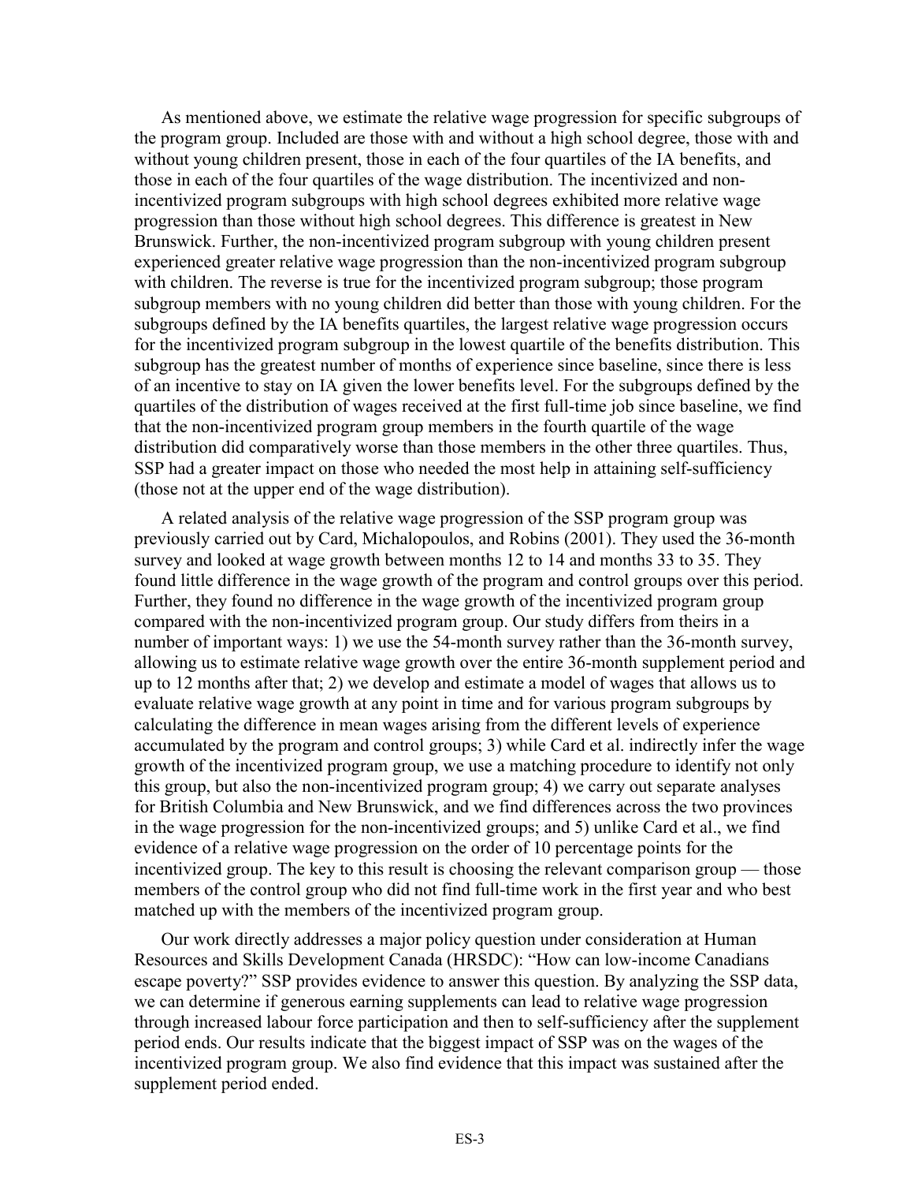As mentioned above, we estimate the relative wage progression for specific subgroups of the program group. Included are those with and without a high school degree, those with and without young children present, those in each of the four quartiles of the IA benefits, and those in each of the four quartiles of the wage distribution. The incentivized and non-incentivized program subgroups with high school degrees exhibited more relative wage progression than those without high school degrees. This difference is greatest in New Brunswick. Further, the non-incentivized program subgroup with young children present experienced greater relative wage progression than the non-incentivized program subgroup with children. The reverse is true for the incentivized program subgroup; those program subgroup members with no young children did better than those with young children. For the subgroups defined by the IA benefits quartiles, the largest relative wage progression occurs for the incentivized program subgroup in the lowest quartile of the benefits distribution. This subgroup has the greatest number of months of experience since baseline, since there is less of an incentive to stay on IA given the lower benefits level. For the subgroups defined by the quartiles of the distribution of wages received at the first full-time job since baseline, we find that the non-incentivized program group members in the fourth quartile of the wage distribution did comparatively worse than those members in the other three quartiles. Thus, SSP had a greater impact on those who needed the most help in attaining self-sufficiency (those not at the upper end of the wage distribution).

A related analysis of the relative wage progression of the SSP program group was previously carried out by Card, Michalopoulos, and Robins (2001). They used the 36-month survey and looked at wage growth between months 12 to 14 and months 33 to 35. They found little difference in the wage growth of the program and control groups over this period. Further, they found no difference in the wage growth of the incentivized program group compared with the non-incentivized program group. Our study differs from theirs in a number of important ways: 1) we use the 54-month survey rather than the 36-month survey, allowing us to estimate relative wage growth over the entire 36-month supplement period and up to 12 months after that; 2) we develop and estimate a model of wages that allows us to evaluate relative wage growth at any point in time and for various program subgroups by calculating the difference in mean wages arising from the different levels of experience accumulated by the program and control groups; 3) while Card et al. indirectly infer the wage growth of the incentivized program group, we use a matching procedure to identify not only this group, but also the non-incentivized program group; 4) we carry out separate analyses for British Columbia and New Brunswick, and we find differences across the two provinces in the wage progression for the non-incentivized groups; and 5) unlike Card et al., we find evidence of a relative wage progression on the order of 10 percentage points for the incentivized group. The key to this result is choosing the relevant comparison group — those members of the control group who did not find full-time work in the first year and who best matched up with the members of the incentivized program group.

Our work directly addresses a major policy question under consideration at Human Resources and Skills Development Canada (HRSDC): "How can low-income Canadians escape poverty?" SSP provides evidence to answer this question. By analyzing the SSP data, we can determine if generous earning supplements can lead to relative wage progression through increased labour force participation and then to self-sufficiency after the supplement period ends. Our results indicate that the biggest impact of SSP was on the wages of the incentivized program group. We also find evidence that this impact was sustained after the supplement period ended.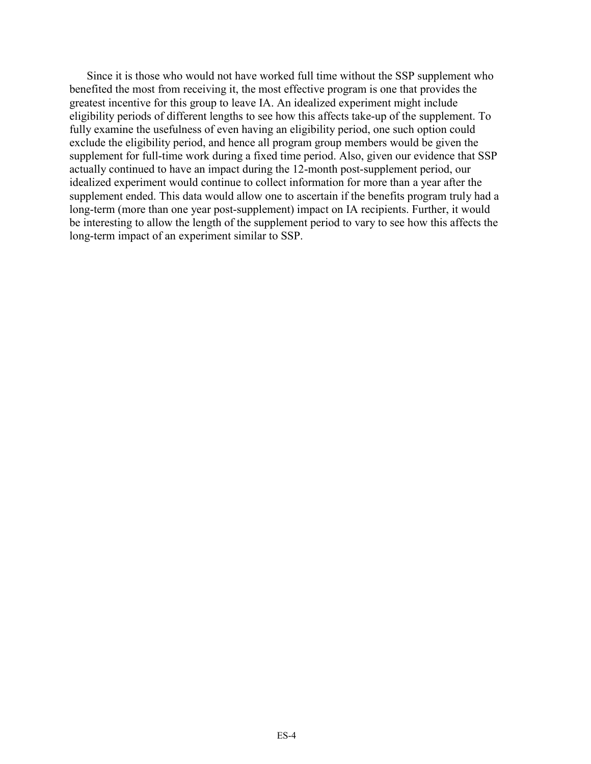Since it is those who would not have worked full time without the SSP supplement who benefited the most from receiving it, the most effective program is one that provides the greatest incentive for this group to leave IA. An idealized experiment might include eligibility periods of different lengths to see how this affects take-up of the supplement. To fully examine the usefulness of even having an eligibility period, one such option could exclude the eligibility period, and hence all program group members would be given the supplement for full-time work during a fixed time period. Also, given our evidence that SSP actually continued to have an impact during the 12-month post-supplement period, our idealized experiment would continue to collect information for more than a year after the supplement ended. This data would allow one to ascertain if the benefits program truly had a long-term (more than one year post-supplement) impact on IA recipients. Further, it would be interesting to allow the length of the supplement period to vary to see how this affects the long-term impact of an experiment similar to SSP.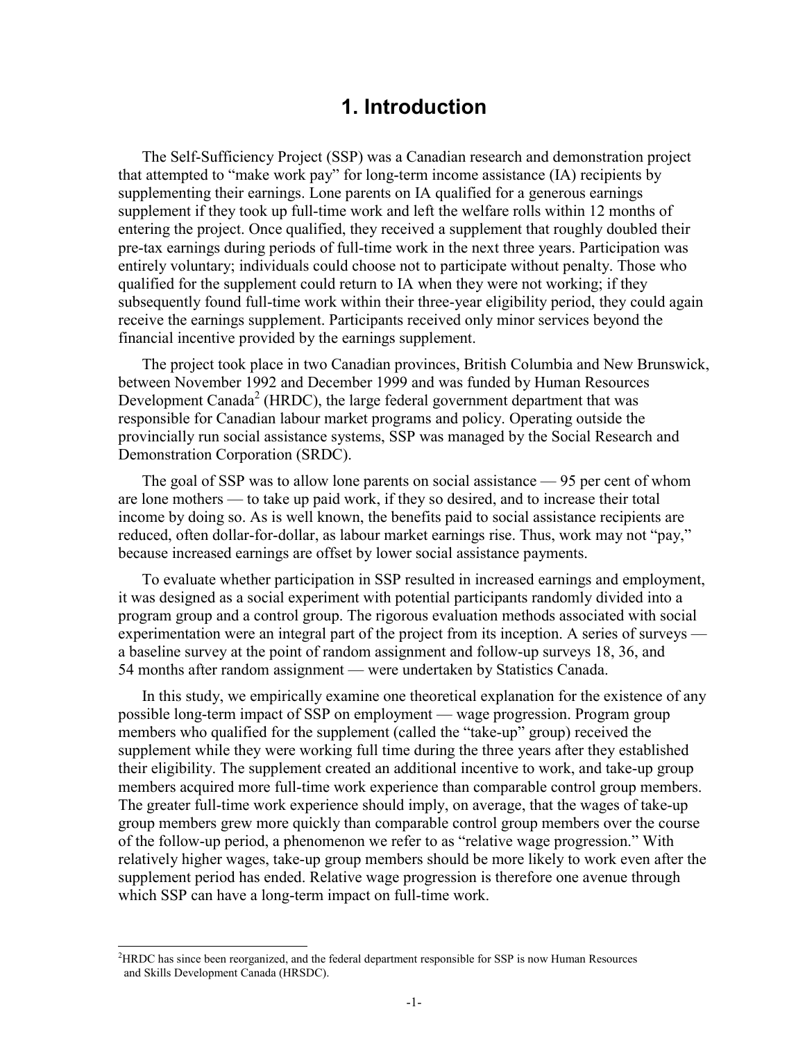# 1. Introduction

The Self-Sufficiency Project (SSP) was a Canadian research and demonstration project that attempted to "make work pay" for long-term income assistance (IA) recipients by supplementing their earnings. Lone parents on IA qualified for a generous earnings supplement if they took up full-time work and left the welfare rolls within 12 months of entering the project. Once qualified, they received a supplement that roughly doubled their pre-tax earnings during periods of full-time work in the next three years. Participation was entirely voluntary; individuals could choose not to participate without penalty. Those who qualified for the supplement could return to IA when they were not working; if they subsequently found full-time work within their three-year eligibility period, they could again receive the earnings supplement. Participants received only minor services beyond the financial incentive provided by the earnings supplement.

The project took place in two Canadian provinces, British Columbia and New Brunswick, between November 1992 and December 1999 and was funded by Human Resources Development Canada[2] (HRDC), the large federal government department that was responsible for Canadian labour market programs and policy. Operating outside the provincially run social assistance systems, SSP was managed by the Social Research and Demonstration Corporation (SRDC).

The goal of SSP was to allow lone parents on social assistance — 95 per cent of whom are lone mothers — to take up paid work, if they so desired, and to increase their total income by doing so. As is well known, the benefits paid to social assistance recipients are reduced, often dollar-for-dollar, as labour market earnings rise. Thus, work may not "pay," because increased earnings are offset by lower social assistance payments.

To evaluate whether participation in SSP resulted in increased earnings and employment, it was designed as a social experiment with potential participants randomly divided into a program group and a control group. The rigorous evaluation methods associated with social experimentation were an integral part of the project from its inception. A series of surveys — a baseline survey at the point of random assignment and follow-up surveys 18, 36, and 54 months after random assignment — were undertaken by Statistics Canada.

In this study, we empirically examine one theoretical explanation for the existence of any possible long-term impact of SSP on employment — wage progression. Program group members who qualified for the supplement (called the "take-up" group) received the supplement while they were working full time during the three years after they established their eligibility. The supplement created an additional incentive to work, and take-up group members acquired more full-time work experience than comparable control group members. The greater full-time work experience should imply, on average, that the wages of take-up group members grew more quickly than comparable control group members over the course of the follow-up period, a phenomenon we refer to as "relative wage progression." With relatively higher wages, take-up group members should be more likely to work even after the supplement period has ended. Relative wage progression is therefore one avenue through which SSP can have a long-term impact on full-time work.

[2]HRDC has since been reorganized, and the federal department responsible for SSP is now Human Resources and Skills Development Canada (HRSDC).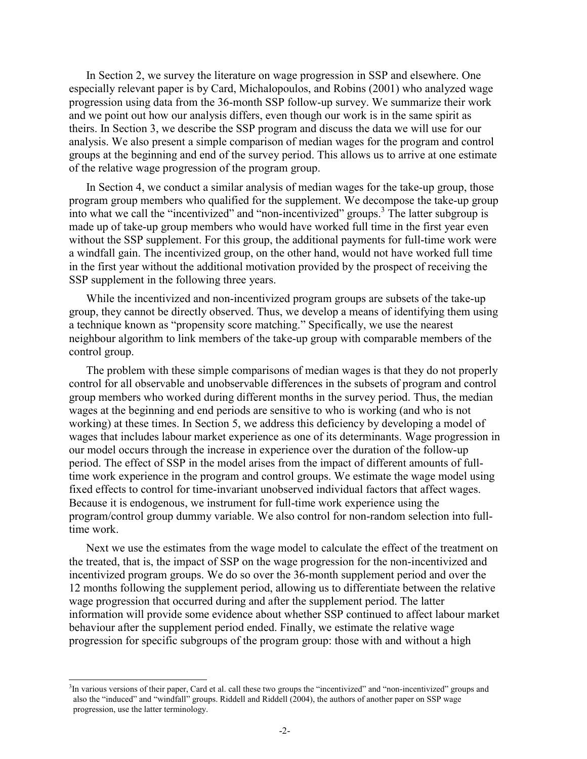In Section 2, we survey the literature on wage progression in SSP and elsewhere. One especially relevant paper is by Card, Michalopoulos, and Robins (2001) who analyzed wage progression using data from the 36-month SSP follow-up survey. We summarize their work and we point out how our analysis differs, even though our work is in the same spirit as theirs. In Section 3, we describe the SSP program and discuss the data we will use for our analysis. We also present a simple comparison of median wages for the program and control groups at the beginning and end of the survey period. This allows us to arrive at one estimate of the relative wage progression of the program group.

In Section 4, we conduct a similar analysis of median wages for the take-up group, those program group members who qualified for the supplement. We decompose the take-up group into what we call the "incentivized" and "non-incentivized" groups.[3] The latter subgroup is made up of take-up group members who would have worked full time in the first year even without the SSP supplement. For this group, the additional payments for full-time work were a windfall gain. The incentivized group, on the other hand, would not have worked full time in the first year without the additional motivation provided by the prospect of receiving the SSP supplement in the following three years.

While the incentivized and non-incentivized program groups are subsets of the take-up group, they cannot be directly observed. Thus, we develop a means of identifying them using a technique known as "propensity score matching." Specifically, we use the nearest neighbour algorithm to link members of the take-up group with comparable members of the control group.

The problem with these simple comparisons of median wages is that they do not properly control for all observable and unobservable differences in the subsets of program and control group members who worked during different months in the survey period. Thus, the median wages at the beginning and end periods are sensitive to who is working (and who is not working) at these times. In Section 5, we address this deficiency by developing a model of wages that includes labour market experience as one of its determinants. Wage progression in our model occurs through the increase in experience over the duration of the follow-up period. The effect of SSP in the model arises from the impact of different amounts of full-time work experience in the program and control groups. We estimate the wage model using fixed effects to control for time-invariant unobserved individual factors that affect wages. Because it is endogenous, we instrument for full-time work experience using the program/control group dummy variable. We also control for non-random selection into full-time work.

Next we use the estimates from the wage model to calculate the effect of the treatment on the treated, that is, the impact of SSP on the wage progression for the non-incentivized and incentivized program groups. We do so over the 36-month supplement period and over the 12 months following the supplement period, allowing us to differentiate between the relative wage progression that occurred during and after the supplement period. The latter information will provide some evidence about whether SSP continued to affect labour market behaviour after the supplement period ended. Finally, we estimate the relative wage progression for specific subgroups of the program group: those with and without a high

[3] In various versions of their paper, Card et al. call these two groups the "incentivized" and "non-incentivized" groups and also the "induced" and "windfall" groups. Riddell and Riddell (2004), the authors of another paper on SSP wage progression, use the latter terminology.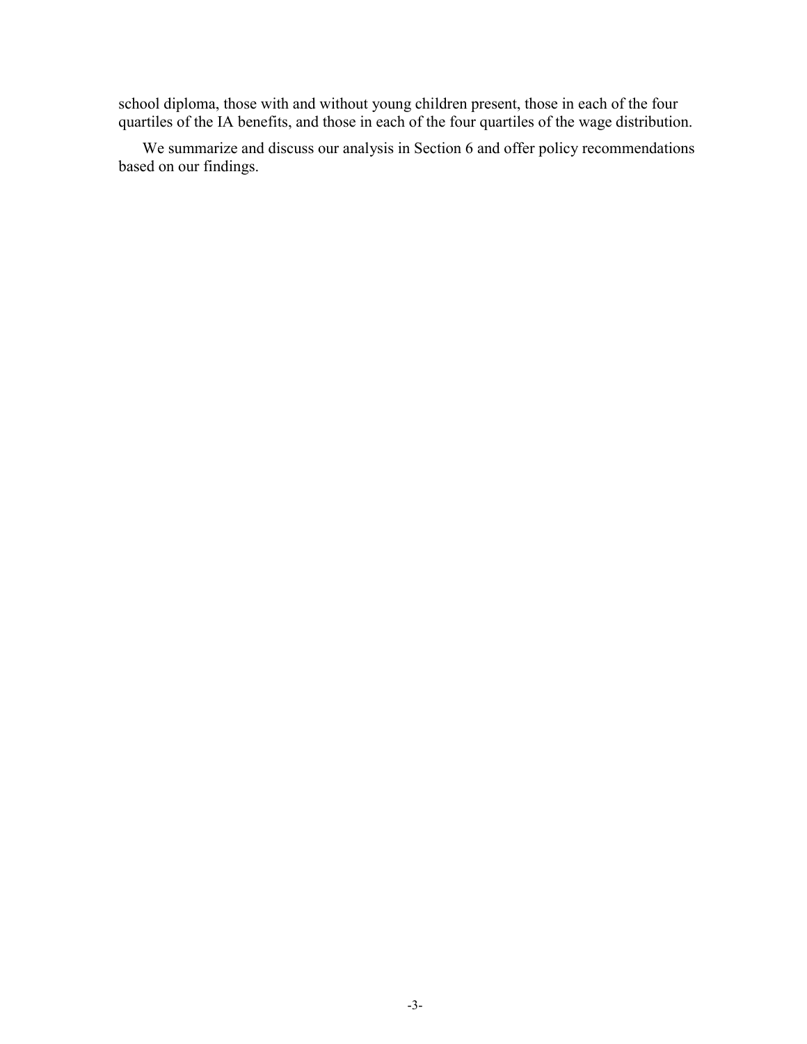school diploma, those with and without young children present, those in each of the four quartiles of the IA benefits, and those in each of the four quartiles of the wage distribution.

We summarize and discuss our analysis in Section 6 and offer policy recommendations based on our findings.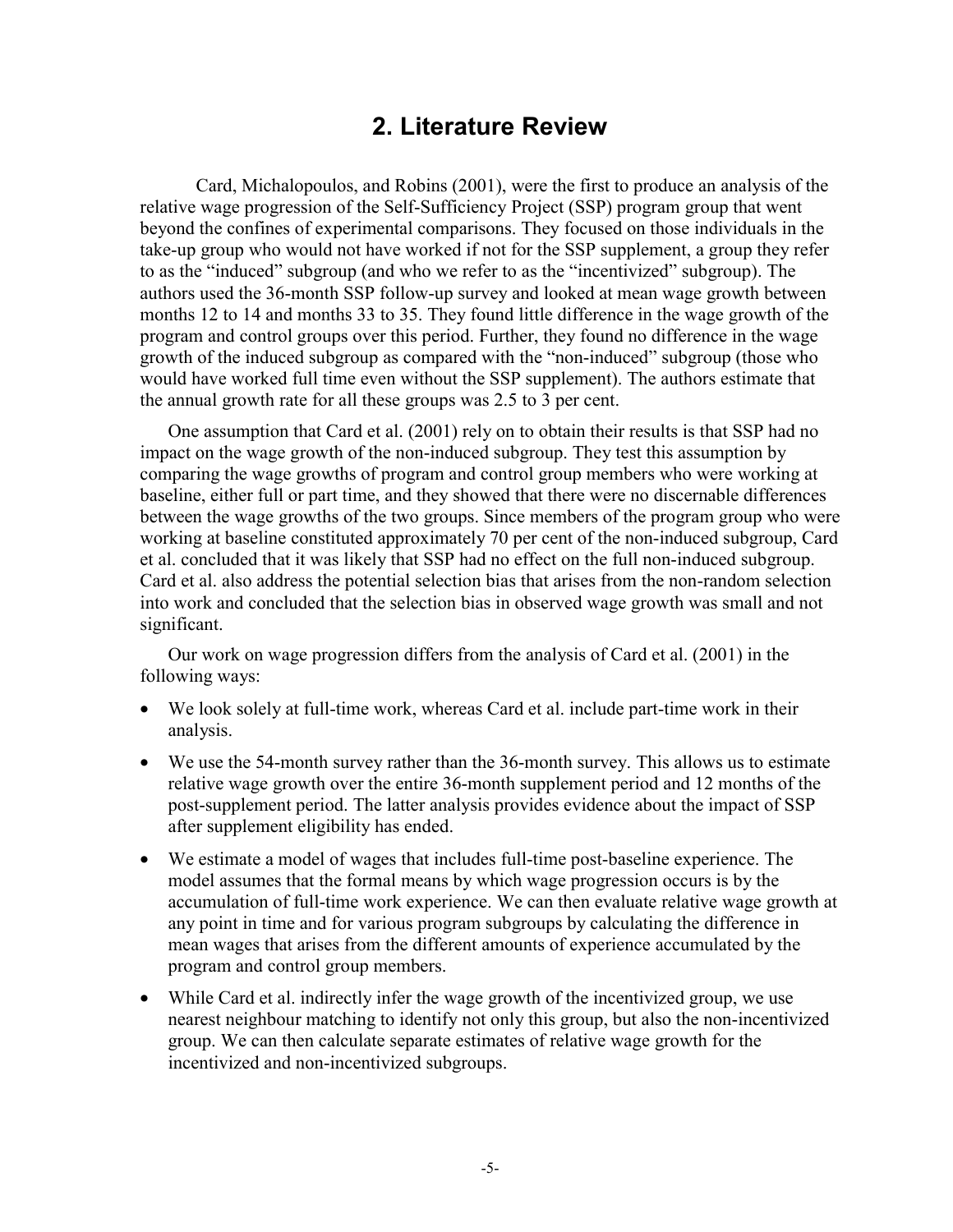# 2. Literature Review

Card, Michalopoulos, and Robins (2001), were the first to produce an analysis of the relative wage progression of the Self-Sufficiency Project (SSP) program group that went beyond the confines of experimental comparisons. They focused on those individuals in the take-up group who would not have worked if not for the SSP supplement, a group they refer to as the "induced" subgroup (and who we refer to as the "incentivized" subgroup). The authors used the 36-month SSP follow-up survey and looked at mean wage growth between months 12 to 14 and months 33 to 35. They found little difference in the wage growth of the program and control groups over this period. Further, they found no difference in the wage growth of the induced subgroup as compared with the "non-induced" subgroup (those who would have worked full time even without the SSP supplement). The authors estimate that the annual growth rate for all these groups was 2.5 to 3 per cent.

One assumption that Card et al. (2001) rely on to obtain their results is that SSP had no impact on the wage growth of the non-induced subgroup. They test this assumption by comparing the wage growths of program and control group members who were working at baseline, either full or part time, and they showed that there were no discernable differences between the wage growths of the two groups. Since members of the program group who were working at baseline constituted approximately 70 per cent of the non-induced subgroup, Card et al. concluded that it was likely that SSP had no effect on the full non-induced subgroup. Card et al. also address the potential selection bias that arises from the non-random selection into work and concluded that the selection bias in observed wage growth was small and not significant.

Our work on wage progression differs from the analysis of Card et al. (2001) in the following ways:

- We look solely at full-time work, whereas Card et al. include part-time work in their analysis.
- We use the 54-month survey rather than the 36-month survey. This allows us to estimate relative wage growth over the entire 36-month supplement period and 12 months of the post-supplement period. The latter analysis provides evidence about the impact of SSP after supplement eligibility has ended.
- We estimate a model of wages that includes full-time post-baseline experience. The model assumes that the formal means by which wage progression occurs is by the accumulation of full-time work experience. We can then evaluate relative wage growth at any point in time and for various program subgroups by calculating the difference in mean wages that arises from the different amounts of experience accumulated by the program and control group members.
- While Card et al. indirectly infer the wage growth of the incentivized group, we use nearest neighbour matching to identify not only this group, but also the non-incentivized group. We can then calculate separate estimates of relative wage growth for the incentivized and non-incentivized subgroups.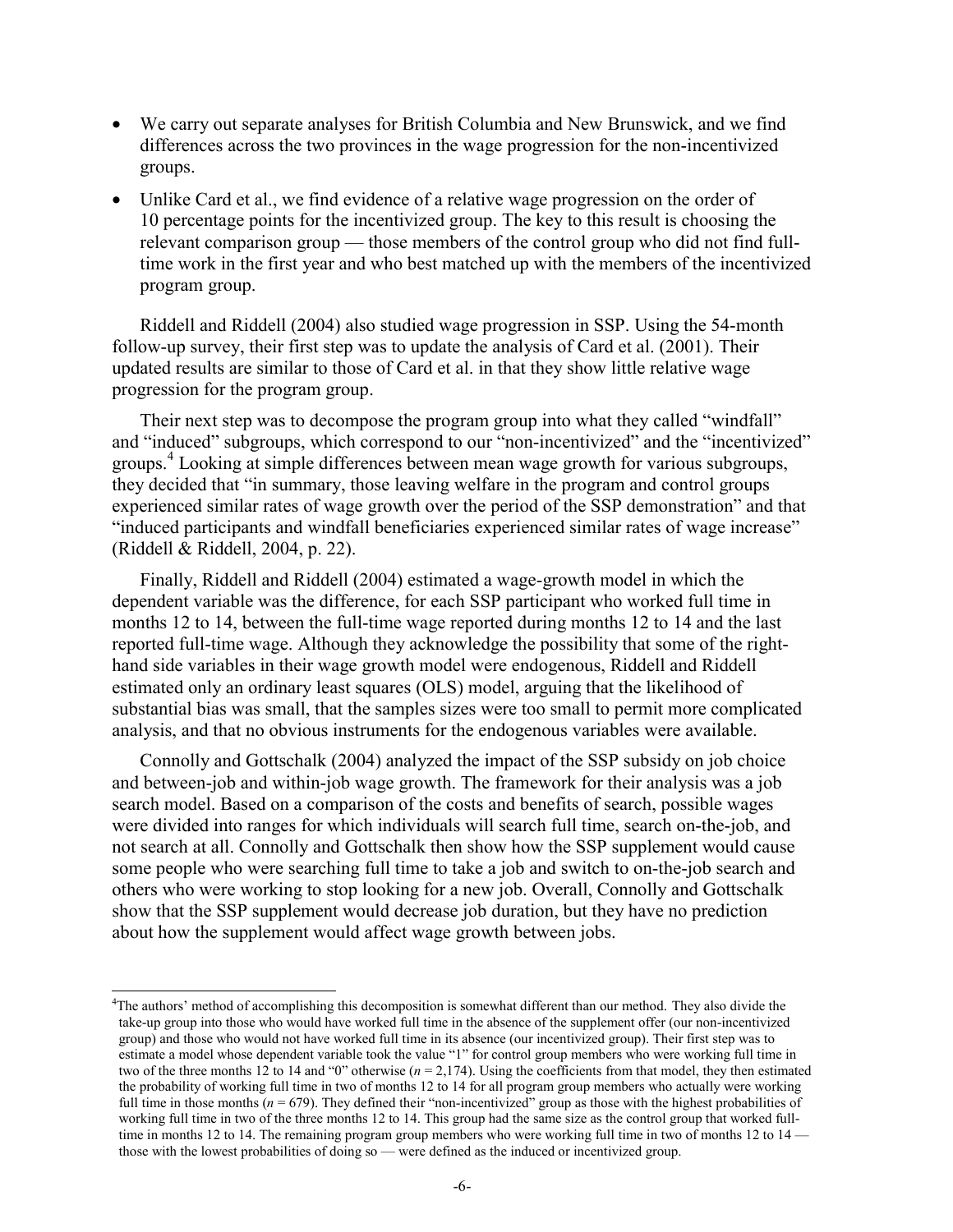- We carry out separate analyses for British Columbia and New Brunswick, and we find differences across the two provinces in the wage progression for the non-incentivized groups.
- Unlike Card et al., we find evidence of a relative wage progression on the order of 10 percentage points for the incentivized group. The key to this result is choosing the relevant comparison group — those members of the control group who did not find full-time work in the first year and who best matched up with the members of the incentivized program group.

Riddell and Riddell (2004) also studied wage progression in SSP. Using the 54-month follow-up survey, their first step was to update the analysis of Card et al. (2001). Their updated results are similar to those of Card et al. in that they show little relative wage progression for the program group.

Their next step was to decompose the program group into what they called "windfall" and "induced" subgroups, which correspond to our "non-incentivized" and the "incentivized" groups.[4] Looking at simple differences between mean wage growth for various subgroups, they decided that "in summary, those leaving welfare in the program and control groups experienced similar rates of wage growth over the period of the SSP demonstration" and that "induced participants and windfall beneficiaries experienced similar rates of wage increase" (Riddell & Riddell, 2004, p. 22).

Finally, Riddell and Riddell (2004) estimated a wage-growth model in which the dependent variable was the difference, for each SSP participant who worked full time in months 12 to 14, between the full-time wage reported during months 12 to 14 and the last reported full-time wage. Although they acknowledge the possibility that some of the right-hand side variables in their wage growth model were endogenous, Riddell and Riddell estimated only an ordinary least squares (OLS) model, arguing that the likelihood of substantial bias was small, that the samples sizes were too small to permit more complicated analysis, and that no obvious instruments for the endogenous variables were available.

Connolly and Gottschalk (2004) analyzed the impact of the SSP subsidy on job choice and between-job and within-job wage growth. The framework for their analysis was a job search model. Based on a comparison of the costs and benefits of search, possible wages were divided into ranges for which individuals will search full time, search on-the-job, and not search at all. Connolly and Gottschalk then show how the SSP supplement would cause some people who were searching full time to take a job and switch to on-the-job search and others who were working to stop looking for a new job. Overall, Connolly and Gottschalk show that the SSP supplement would decrease job duration, but they have no prediction about how the supplement would affect wage growth between jobs.

[4] The authors' method of accomplishing this decomposition is somewhat different than our method. They also divide the take-up group into those who would have worked full time in the absence of the supplement offer (our non-incentivized group) and those who would not have worked full time in its absence (our incentivized group). Their first step was to estimate a model whose dependent variable took the value "1" for control group members who were working full time in two of the three months 12 to 14 and "0" otherwise ($n = 2{,}174$). Using the coefficients from that model, they then estimated the probability of working full time in two of months 12 to 14 for all program group members who actually were working full time in those months ($n = 679$). They defined their "non-incentivized" group as those with the highest probabilities of working full time in two of the three months 12 to 14. This group had the same size as the control group that worked full-time in months 12 to 14. The remaining program group members who were working full time in two of months 12 to 14 — those with the lowest probabilities of doing so — were defined as the induced or incentivized group.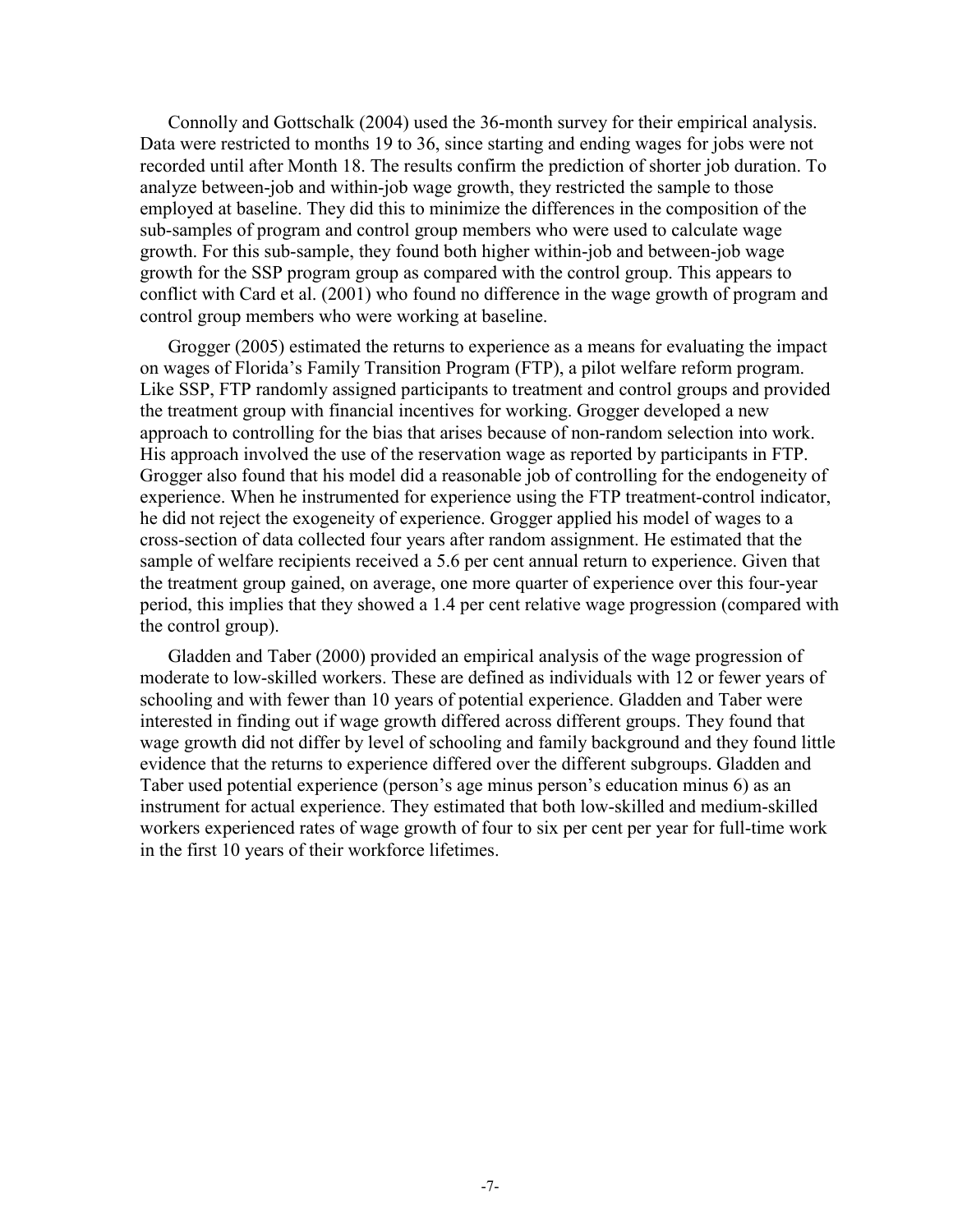Connolly and Gottschalk (2004) used the 36-month survey for their empirical analysis. Data were restricted to months 19 to 36, since starting and ending wages for jobs were not recorded until after Month 18. The results confirm the prediction of shorter job duration. To analyze between-job and within-job wage growth, they restricted the sample to those employed at baseline. They did this to minimize the differences in the composition of the sub-samples of program and control group members who were used to calculate wage growth. For this sub-sample, they found both higher within-job and between-job wage growth for the SSP program group as compared with the control group. This appears to conflict with Card et al. (2001) who found no difference in the wage growth of program and control group members who were working at baseline.

Grogger (2005) estimated the returns to experience as a means for evaluating the impact on wages of Florida's Family Transition Program (FTP), a pilot welfare reform program. Like SSP, FTP randomly assigned participants to treatment and control groups and provided the treatment group with financial incentives for working. Grogger developed a new approach to controlling for the bias that arises because of non-random selection into work. His approach involved the use of the reservation wage as reported by participants in FTP. Grogger also found that his model did a reasonable job of controlling for the endogeneity of experience. When he instrumented for experience using the FTP treatment-control indicator, he did not reject the exogeneity of experience. Grogger applied his model of wages to a cross-section of data collected four years after random assignment. He estimated that the sample of welfare recipients received a 5.6 per cent annual return to experience. Given that the treatment group gained, on average, one more quarter of experience over this four-year period, this implies that they showed a 1.4 per cent relative wage progression (compared with the control group).

Gladden and Taber (2000) provided an empirical analysis of the wage progression of moderate to low-skilled workers. These are defined as individuals with 12 or fewer years of schooling and with fewer than 10 years of potential experience. Gladden and Taber were interested in finding out if wage growth differed across different groups. They found that wage growth did not differ by level of schooling and family background and they found little evidence that the returns to experience differed over the different subgroups. Gladden and Taber used potential experience (person's age minus person's education minus 6) as an instrument for actual experience. They estimated that both low-skilled and medium-skilled workers experienced rates of wage growth of four to six per cent per year for full-time work in the first 10 years of their workforce lifetimes.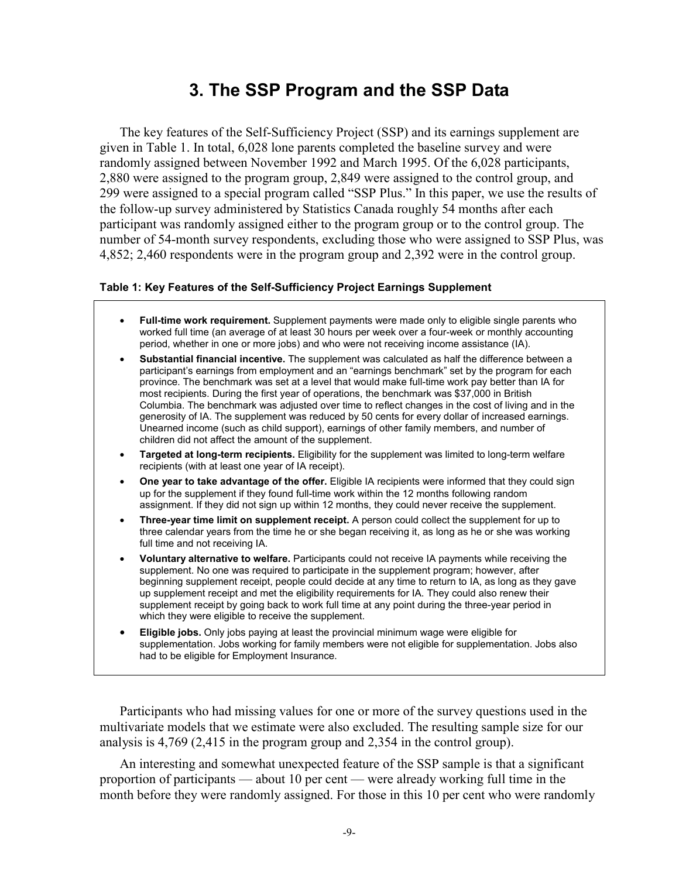# 3. The SSP Program and the SSP Data

The key features of the Self-Sufficiency Project (SSP) and its earnings supplement are given in Table 1. In total, 6,028 lone parents completed the baseline survey and were randomly assigned between November 1992 and March 1995. Of the 6,028 participants, 2,880 were assigned to the program group, 2,849 were assigned to the control group, and 299 were assigned to a special program called "SSP Plus." In this paper, we use the results of the follow-up survey administered by Statistics Canada roughly 54 months after each participant was randomly assigned either to the program group or to the control group. The number of 54-month survey respondents, excluding those who were assigned to SSP Plus, was 4,852; 2,460 respondents were in the program group and 2,392 were in the control group.

**Table 1: Key Features of the Self-Sufficiency Project Earnings Supplement**

- **Full-time work requirement.** Supplement payments were made only to eligible single parents who worked full time (an average of at least 30 hours per week over a four-week or monthly accounting period, whether in one or more jobs) and who were not receiving income assistance (IA).
- **Substantial financial incentive.** The supplement was calculated as half the difference between a participant's earnings from employment and an "earnings benchmark" set by the program for each province. The benchmark was set at a level that would make full-time work pay better than IA for most recipients. During the first year of operations, the benchmark was $37,000 in British Columbia. The benchmark was adjusted over time to reflect changes in the cost of living and in the generosity of IA. The supplement was reduced by 50 cents for every dollar of increased earnings. Unearned income (such as child support), earnings of other family members, and number of children did not affect the amount of the supplement.
- **Targeted at long-term recipients.** Eligibility for the supplement was limited to long-term welfare recipients (with at least one year of IA receipt).
- **One year to take advantage of the offer.** Eligible IA recipients were informed that they could sign up for the supplement if they found full-time work within the 12 months following random assignment. If they did not sign up within 12 months, they could never receive the supplement.
- **Three-year time limit on supplement receipt.** A person could collect the supplement for up to three calendar years from the time he or she began receiving it, as long as he or she was working full time and not receiving IA.
- **Voluntary alternative to welfare.** Participants could not receive IA payments while receiving the supplement. No one was required to participate in the supplement program; however, after beginning supplement receipt, people could decide at any time to return to IA, as long as they gave up supplement receipt and met the eligibility requirements for IA. They could also renew their supplement receipt by going back to work full time at any point during the three-year period in which they were eligible to receive the supplement.
- **Eligible jobs.** Only jobs paying at least the provincial minimum wage were eligible for supplementation. Jobs working for family members were not eligible for supplementation. Jobs also had to be eligible for Employment Insurance.

Participants who had missing values for one or more of the survey questions used in the multivariate models that we estimate were also excluded. The resulting sample size for our analysis is 4,769 (2,415 in the program group and 2,354 in the control group).

An interesting and somewhat unexpected feature of the SSP sample is that a significant proportion of participants — about 10 per cent — were already working full time in the month before they were randomly assigned. For those in this 10 per cent who were randomly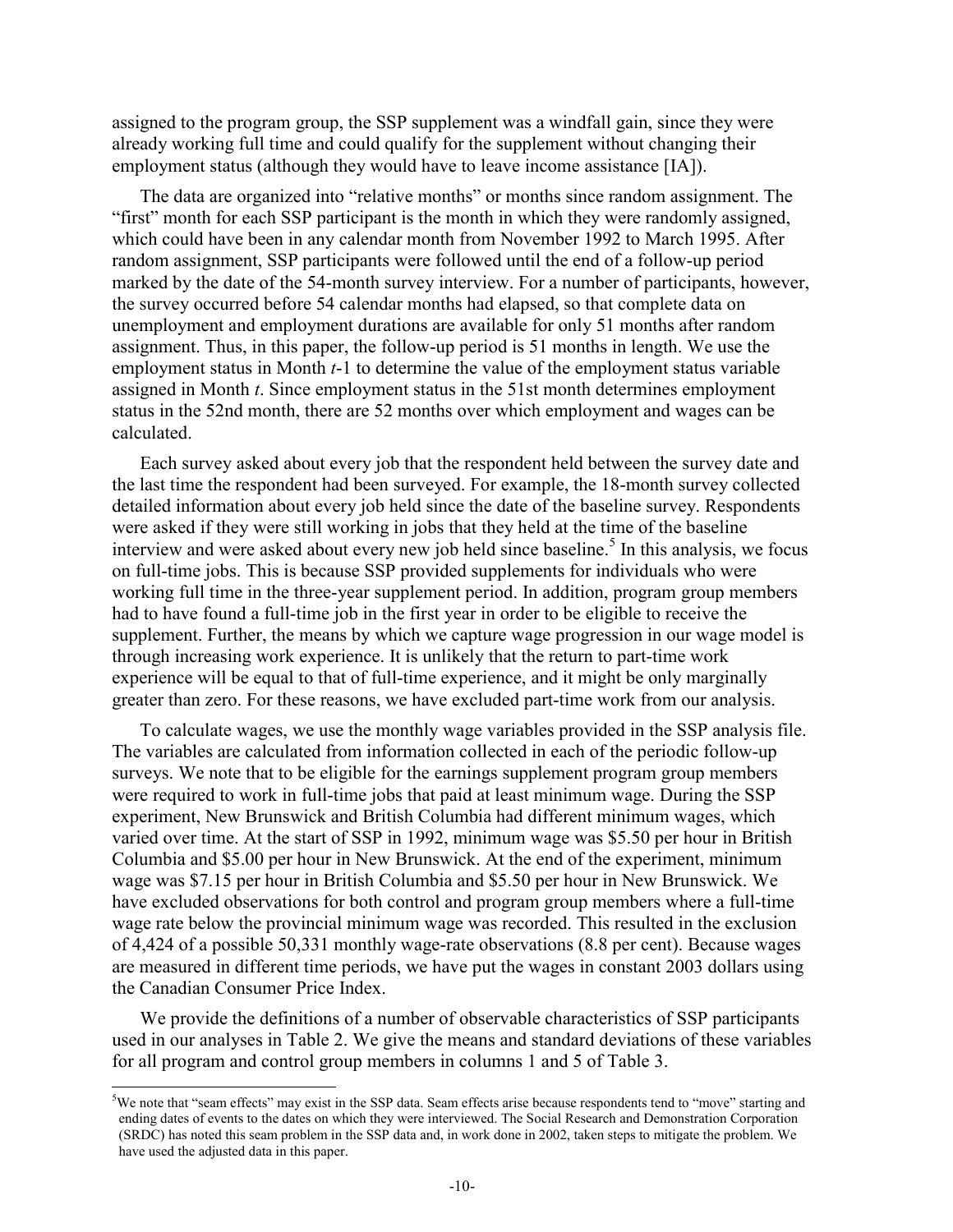assigned to the program group, the SSP supplement was a windfall gain, since they were already working full time and could qualify for the supplement without changing their employment status (although they would have to leave income assistance [IA]).

The data are organized into "relative months" or months since random assignment. The "first" month for each SSP participant is the month in which they were randomly assigned, which could have been in any calendar month from November 1992 to March 1995. After random assignment, SSP participants were followed until the end of a follow-up period marked by the date of the 54-month survey interview. For a number of participants, however, the survey occurred before 54 calendar months had elapsed, so that complete data on unemployment and employment durations are available for only 51 months after random assignment. Thus, in this paper, the follow-up period is 51 months in length. We use the employment status in Month $t$-1 to determine the value of the employment status variable assigned in Month $t$. Since employment status in the 51st month determines employment status in the 52nd month, there are 52 months over which employment and wages can be calculated.

Each survey asked about every job that the respondent held between the survey date and the last time the respondent had been surveyed. For example, the 18-month survey collected detailed information about every job held since the date of the baseline survey. Respondents were asked if they were still working in jobs that they held at the time of the baseline interview and were asked about every new job held since baseline.[5] In this analysis, we focus on full-time jobs. This is because SSP provided supplements for individuals who were working full time in the three-year supplement period. In addition, program group members had to have found a full-time job in the first year in order to be eligible to receive the supplement. Further, the means by which we capture wage progression in our wage model is through increasing work experience. It is unlikely that the return to part-time work experience will be equal to that of full-time experience, and it might be only marginally greater than zero. For these reasons, we have excluded part-time work from our analysis.

To calculate wages, we use the monthly wage variables provided in the SSP analysis file. The variables are calculated from information collected in each of the periodic follow-up surveys. We note that to be eligible for the earnings supplement program group members were required to work in full-time jobs that paid at least minimum wage. During the SSP experiment, New Brunswick and British Columbia had different minimum wages, which varied over time. At the start of SSP in 1992, minimum wage was $5.50 per hour in British Columbia and $5.00 per hour in New Brunswick. At the end of the experiment, minimum wage was $7.15 per hour in British Columbia and $5.50 per hour in New Brunswick. We have excluded observations for both control and program group members where a full-time wage rate below the provincial minimum wage was recorded. This resulted in the exclusion of 4,424 of a possible 50,331 monthly wage-rate observations (8.8 per cent). Because wages are measured in different time periods, we have put the wages in constant 2003 dollars using the Canadian Consumer Price Index.

We provide the definitions of a number of observable characteristics of SSP participants used in our analyses in Table 2. We give the means and standard deviations of these variables for all program and control group members in columns 1 and 5 of Table 3.

---

[5]We note that "seam effects" may exist in the SSP data. Seam effects arise because respondents tend to "move" starting and ending dates of events to the dates on which they were interviewed. The Social Research and Demonstration Corporation (SRDC) has noted this seam problem in the SSP data and, in work done in 2002, taken steps to mitigate the problem. We have used the adjusted data in this paper.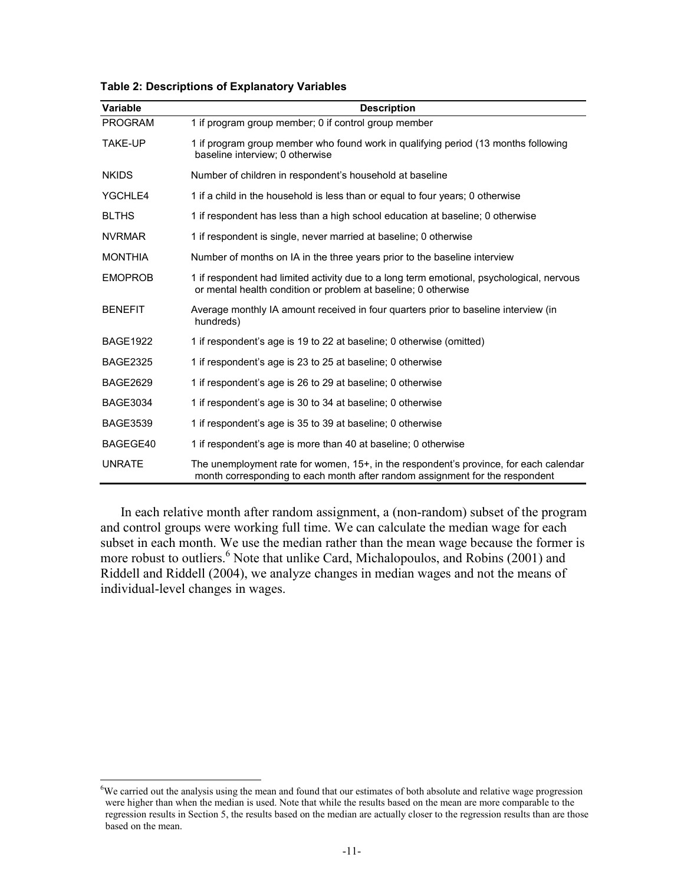**Table 2: Descriptions of Explanatory Variables**

| Variable | Description |
|---|---|
| PROGRAM | 1 if program group member; 0 if control group member |
| TAKE-UP | 1 if program group member who found work in qualifying period (13 months following baseline interview; 0 otherwise |
| NKIDS | Number of children in respondent's household at baseline |
| YGCHLE4 | 1 if a child in the household is less than or equal to four years; 0 otherwise |
| BLTHS | 1 if respondent has less than a high school education at baseline; 0 otherwise |
| NVRMAR | 1 if respondent is single, never married at baseline; 0 otherwise |
| MONTHIA | Number of months on IA in the three years prior to the baseline interview |
| EMOPROB | 1 if respondent had limited activity due to a long term emotional, psychological, nervous or mental health condition or problem at baseline; 0 otherwise |
| BENEFIT | Average monthly IA amount received in four quarters prior to baseline interview (in hundreds) |
| BAGE1922 | 1 if respondent's age is 19 to 22 at baseline; 0 otherwise (omitted) |
| BAGE2325 | 1 if respondent's age is 23 to 25 at baseline; 0 otherwise |
| BAGE2629 | 1 if respondent's age is 26 to 29 at baseline; 0 otherwise |
| BAGE3034 | 1 if respondent's age is 30 to 34 at baseline; 0 otherwise |
| BAGE3539 | 1 if respondent's age is 35 to 39 at baseline; 0 otherwise |
| BAGEGE40 | 1 if respondent's age is more than 40 at baseline; 0 otherwise |
| UNRATE | The unemployment rate for women, 15+, in the respondent's province, for each calendar month corresponding to each month after random assignment for the respondent |

In each relative month after random assignment, a (non-random) subset of the program and control groups were working full time. We can calculate the median wage for each subset in each month. We use the median rather than the mean wage because the former is more robust to outliers.[6] Note that unlike Card, Michalopoulos, and Robins (2001) and Riddell and Riddell (2004), we analyze changes in median wages and not the means of individual-level changes in wages.

[6]We carried out the analysis using the mean and found that our estimates of both absolute and relative wage progression were higher than when the median is used. Note that while the results based on the mean are more comparable to the regression results in Section 5, the results based on the median are actually closer to the regression results than are those based on the mean.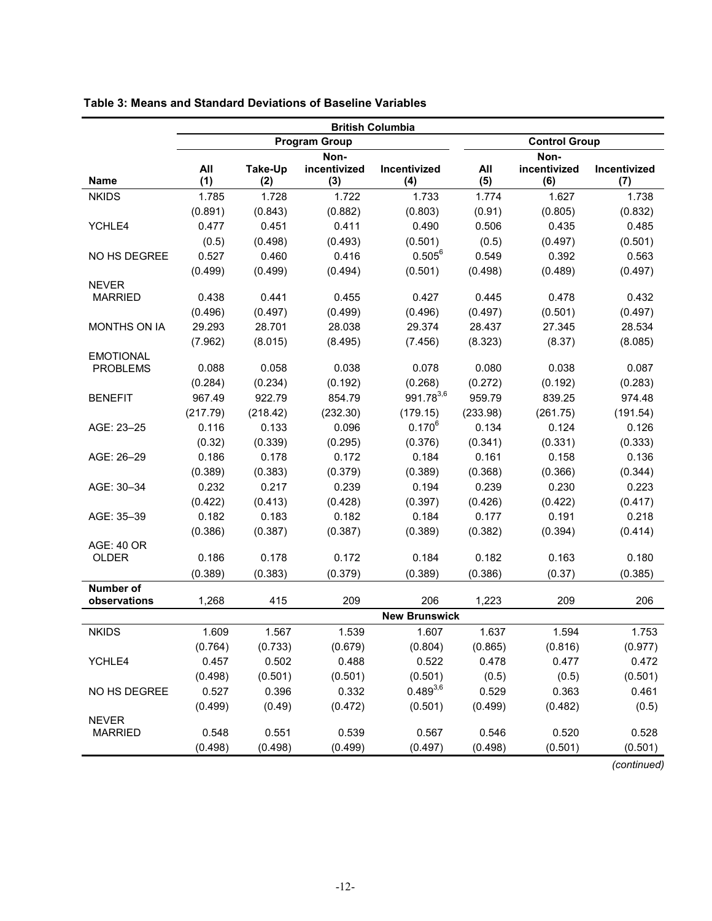**Table 3: Means and Standard Deviations of Baseline Variables**

| | British Columbia | | | | | | |
|---|---|---|---|---|---|---|---|
| | Program Group | | | | Control Group | | |
| Name | All (1) | Take-Up (2) | Non-incentivized (3) | Incentivized (4) | All (5) | Non-incentivized (6) | Incentivized (7) |
| NKIDS | 1.785 | 1.728 | 1.722 | 1.733 | 1.774 | 1.627 | 1.738 |
| | (0.891) | (0.843) | (0.882) | (0.803) | (0.91) | (0.805) | (0.832) |
| YCHLE4 | 0.477 | 0.451 | 0.411 | 0.490 | 0.506 | 0.435 | 0.485 |
| | (0.5) | (0.498) | (0.493) | (0.501) | (0.5) | (0.497) | (0.501) |
| NO HS DEGREE | 0.527 | 0.460 | 0.416 | 0.505[6] | 0.549 | 0.392 | 0.563 |
| | (0.499) | (0.499) | (0.494) | (0.501) | (0.498) | (0.489) | (0.497) |
| NEVER MARRIED | 0.438 | 0.441 | 0.455 | 0.427 | 0.445 | 0.478 | 0.432 |
| | (0.496) | (0.497) | (0.499) | (0.496) | (0.497) | (0.501) | (0.497) |
| MONTHS ON IA | 29.293 | 28.701 | 28.038 | 29.374 | 28.437 | 27.345 | 28.534 |
| | (7.962) | (8.015) | (8.495) | (7.456) | (8.323) | (8.37) | (8.085) |
| EMOTIONAL PROBLEMS | 0.088 | 0.058 | 0.038 | 0.078 | 0.080 | 0.038 | 0.087 |
| | (0.284) | (0.234) | (0.192) | (0.268) | (0.272) | (0.192) | (0.283) |
| BENEFIT | 967.49 | 922.79 | 854.79 | 991.78[3,6] | 959.79 | 839.25 | 974.48 |
| | (217.79) | (218.42) | (232.30) | (179.15) | (233.98) | (261.75) | (191.54) |
| AGE: 23–25 | 0.116 | 0.133 | 0.096 | 0.170[6] | 0.134 | 0.124 | 0.126 |
| | (0.32) | (0.339) | (0.295) | (0.376) | (0.341) | (0.331) | (0.333) |
| AGE: 26–29 | 0.186 | 0.178 | 0.172 | 0.184 | 0.161 | 0.158 | 0.136 |
| | (0.389) | (0.383) | (0.379) | (0.389) | (0.368) | (0.366) | (0.344) |
| AGE: 30–34 | 0.232 | 0.217 | 0.239 | 0.194 | 0.239 | 0.230 | 0.223 |
| | (0.422) | (0.413) | (0.428) | (0.397) | (0.426) | (0.422) | (0.417) |
| AGE: 35–39 | 0.182 | 0.183 | 0.182 | 0.184 | 0.177 | 0.191 | 0.218 |
| | (0.386) | (0.387) | (0.387) | (0.389) | (0.382) | (0.394) | (0.414) |
| AGE: 40 OR OLDER | 0.186 | 0.178 | 0.172 | 0.184 | 0.182 | 0.163 | 0.180 |
| | (0.389) | (0.383) | (0.379) | (0.389) | (0.386) | (0.37) | (0.385) |
| **Number of observations** | 1,268 | 415 | 209 | 206 | 1,223 | 209 | 206 |
| | New Brunswick | | | | | | |
| NKIDS | 1.609 | 1.567 | 1.539 | 1.607 | 1.637 | 1.594 | 1.753 |
| | (0.764) | (0.733) | (0.679) | (0.804) | (0.865) | (0.816) | (0.977) |
| YCHLE4 | 0.457 | 0.502 | 0.488 | 0.522 | 0.478 | 0.477 | 0.472 |
| | (0.498) | (0.501) | (0.501) | (0.501) | (0.5) | (0.5) | (0.501) |
| NO HS DEGREE | 0.527 | 0.396 | 0.332 | 0.489[3,6] | 0.529 | 0.363 | 0.461 |
| | (0.499) | (0.49) | (0.472) | (0.501) | (0.499) | (0.482) | (0.5) |
| NEVER MARRIED | 0.548 | 0.551 | 0.539 | 0.567 | 0.546 | 0.520 | 0.528 |
| | (0.498) | (0.498) | (0.499) | (0.497) | (0.498) | (0.501) | (0.501) |

*(continued)*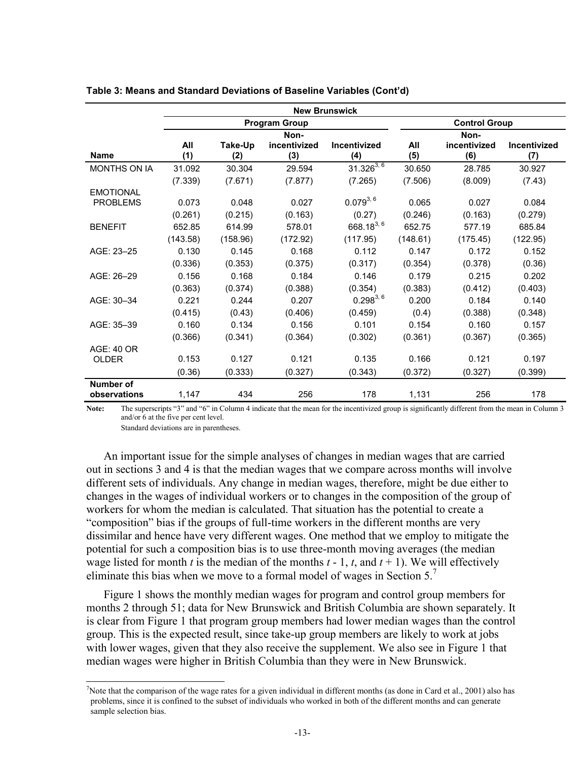**Table 3: Means and Standard Deviations of Baseline Variables (Cont'd)**

| | New Brunswick | | | | | | |
|---|---|---|---|---|---|---|---|
| | Program Group | | | | Control Group | | |
| **Name** | **All (1)** | **Take-Up (2)** | **Non-incentivized (3)** | **Incentivized (4)** | **All (5)** | **Non-incentivized (6)** | **Incentivized (7)** |
| MONTHS ON IA | 31.092 | 30.304 | 29.594 | 31.326[3, 6] | 30.650 | 28.785 | 30.927 |
| | (7.339) | (7.671) | (7.877) | (7.265) | (7.506) | (8.009) | (7.43) |
| EMOTIONAL PROBLEMS | 0.073 | 0.048 | 0.027 | 0.079[3, 6] | 0.065 | 0.027 | 0.084 |
| | (0.261) | (0.215) | (0.163) | (0.27) | (0.246) | (0.163) | (0.279) |
| BENEFIT | 652.85 | 614.99 | 578.01 | 668.18[3, 6] | 652.75 | 577.19 | 685.84 |
| | (143.58) | (158.96) | (172.92) | (117.95) | (148.61) | (175.45) | (122.95) |
| AGE: 23–25 | 0.130 | 0.145 | 0.168 | 0.112 | 0.147 | 0.172 | 0.152 |
| | (0.336) | (0.353) | (0.375) | (0.317) | (0.354) | (0.378) | (0.36) |
| AGE: 26–29 | 0.156 | 0.168 | 0.184 | 0.146 | 0.179 | 0.215 | 0.202 |
| | (0.363) | (0.374) | (0.388) | (0.354) | (0.383) | (0.412) | (0.403) |
| AGE: 30–34 | 0.221 | 0.244 | 0.207 | 0.298[3, 6] | 0.200 | 0.184 | 0.140 |
| | (0.415) | (0.43) | (0.406) | (0.459) | (0.4) | (0.388) | (0.348) |
| AGE: 35–39 | 0.160 | 0.134 | 0.156 | 0.101 | 0.154 | 0.160 | 0.157 |
| | (0.366) | (0.341) | (0.364) | (0.302) | (0.361) | (0.367) | (0.365) |
| AGE: 40 OR OLDER | 0.153 | 0.127 | 0.121 | 0.135 | 0.166 | 0.121 | 0.197 |
| | (0.36) | (0.333) | (0.327) | (0.343) | (0.372) | (0.327) | (0.399) |
| **Number of observations** | 1,147 | 434 | 256 | 178 | 1,131 | 256 | 178 |

**Note:** The superscripts "3" and "6" in Column 4 indicate that the mean for the incentivized group is significantly different from the mean in Column 3 and/or 6 at the five per cent level.
Standard deviations are in parentheses.

An important issue for the simple analyses of changes in median wages that are carried out in sections 3 and 4 is that the median wages that we compare across months will involve different sets of individuals. Any change in median wages, therefore, might be due either to changes in the wages of individual workers or to changes in the composition of the group of workers for whom the median is calculated. That situation has the potential to create a "composition" bias if the groups of full-time workers in the different months are very dissimilar and hence have very different wages. One method that we employ to mitigate the potential for such a composition bias is to use three-month moving averages (the median wage listed for month $t$ is the median of the months $t$ - 1, $t$, and $t$ + 1). We will effectively eliminate this bias when we move to a formal model of wages in Section 5.[7]

Figure 1 shows the monthly median wages for program and control group members for months 2 through 51; data for New Brunswick and British Columbia are shown separately. It is clear from Figure 1 that program group members had lower median wages than the control group. This is the expected result, since take-up group members are likely to work at jobs with lower wages, given that they also receive the supplement. We also see in Figure 1 that median wages were higher in British Columbia than they were in New Brunswick.

[7]Note that the comparison of the wage rates for a given individual in different months (as done in Card et al., 2001) also has problems, since it is confined to the subset of individuals who worked in both of the different months and can generate sample selection bias.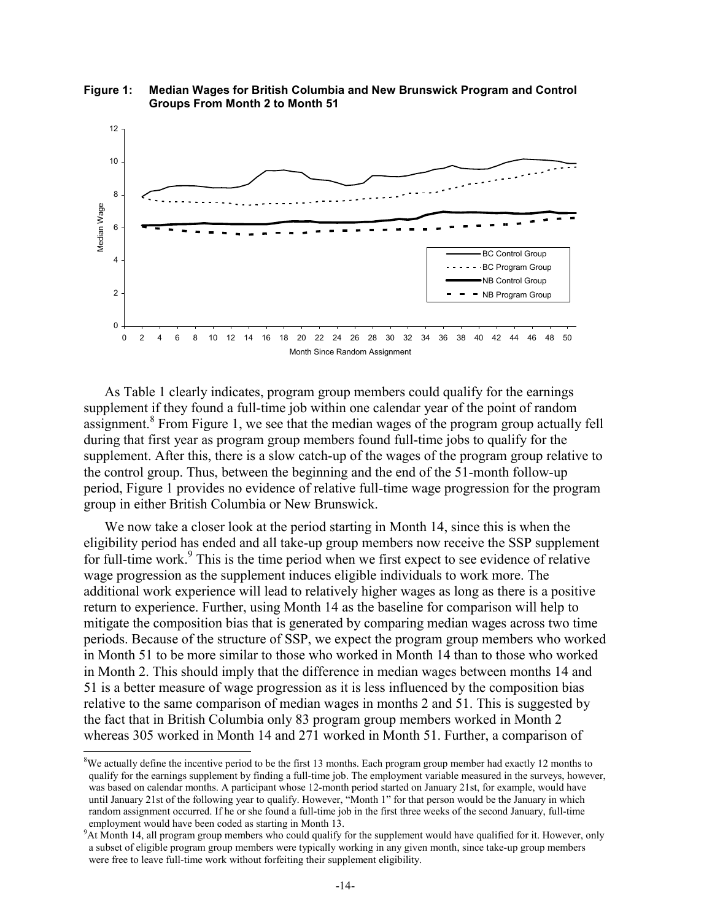**Figure 1: Median Wages for British Columbia and New Brunswick Program and Control Groups From Month 2 to Month 51**

As Table 1 clearly indicates, program group members could qualify for the earnings supplement if they found a full-time job within one calendar year of the point of random assignment.[8] From Figure 1, we see that the median wages of the program group actually fell during that first year as program group members found full-time jobs to qualify for the supplement. After this, there is a slow catch-up of the wages of the program group relative to the control group. Thus, between the beginning and the end of the 51-month follow-up period, Figure 1 provides no evidence of relative full-time wage progression for the program group in either British Columbia or New Brunswick.

We now take a closer look at the period starting in Month 14, since this is when the eligibility period has ended and all take-up group members now receive the SSP supplement for full-time work.[9] This is the time period when we first expect to see evidence of relative wage progression as the supplement induces eligible individuals to work more. The additional work experience will lead to relatively higher wages as long as there is a positive return to experience. Further, using Month 14 as the baseline for comparison will help to mitigate the composition bias that is generated by comparing median wages across two time periods. Because of the structure of SSP, we expect the program group members who worked in Month 51 to be more similar to those who worked in Month 14 than to those who worked in Month 2. This should imply that the difference in median wages between months 14 and 51 is a better measure of wage progression as it is less influenced by the composition bias relative to the same comparison of median wages in months 2 and 51. This is suggested by the fact that in British Columbia only 83 program group members worked in Month 2 whereas 305 worked in Month 14 and 271 worked in Month 51. Further, a comparison of

[8] We actually define the incentive period to be the first 13 months. Each program group member had exactly 12 months to qualify for the earnings supplement by finding a full-time job. The employment variable measured in the surveys, however, was based on calendar months. A participant whose 12-month period started on January 21st, for example, would have until January 21st of the following year to qualify. However, "Month 1" for that person would be the January in which random assignment occurred. If he or she found a full-time job in the first three weeks of the second January, full-time employment would have been coded as starting in Month 13.

[9] At Month 14, all program group members who could qualify for the supplement would have qualified for it. However, only a subset of eligible program group members were typically working in any given month, since take-up group members were free to leave full-time work without forfeiting their supplement eligibility.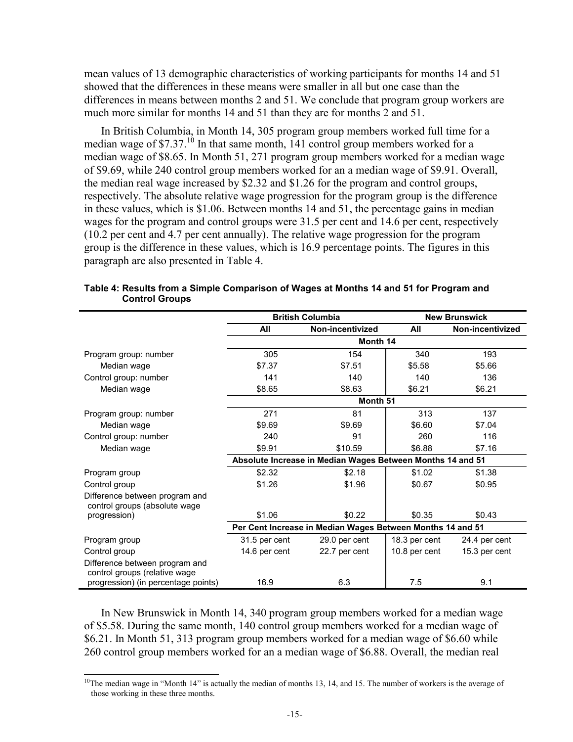mean values of 13 demographic characteristics of working participants for months 14 and 51 showed that the differences in these means were smaller in all but one case than the differences in means between months 2 and 51. We conclude that program group workers are much more similar for months 14 and 51 than they are for months 2 and 51.

In British Columbia, in Month 14, 305 program group members worked full time for a median wage of \$7.37.[10] In that same month, 141 control group members worked for a median wage of \$8.65. In Month 51, 271 program group members worked for a median wage of \$9.69, while 240 control group members worked for an a median wage of \$9.91. Overall, the median real wage increased by \$2.32 and \$1.26 for the program and control groups, respectively. The absolute relative wage progression for the program group is the difference in these values, which is \$1.06. Between months 14 and 51, the percentage gains in median wages for the program and control groups were 31.5 per cent and 14.6 per cent, respectively (10.2 per cent and 4.7 per cent annually). The relative wage progression for the program group is the difference in these values, which is 16.9 percentage points. The figures in this paragraph are also presented in Table 4.

**Table 4: Results from a Simple Comparison of Wages at Months 14 and 51 for Program and Control Groups**

| | British Columbia | | New Brunswick | |
|---|---|---|---|---|
| | All | Non-incentivized | All | Non-incentivized |
| | **Month 14** | | | |
| Program group: number | 305 | 154 | 340 | 193 |
| Median wage | \$7.37 | \$7.51 | \$5.58 | \$5.66 |
| Control group: number | 141 | 140 | 140 | 136 |
| Median wage | \$8.65 | \$8.63 | \$6.21 | \$6.21 |
| | **Month 51** | | | |
| Program group: number | 271 | 81 | 313 | 137 |
| Median wage | \$9.69 | \$9.69 | \$6.60 | \$7.04 |
| Control group: number | 240 | 91 | 260 | 116 |
| Median wage | \$9.91 | \$10.59 | \$6.88 | \$7.16 |
| | **Absolute Increase in Median Wages Between Months 14 and 51** | | | |
| Program group | \$2.32 | \$2.18 | \$1.02 | \$1.38 |
| Control group | \$1.26 | \$1.96 | \$0.67 | \$0.95 |
| Difference between program and control groups (absolute wage progression) | \$1.06 | \$0.22 | \$0.35 | \$0.43 |
| | **Per Cent Increase in Median Wages Between Months 14 and 51** | | | |
| Program group | 31.5 per cent | 29.0 per cent | 18.3 per cent | 24.4 per cent |
| Control group | 14.6 per cent | 22.7 per cent | 10.8 per cent | 15.3 per cent |
| Difference between program and control groups (relative wage progression) (in percentage points) | 16.9 | 6.3 | 7.5 | 9.1 |

In New Brunswick in Month 14, 340 program group members worked for a median wage of \$5.58. During the same month, 140 control group members worked for a median wage of \$6.21. In Month 51, 313 program group members worked for a median wage of \$6.60 while 260 control group members worked for an a median wage of \$6.88. Overall, the median real

[10]The median wage in "Month 14" is actually the median of months 13, 14, and 15. The number of workers is the average of those working in these three months.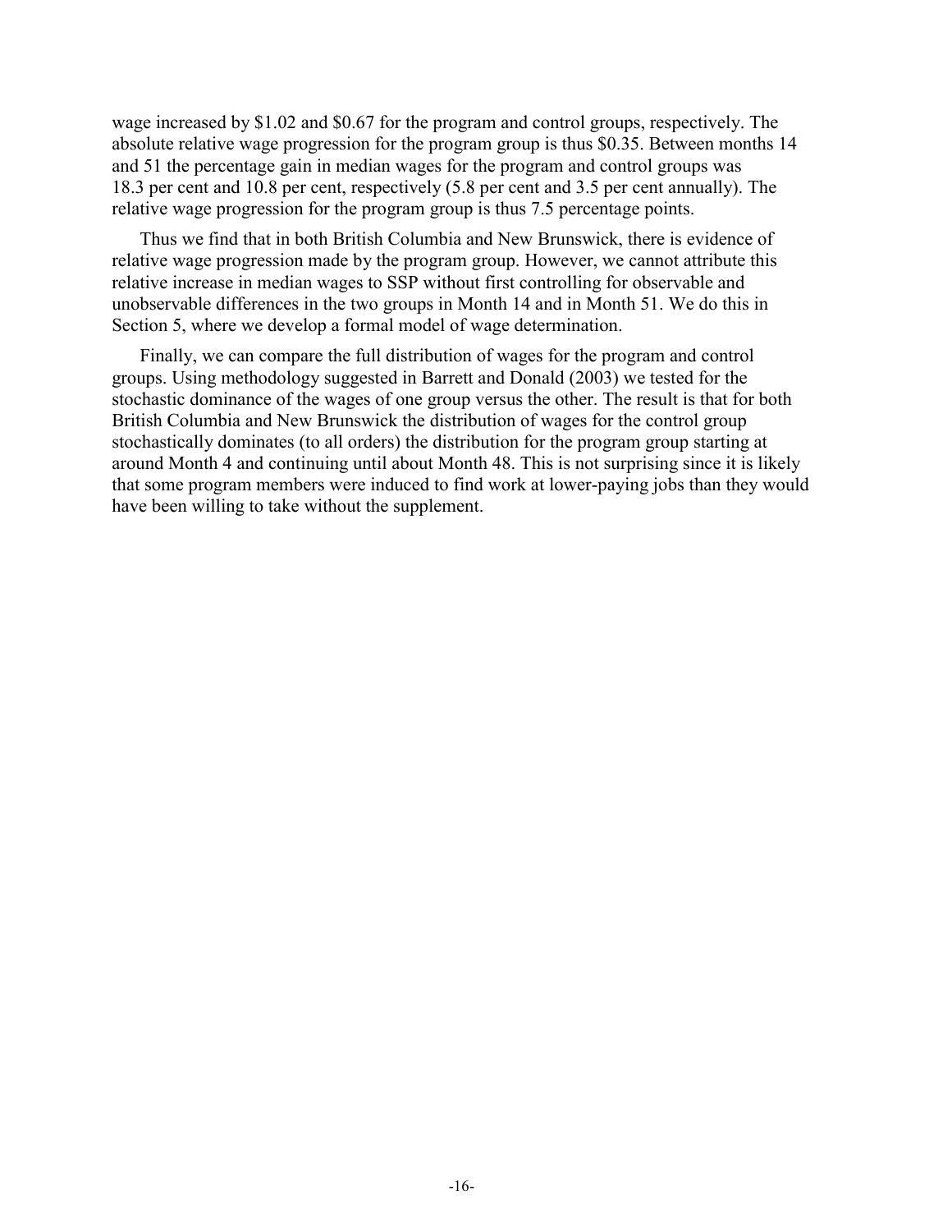wage increased by $1.02 and $0.67 for the program and control groups, respectively. The absolute relative wage progression for the program group is thus $0.35. Between months 14 and 51 the percentage gain in median wages for the program and control groups was 18.3 per cent and 10.8 per cent, respectively (5.8 per cent and 3.5 per cent annually). The relative wage progression for the program group is thus 7.5 percentage points.

Thus we find that in both British Columbia and New Brunswick, there is evidence of relative wage progression made by the program group. However, we cannot attribute this relative increase in median wages to SSP without first controlling for observable and unobservable differences in the two groups in Month 14 and in Month 51. We do this in Section 5, where we develop a formal model of wage determination.

Finally, we can compare the full distribution of wages for the program and control groups. Using methodology suggested in Barrett and Donald (2003) we tested for the stochastic dominance of the wages of one group versus the other. The result is that for both British Columbia and New Brunswick the distribution of wages for the control group stochastically dominates (to all orders) the distribution for the program group starting at around Month 4 and continuing until about Month 48. This is not surprising since it is likely that some program members were induced to find work at lower-paying jobs than they would have been willing to take without the supplement.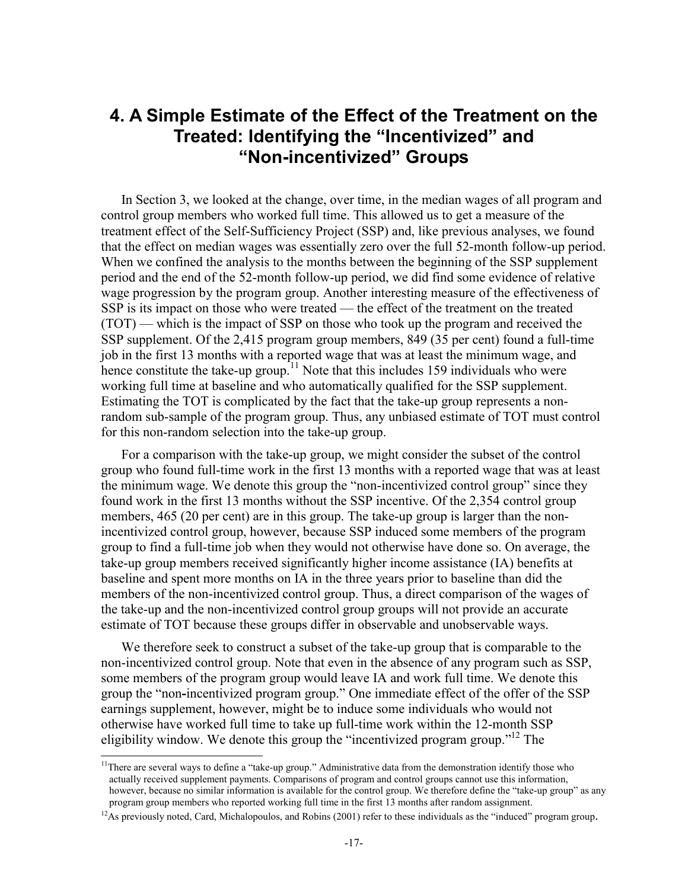# 4. A Simple Estimate of the Effect of the Treatment on the Treated: Identifying the "Incentivized" and "Non-incentivized" Groups

In Section 3, we looked at the change, over time, in the median wages of all program and control group members who worked full time. This allowed us to get a measure of the treatment effect of the Self-Sufficiency Project (SSP) and, like previous analyses, we found that the effect on median wages was essentially zero over the full 52-month follow-up period. When we confined the analysis to the months between the beginning of the SSP supplement period and the end of the 52-month follow-up period, we did find some evidence of relative wage progression by the program group. Another interesting measure of the effectiveness of SSP is its impact on those who were treated — the effect of the treatment on the treated (TOT) — which is the impact of SSP on those who took up the program and received the SSP supplement. Of the 2,415 program group members, 849 (35 per cent) found a full-time job in the first 13 months with a reported wage that was at least the minimum wage, and hence constitute the take-up group.[11] Note that this includes 159 individuals who were working full time at baseline and who automatically qualified for the SSP supplement. Estimating the TOT is complicated by the fact that the take-up group represents a non-random sub-sample of the program group. Thus, any unbiased estimate of TOT must control for this non-random selection into the take-up group.

For a comparison with the take-up group, we might consider the subset of the control group who found full-time work in the first 13 months with a reported wage that was at least the minimum wage. We denote this group the "non-incentivized control group" since they found work in the first 13 months without the SSP incentive. Of the 2,354 control group members, 465 (20 per cent) are in this group. The take-up group is larger than the non-incentivized control group, however, because SSP induced some members of the program group to find a full-time job when they would not otherwise have done so. On average, the take-up group members received significantly higher income assistance (IA) benefits at baseline and spent more months on IA in the three years prior to baseline than did the members of the non-incentivized control group. Thus, a direct comparison of the wages of the take-up and the non-incentivized control group groups will not provide an accurate estimate of TOT because these groups differ in observable and unobservable ways.

We therefore seek to construct a subset of the take-up group that is comparable to the non-incentivized control group. Note that even in the absence of any program such as SSP, some members of the program group would leave IA and work full time. We denote this group the "non-incentivized program group." One immediate effect of the offer of the SSP earnings supplement, however, might be to induce some individuals who would not otherwise have worked full time to take up full-time work within the 12-month SSP eligibility window. We denote this group the "incentivized program group."[12] The

[11] There are several ways to define a "take-up group." Administrative data from the demonstration identify those who actually received supplement payments. Comparisons of program and control groups cannot use this information, however, because no similar information is available for the control group. We therefore define the "take-up group" as any program group members who reported working full time in the first 13 months after random assignment.

[12] As previously noted, Card, Michalopoulos, and Robins (2001) refer to these individuals as the "induced" program group.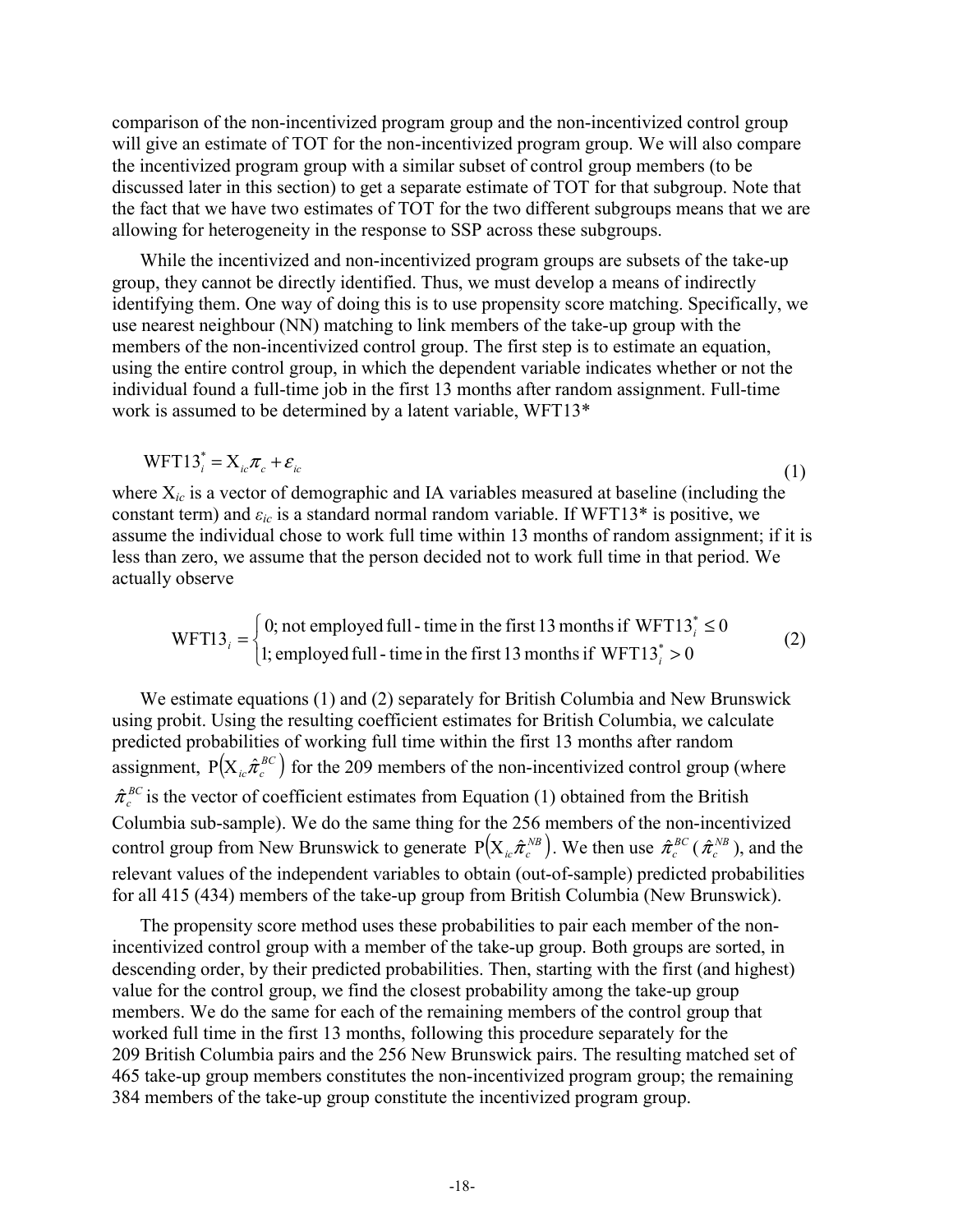comparison of the non-incentivized program group and the non-incentivized control group will give an estimate of TOT for the non-incentivized program group. We will also compare the incentivized program group with a similar subset of control group members (to be discussed later in this section) to get a separate estimate of TOT for that subgroup. Note that the fact that we have two estimates of TOT for the two different subgroups means that we are allowing for heterogeneity in the response to SSP across these subgroups.

While the incentivized and non-incentivized program groups are subsets of the take-up group, they cannot be directly identified. Thus, we must develop a means of indirectly identifying them. One way of doing this is to use propensity score matching. Specifically, we use nearest neighbour (NN) matching to link members of the take-up group with the members of the non-incentivized control group. The first step is to estimate an equation, using the entire control group, in which the dependent variable indicates whether or not the individual found a full-time job in the first 13 months after random assignment. Full-time work is assumed to be determined by a latent variable, WFT13*

$$\text{WFT13}_i^* = \text{X}_{ic}\pi_c + \varepsilon_{ic} \tag{1}$$

where $X_{ic}$ is a vector of demographic and IA variables measured at baseline (including the constant term) and $\varepsilon_{ic}$ is a standard normal random variable. If WFT13* is positive, we assume the individual chose to work full time within 13 months of random assignment; if it is less than zero, we assume that the person decided not to work full time in that period. We actually observe

$$\text{WFT13}_i = \begin{cases} 0; \text{not employed full-time in the first 13 months if } \text{WFT13}_i^* \leq 0 \\ 1; \text{employed full-time in the first 13 months if } \text{WFT13}_i^* > 0 \end{cases} \tag{2}$$

We estimate equations (1) and (2) separately for British Columbia and New Brunswick using probit. Using the resulting coefficient estimates for British Columbia, we calculate predicted probabilities of working full time within the first 13 months after random assignment, $\text{P}\left(\text{X}_{ic}\hat{\pi}_c^{BC}\right)$ for the 209 members of the non-incentivized control group (where $\hat{\pi}_c^{BC}$ is the vector of coefficient estimates from Equation (1) obtained from the British Columbia sub-sample). We do the same thing for the 256 members of the non-incentivized control group from New Brunswick to generate $\text{P}\left(\text{X}_{ic}\hat{\pi}_c^{NB}\right)$. We then use $\hat{\pi}_c^{BC}$ ($\hat{\pi}_c^{NB}$), and the relevant values of the independent variables to obtain (out-of-sample) predicted probabilities for all 415 (434) members of the take-up group from British Columbia (New Brunswick).

The propensity score method uses these probabilities to pair each member of the non-incentivized control group with a member of the take-up group. Both groups are sorted, in descending order, by their predicted probabilities. Then, starting with the first (and highest) value for the control group, we find the closest probability among the take-up group members. We do the same for each of the remaining members of the control group that worked full time in the first 13 months, following this procedure separately for the 209 British Columbia pairs and the 256 New Brunswick pairs. The resulting matched set of 465 take-up group members constitutes the non-incentivized program group; the remaining 384 members of the take-up group constitute the incentivized program group.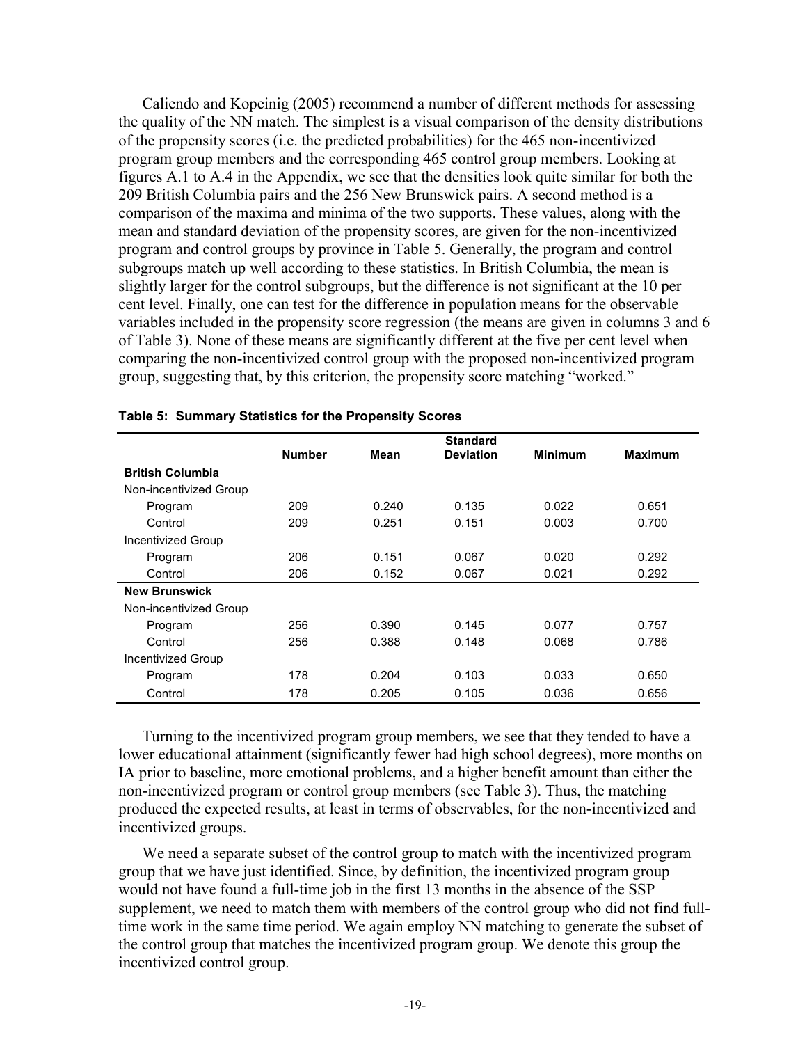Caliendo and Kopeinig (2005) recommend a number of different methods for assessing the quality of the NN match. The simplest is a visual comparison of the density distributions of the propensity scores (i.e. the predicted probabilities) for the 465 non-incentivized program group members and the corresponding 465 control group members. Looking at figures A.1 to A.4 in the Appendix, we see that the densities look quite similar for both the 209 British Columbia pairs and the 256 New Brunswick pairs. A second method is a comparison of the maxima and minima of the two supports. These values, along with the mean and standard deviation of the propensity scores, are given for the non-incentivized program and control groups by province in Table 5. Generally, the program and control subgroups match up well according to these statistics. In British Columbia, the mean is slightly larger for the control subgroups, but the difference is not significant at the 10 per cent level. Finally, one can test for the difference in population means for the observable variables included in the propensity score regression (the means are given in columns 3 and 6 of Table 3). None of these means are significantly different at the five per cent level when comparing the non-incentivized control group with the proposed non-incentivized program group, suggesting that, by this criterion, the propensity score matching "worked."

**Table 5: Summary Statistics for the Propensity Scores**

| | Number | Mean | Standard Deviation | Minimum | Maximum |
|---|---|---|---|---|---|
| **British Columbia** | | | | | |
| Non-incentivized Group | | | | | |
| Program | 209 | 0.240 | 0.135 | 0.022 | 0.651 |
| Control | 209 | 0.251 | 0.151 | 0.003 | 0.700 |
| Incentivized Group | | | | | |
| Program | 206 | 0.151 | 0.067 | 0.020 | 0.292 |
| Control | 206 | 0.152 | 0.067 | 0.021 | 0.292 |
| **New Brunswick** | | | | | |
| Non-incentivized Group | | | | | |
| Program | 256 | 0.390 | 0.145 | 0.077 | 0.757 |
| Control | 256 | 0.388 | 0.148 | 0.068 | 0.786 |
| Incentivized Group | | | | | |
| Program | 178 | 0.204 | 0.103 | 0.033 | 0.650 |
| Control | 178 | 0.205 | 0.105 | 0.036 | 0.656 |

Turning to the incentivized program group members, we see that they tended to have a lower educational attainment (significantly fewer had high school degrees), more months on IA prior to baseline, more emotional problems, and a higher benefit amount than either the non-incentivized program or control group members (see Table 3). Thus, the matching produced the expected results, at least in terms of observables, for the non-incentivized and incentivized groups.

We need a separate subset of the control group to match with the incentivized program group that we have just identified. Since, by definition, the incentivized program group would not have found a full-time job in the first 13 months in the absence of the SSP supplement, we need to match them with members of the control group who did not find full-time work in the same time period. We again employ NN matching to generate the subset of the control group that matches the incentivized program group. We denote this group the incentivized control group.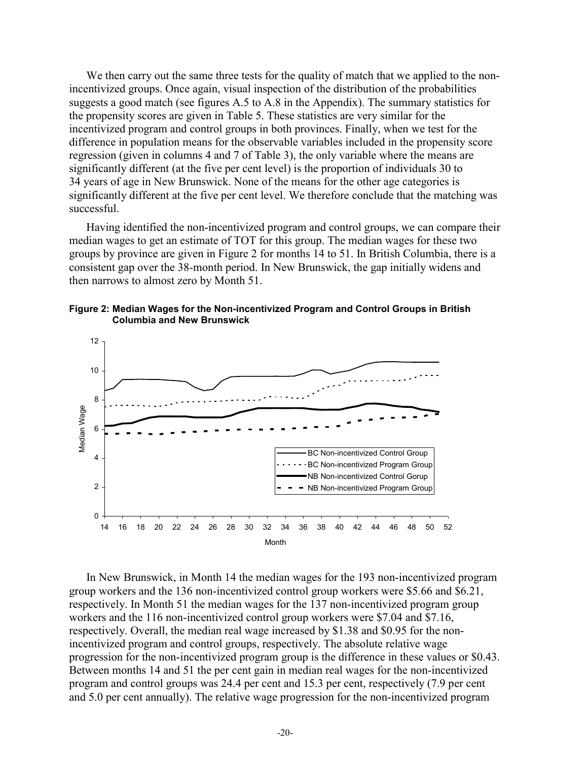We then carry out the same three tests for the quality of match that we applied to the non-incentivized groups. Once again, visual inspection of the distribution of the probabilities suggests a good match (see figures A.5 to A.8 in the Appendix). The summary statistics for the propensity scores are given in Table 5. These statistics are very similar for the incentivized program and control groups in both provinces. Finally, when we test for the difference in population means for the observable variables included in the propensity score regression (given in columns 4 and 7 of Table 3), the only variable where the means are significantly different (at the five per cent level) is the proportion of individuals 30 to 34 years of age in New Brunswick. None of the means for the other age categories is significantly different at the five per cent level. We therefore conclude that the matching was successful.

Having identified the non-incentivized program and control groups, we can compare their median wages to get an estimate of TOT for this group. The median wages for these two groups by province are given in Figure 2 for months 14 to 51. In British Columbia, there is a consistent gap over the 38-month period. In New Brunswick, the gap initially widens and then narrows to almost zero by Month 51.

**Figure 2: Median Wages for the Non-incentivized Program and Control Groups in British Columbia and New Brunswick**

In New Brunswick, in Month 14 the median wages for the 193 non-incentivized program group workers and the 136 non-incentivized control group workers were \$5.66 and \$6.21, respectively. In Month 51 the median wages for the 137 non-incentivized program group workers and the 116 non-incentivized control group workers were \$7.04 and \$7.16, respectively. Overall, the median real wage increased by \$1.38 and \$0.95 for the non-incentivized program and control groups, respectively. The absolute relative wage progression for the non-incentivized program group is the difference in these values or \$0.43. Between months 14 and 51 the per cent gain in median real wages for the non-incentivized program and control groups was 24.4 per cent and 15.3 per cent, respectively (7.9 per cent and 5.0 per cent annually). The relative wage progression for the non-incentivized program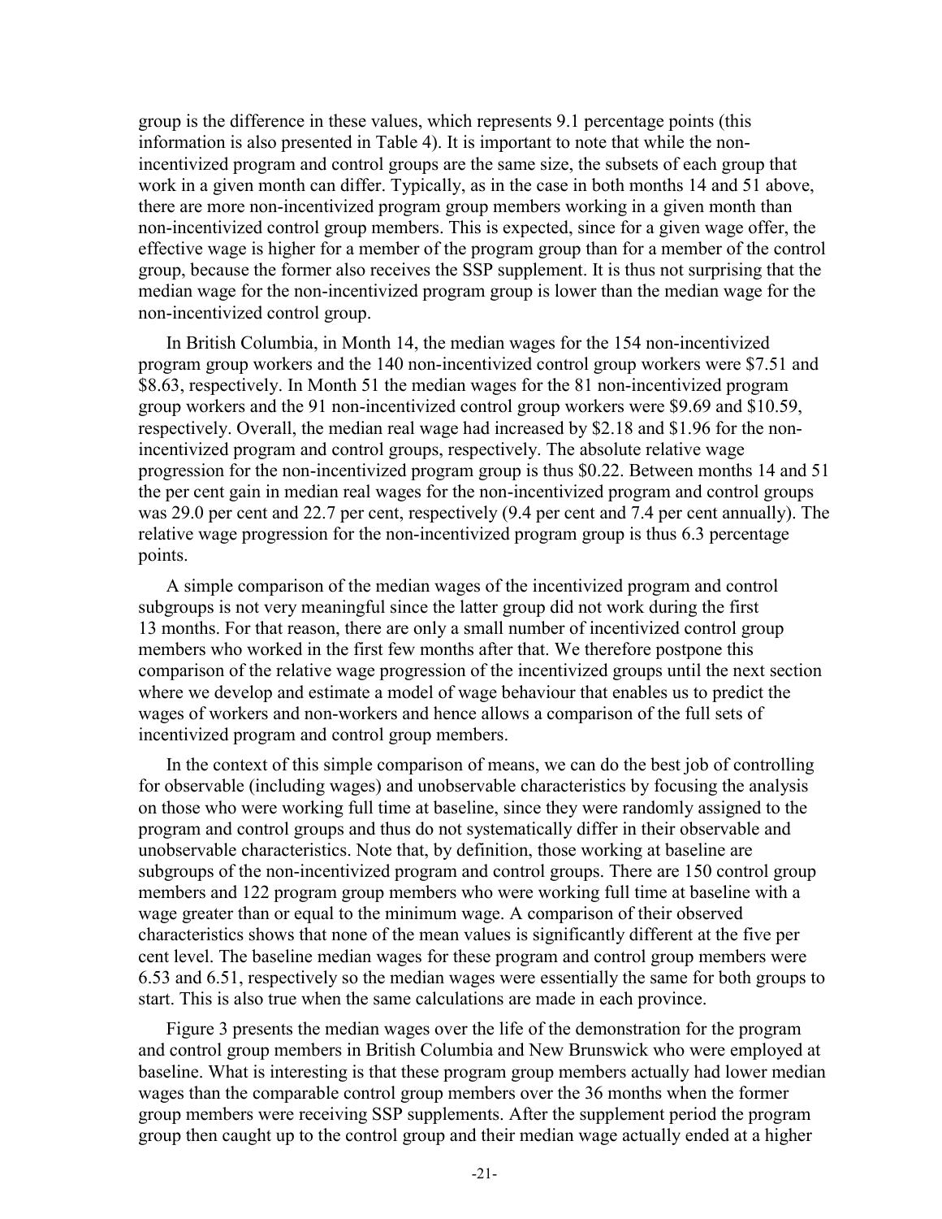group is the difference in these values, which represents 9.1 percentage points (this information is also presented in Table 4). It is important to note that while the non-incentivized program and control groups are the same size, the subsets of each group that work in a given month can differ. Typically, as in the case in both months 14 and 51 above, there are more non-incentivized program group members working in a given month than non-incentivized control group members. This is expected, since for a given wage offer, the effective wage is higher for a member of the program group than for a member of the control group, because the former also receives the SSP supplement. It is thus not surprising that the median wage for the non-incentivized program group is lower than the median wage for the non-incentivized control group.

In British Columbia, in Month 14, the median wages for the 154 non-incentivized program group workers and the 140 non-incentivized control group workers were $7.51 and $8.63, respectively. In Month 51 the median wages for the 81 non-incentivized program group workers and the 91 non-incentivized control group workers were $9.69 and $10.59, respectively. Overall, the median real wage had increased by $2.18 and $1.96 for the non-incentivized program and control groups, respectively. The absolute relative wage progression for the non-incentivized program group is thus $0.22. Between months 14 and 51 the per cent gain in median real wages for the non-incentivized program and control groups was 29.0 per cent and 22.7 per cent, respectively (9.4 per cent and 7.4 per cent annually). The relative wage progression for the non-incentivized program group is thus 6.3 percentage points.

A simple comparison of the median wages of the incentivized program and control subgroups is not very meaningful since the latter group did not work during the first 13 months. For that reason, there are only a small number of incentivized control group members who worked in the first few months after that. We therefore postpone this comparison of the relative wage progression of the incentivized groups until the next section where we develop and estimate a model of wage behaviour that enables us to predict the wages of workers and non-workers and hence allows a comparison of the full sets of incentivized program and control group members.

In the context of this simple comparison of means, we can do the best job of controlling for observable (including wages) and unobservable characteristics by focusing the analysis on those who were working full time at baseline, since they were randomly assigned to the program and control groups and thus do not systematically differ in their observable and unobservable characteristics. Note that, by definition, those working at baseline are subgroups of the non-incentivized program and control groups. There are 150 control group members and 122 program group members who were working full time at baseline with a wage greater than or equal to the minimum wage. A comparison of their observed characteristics shows that none of the mean values is significantly different at the five per cent level. The baseline median wages for these program and control group members were 6.53 and 6.51, respectively so the median wages were essentially the same for both groups to start. This is also true when the same calculations are made in each province.

Figure 3 presents the median wages over the life of the demonstration for the program and control group members in British Columbia and New Brunswick who were employed at baseline. What is interesting is that these program group members actually had lower median wages than the comparable control group members over the 36 months when the former group members were receiving SSP supplements. After the supplement period the program group then caught up to the control group and their median wage actually ended at a higher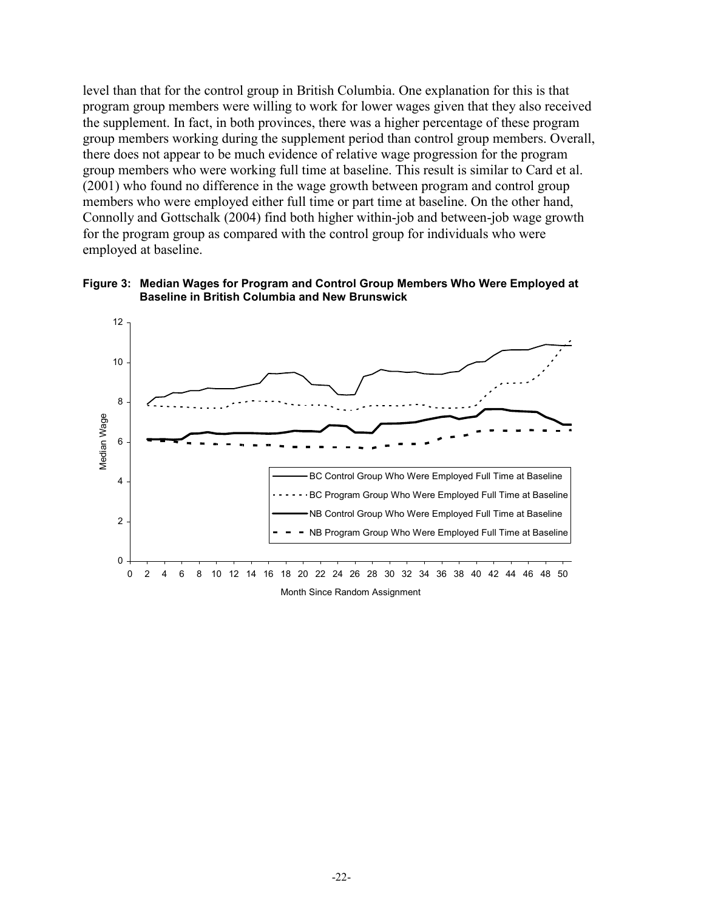level than that for the control group in British Columbia. One explanation for this is that program group members were willing to work for lower wages given that they also received the supplement. In fact, in both provinces, there was a higher percentage of these program group members working during the supplement period than control group members. Overall, there does not appear to be much evidence of relative wage progression for the program group members who were working full time at baseline. This result is similar to Card et al. (2001) who found no difference in the wage growth between program and control group members who were employed either full time or part time at baseline. On the other hand, Connolly and Gottschalk (2004) find both higher within-job and between-job wage growth for the program group as compared with the control group for individuals who were employed at baseline.

**Figure 3: Median Wages for Program and Control Group Members Who Were Employed at Baseline in British Columbia and New Brunswick**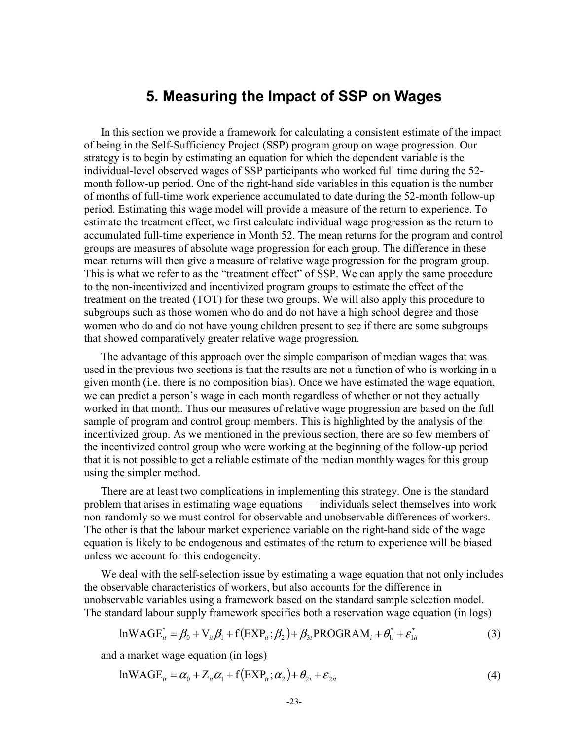# 5. Measuring the Impact of SSP on Wages

In this section we provide a framework for calculating a consistent estimate of the impact of being in the Self-Sufficiency Project (SSP) program group on wage progression. Our strategy is to begin by estimating an equation for which the dependent variable is the individual-level observed wages of SSP participants who worked full time during the 52-month follow-up period. One of the right-hand side variables in this equation is the number of months of full-time work experience accumulated to date during the 52-month follow-up period. Estimating this wage model will provide a measure of the return to experience. To estimate the treatment effect, we first calculate individual wage progression as the return to accumulated full-time experience in Month 52. The mean returns for the program and control groups are measures of absolute wage progression for each group. The difference in these mean returns will then give a measure of relative wage progression for the program group. This is what we refer to as the "treatment effect" of SSP. We can apply the same procedure to the non-incentivized and incentivized program groups to estimate the effect of the treatment on the treated (TOT) for these two groups. We will also apply this procedure to subgroups such as those women who do and do not have a high school degree and those women who do and do not have young children present to see if there are some subgroups that showed comparatively greater relative wage progression.

The advantage of this approach over the simple comparison of median wages that was used in the previous two sections is that the results are not a function of who is working in a given month (i.e. there is no composition bias). Once we have estimated the wage equation, we can predict a person's wage in each month regardless of whether or not they actually worked in that month. Thus our measures of relative wage progression are based on the full sample of program and control group members. This is highlighted by the analysis of the incentivized group. As we mentioned in the previous section, there are so few members of the incentivized control group who were working at the beginning of the follow-up period that it is not possible to get a reliable estimate of the median monthly wages for this group using the simpler method.

There are at least two complications in implementing this strategy. One is the standard problem that arises in estimating wage equations — individuals select themselves into work non-randomly so we must control for observable and unobservable differences of workers. The other is that the labour market experience variable on the right-hand side of the wage equation is likely to be endogenous and estimates of the return to experience will be biased unless we account for this endogeneity.

We deal with the self-selection issue by estimating a wage equation that not only includes the observable characteristics of workers, but also accounts for the difference in unobservable variables using a framework based on the standard sample selection model. The standard labour supply framework specifies both a reservation wage equation (in logs)

$$\ln\text{WAGE}_{it}^{*} = \beta_0 + \text{V}_{it}\beta_1 + \text{f}\left(\text{EXP}_{it};\beta_2\right) + \beta_{3i}\text{PROGRAM}_i + \theta_{1i}^{*} + \varepsilon_{1it}^{*} \tag{3}$$

and a market wage equation (in logs)

$$\ln\text{WAGE}_{it} = \alpha_0 + \text{Z}_{it}\alpha_1 + \text{f}\left(\text{EXP}_{it};\alpha_2\right) + \theta_{2i} + \varepsilon_{2it} \tag{4}$$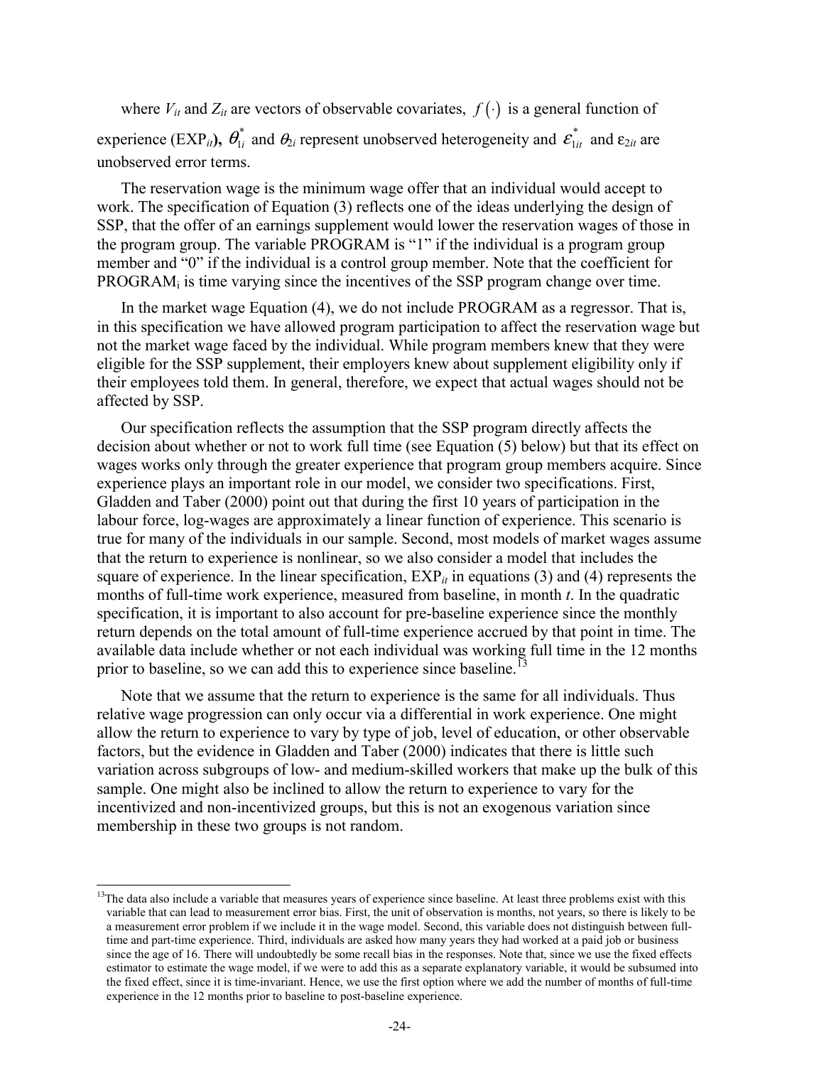where $V_{it}$ and $Z_{it}$ are vectors of observable covariates, $f(\cdot)$ is a general function of experience ($EXP_{it}$), $\theta_{1i}^{*}$ and $\theta_{2i}$ represent unobserved heterogeneity and $\varepsilon_{1it}^{*}$ and $\varepsilon_{2it}$ are unobserved error terms.

The reservation wage is the minimum wage offer that an individual would accept to work. The specification of Equation (3) reflects one of the ideas underlying the design of SSP, that the offer of an earnings supplement would lower the reservation wages of those in the program group. The variable PROGRAM is "1" if the individual is a program group member and "0" if the individual is a control group member. Note that the coefficient for $PROGRAM_i$ is time varying since the incentives of the SSP program change over time.

In the market wage Equation (4), we do not include PROGRAM as a regressor. That is, in this specification we have allowed program participation to affect the reservation wage but not the market wage faced by the individual. While program members knew that they were eligible for the SSP supplement, their employers knew about supplement eligibility only if their employees told them. In general, therefore, we expect that actual wages should not be affected by SSP.

Our specification reflects the assumption that the SSP program directly affects the decision about whether or not to work full time (see Equation (5) below) but that its effect on wages works only through the greater experience that program group members acquire. Since experience plays an important role in our model, we consider two specifications. First, Gladden and Taber (2000) point out that during the first 10 years of participation in the labour force, log-wages are approximately a linear function of experience. This scenario is true for many of the individuals in our sample. Second, most models of market wages assume that the return to experience is nonlinear, so we also consider a model that includes the square of experience. In the linear specification, $EXP_{it}$ in equations (3) and (4) represents the months of full-time work experience, measured from baseline, in month *t*. In the quadratic specification, it is important to also account for pre-baseline experience since the monthly return depends on the total amount of full-time experience accrued by that point in time. The available data include whether or not each individual was working full time in the 12 months prior to baseline, so we can add this to experience since baseline.[13]

Note that we assume that the return to experience is the same for all individuals. Thus relative wage progression can only occur via a differential in work experience. One might allow the return to experience to vary by type of job, level of education, or other observable factors, but the evidence in Gladden and Taber (2000) indicates that there is little such variation across subgroups of low- and medium-skilled workers that make up the bulk of this sample. One might also be inclined to allow the return to experience to vary for the incentivized and non-incentivized groups, but this is not an exogenous variation since membership in these two groups is not random.

---

[13] The data also include a variable that measures years of experience since baseline. At least three problems exist with this variable that can lead to measurement error bias. First, the unit of observation is months, not years, so there is likely to be a measurement error problem if we include it in the wage model. Second, this variable does not distinguish between full-time and part-time experience. Third, individuals are asked how many years they had worked at a paid job or business since the age of 16. There will undoubtedly be some recall bias in the responses. Note that, since we use the fixed effects estimator to estimate the wage model, if we were to add this as a separate explanatory variable, it would be subsumed into the fixed effect, since it is time-invariant. Hence, we use the first option where we add the number of months of full-time experience in the 12 months prior to baseline to post-baseline experience.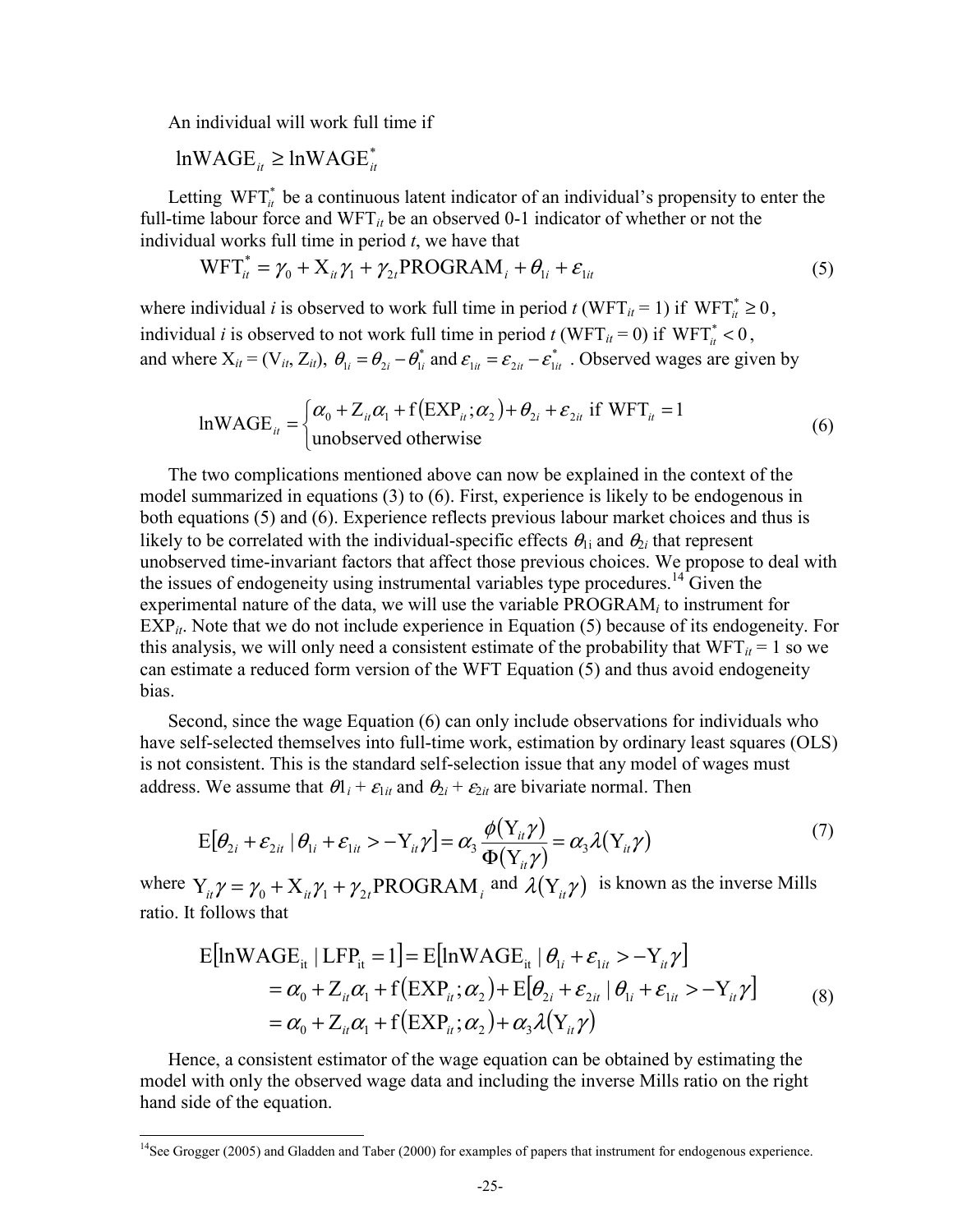An individual will work full time if

$$\ln\text{WAGE}_{it} \geq \ln\text{WAGE}^*_{it}$$

Letting $\text{WFT}^*_{it}$ be a continuous latent indicator of an individual's propensity to enter the full-time labour force and $\text{WFT}_{it}$ be an observed 0-1 indicator of whether or not the individual works full time in period $t$, we have that

$$\text{WFT}^*_{it} = \gamma_0 + \text{X}_{it}\gamma_1 + \gamma_{2t}\text{PROGRAM}_i + \theta_{1i} + \varepsilon_{1it} \tag{5}$$

where individual $i$ is observed to work full time in period $t$ ($\text{WFT}_{it} = 1$) if $\text{WFT}^*_{it} \geq 0$, individual $i$ is observed to not work full time in period $t$ ($\text{WFT}_{it} = 0$) if $\text{WFT}^*_{it} < 0$, and where $\text{X}_{it} = (\text{V}_{it}, \text{Z}_{it})$, $\theta_{1i} = \theta_{2i} - \theta^*_{1i}$ and $\varepsilon_{1it} = \varepsilon_{2it} - \varepsilon^*_{1it}$ . Observed wages are given by

$$\ln\text{WAGE}_{it} = \begin{cases} \alpha_0 + \text{Z}_{it}\alpha_1 + \text{f}\left(\text{EXP}_{it};\alpha_2\right) + \theta_{2i} + \varepsilon_{2it} \text{ if } \text{WFT}_{it} = 1 \\ \text{unobserved otherwise} \end{cases} \tag{6}$$

The two complications mentioned above can now be explained in the context of the model summarized in equations (3) to (6). First, experience is likely to be endogenous in both equations (5) and (6). Experience reflects previous labour market choices and thus is likely to be correlated with the individual-specific effects $\theta_{1i}$ and $\theta_{2i}$ that represent unobserved time-invariant factors that affect those previous choices. We propose to deal with the issues of endogeneity using instrumental variables type procedures.[14] Given the experimental nature of the data, we will use the variable $\text{PROGRAM}_i$ to instrument for $\text{EXP}_{it}$. Note that we do not include experience in Equation (5) because of its endogeneity. For this analysis, we will only need a consistent estimate of the probability that $\text{WFT}_{it} = 1$ so we can estimate a reduced form version of the WFT Equation (5) and thus avoid endogeneity bias.

Second, since the wage Equation (6) can only include observations for individuals who have self-selected themselves into full-time work, estimation by ordinary least squares (OLS) is not consistent. This is the standard self-selection issue that any model of wages must address. We assume that $\theta_{1i} + \varepsilon_{1it}$ and $\theta_{2i} + \varepsilon_{2it}$ are bivariate normal. Then

$$\text{E}\left[\theta_{2i} + \varepsilon_{2it} \mid \theta_{1i} + \varepsilon_{1it} > -\text{Y}_{it}\gamma\right] = \alpha_3 \frac{\phi\left(\text{Y}_{it}\gamma\right)}{\Phi\left(\text{Y}_{it}\gamma\right)} = \alpha_3\lambda\left(\text{Y}_{it}\gamma\right) \tag{7}$$

where $\text{Y}_{it}\gamma = \gamma_0 + \text{X}_{it}\gamma_1 + \gamma_{2t}\text{PROGRAM}_i$ and $\lambda\left(\text{Y}_{it}\gamma\right)$ is known as the inverse Mills ratio. It follows that

$$\begin{aligned} \text{E}\left[\ln\text{WAGE}_{it} \mid \text{LFP}_{it} = 1\right] &= \text{E}\left[\ln\text{WAGE}_{it} \mid \theta_{1i} + \varepsilon_{1it} > -\text{Y}_{it}\gamma\right] \\ &= \alpha_0 + \text{Z}_{it}\alpha_1 + \text{f}\left(\text{EXP}_{it};\alpha_2\right) + \text{E}\left[\theta_{2i} + \varepsilon_{2it} \mid \theta_{1i} + \varepsilon_{1it} > -\text{Y}_{it}\gamma\right] \\ &= \alpha_0 + \text{Z}_{it}\alpha_1 + \text{f}\left(\text{EXP}_{it};\alpha_2\right) + \alpha_3\lambda\left(\text{Y}_{it}\gamma\right) \end{aligned} \tag{8}$$

Hence, a consistent estimator of the wage equation can be obtained by estimating the model with only the observed wage data and including the inverse Mills ratio on the right hand side of the equation.

[14] See Grogger (2005) and Gladden and Taber (2000) for examples of papers that instrument for endogenous experience.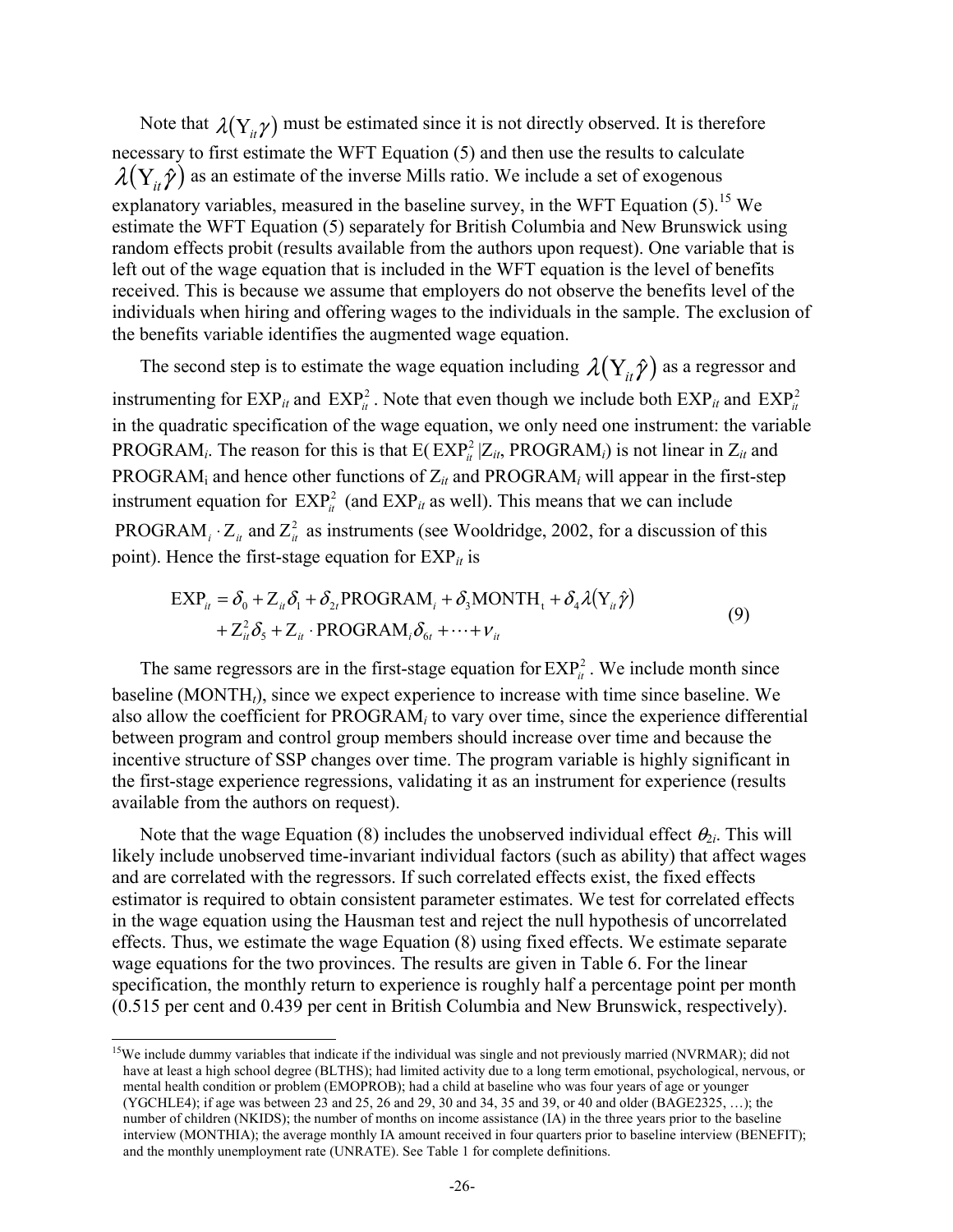Note that $\lambda(\text{Y}_{it}\gamma)$ must be estimated since it is not directly observed. It is therefore necessary to first estimate the WFT Equation (5) and then use the results to calculate $\lambda(\text{Y}_{it}\hat{\gamma})$ as an estimate of the inverse Mills ratio. We include a set of exogenous explanatory variables, measured in the baseline survey, in the WFT Equation (5).[15] We estimate the WFT Equation (5) separately for British Columbia and New Brunswick using random effects probit (results available from the authors upon request). One variable that is left out of the wage equation that is included in the WFT equation is the level of benefits received. This is because we assume that employers do not observe the benefits level of the individuals when hiring and offering wages to the individuals in the sample. The exclusion of the benefits variable identifies the augmented wage equation.

The second step is to estimate the wage equation including $\lambda(\text{Y}_{it}\hat{\gamma})$ as a regressor and instrumenting for $\text{EXP}_{it}$ and $\text{EXP}_{it}^2$. Note that even though we include both $\text{EXP}_{it}$ and $\text{EXP}_{it}^2$ in the quadratic specification of the wage equation, we only need one instrument: the variable $\text{PROGRAM}_i$. The reason for this is that $\text{E}(\text{EXP}_{it}^2 | \text{Z}_{it}, \text{PROGRAM}_i)$ is not linear in $\text{Z}_{it}$ and $\text{PROGRAM}_i$ and hence other functions of $\text{Z}_{it}$ and $\text{PROGRAM}_i$ will appear in the first-step instrument equation for $\text{EXP}_{it}^2$ (and $\text{EXP}_{it}$ as well). This means that we can include $\text{PROGRAM}_i \cdot \text{Z}_{it}$ and $\text{Z}_{it}^2$ as instruments (see Wooldridge, 2002, for a discussion of this point). Hence the first-stage equation for $\text{EXP}_{it}$ is

$$
\begin{aligned}
\text{EXP}_{it} &= \delta_0 + \text{Z}_{it}\delta_1 + \delta_{2t}\text{PROGRAM}_i + \delta_3\text{MONTH}_t + \delta_4\lambda(\text{Y}_{it}\hat{\gamma}) \\
&\quad + \text{Z}_{it}^2\delta_5 + \text{Z}_{it} \cdot \text{PROGRAM}_i\delta_{6t} + \cdots + \nu_{it}
\end{aligned} \tag{9}
$$

The same regressors are in the first-stage equation for $\text{EXP}_{it}^2$. We include month since baseline ($\text{MONTH}_t$), since we expect experience to increase with time since baseline. We also allow the coefficient for $\text{PROGRAM}_i$ to vary over time, since the experience differential between program and control group members should increase over time and because the incentive structure of SSP changes over time. The program variable is highly significant in the first-stage experience regressions, validating it as an instrument for experience (results available from the authors on request).

Note that the wage Equation (8) includes the unobserved individual effect $\theta_{2i}$. This will likely include unobserved time-invariant individual factors (such as ability) that affect wages and are correlated with the regressors. If such correlated effects exist, the fixed effects estimator is required to obtain consistent parameter estimates. We test for correlated effects in the wage equation using the Hausman test and reject the null hypothesis of uncorrelated effects. Thus, we estimate the wage Equation (8) using fixed effects. We estimate separate wage equations for the two provinces. The results are given in Table 6. For the linear specification, the monthly return to experience is roughly half a percentage point per month (0.515 per cent and 0.439 per cent in British Columbia and New Brunswick, respectively).

---

[15] We include dummy variables that indicate if the individual was single and not previously married (NVRMAR); did not have at least a high school degree (BLTHS); had limited activity due to a long term emotional, psychological, nervous, or mental health condition or problem (EMOPROB); had a child at baseline who was four years of age or younger (YGCHLE4); if age was between 23 and 25, 26 and 29, 30 and 34, 35 and 39, or 40 and older (BAGE2325, …); the number of children (NKIDS); the number of months on income assistance (IA) in the three years prior to the baseline interview (MONTHIA); the average monthly IA amount received in four quarters prior to baseline interview (BENEFIT); and the monthly unemployment rate (UNRATE). See Table 1 for complete definitions.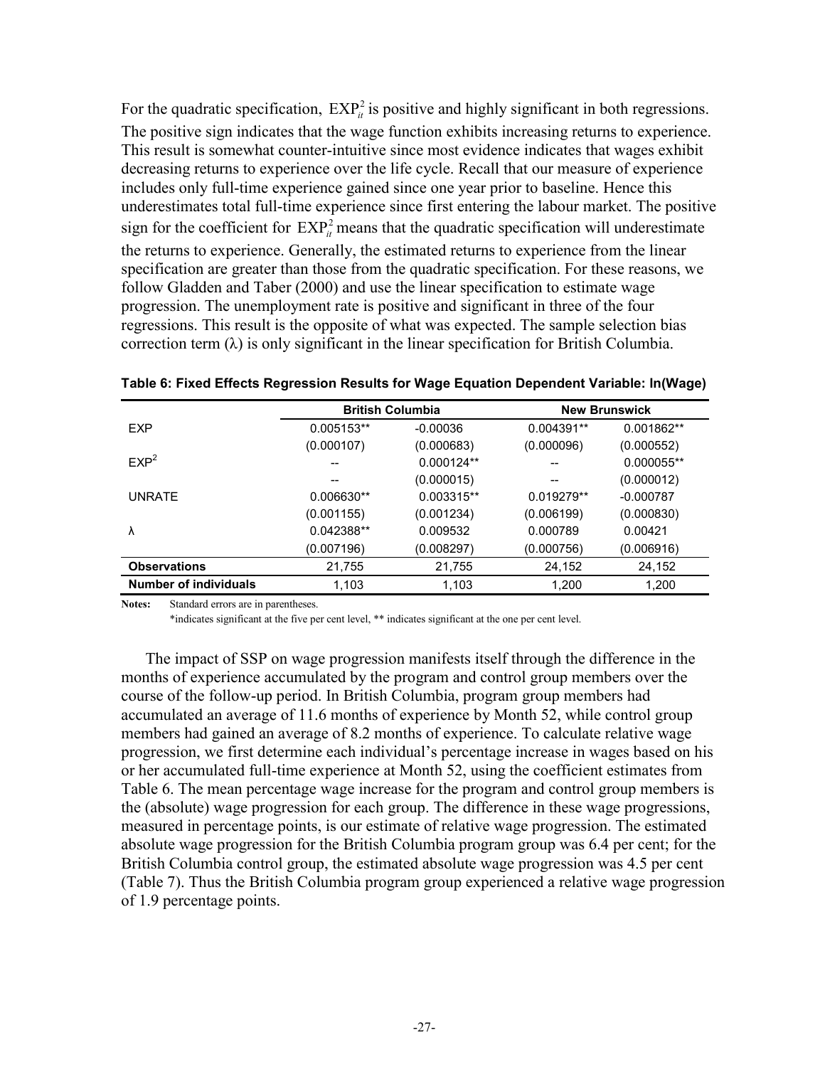For the quadratic specification, $EXP_{it}^2$ is positive and highly significant in both regressions. The positive sign indicates that the wage function exhibits increasing returns to experience. This result is somewhat counter-intuitive since most evidence indicates that wages exhibit decreasing returns to experience over the life cycle. Recall that our measure of experience includes only full-time experience gained since one year prior to baseline. Hence this underestimates total full-time experience since first entering the labour market. The positive sign for the coefficient for $EXP_{it}^2$ means that the quadratic specification will underestimate the returns to experience. Generally, the estimated returns to experience from the linear specification are greater than those from the quadratic specification. For these reasons, we follow Gladden and Taber (2000) and use the linear specification to estimate wage progression. The unemployment rate is positive and significant in three of the four regressions. This result is the opposite of what was expected. The sample selection bias correction term (λ) is only significant in the linear specification for British Columbia.

**Table 6: Fixed Effects Regression Results for Wage Equation Dependent Variable: ln(Wage)**

| | British Columbia | | New Brunswick | |
|---|---|---|---|---|
| EXP | 0.005153** | -0.00036 | 0.004391** | 0.001862** |
| | (0.000107) | (0.000683) | (0.000096) | (0.000552) |
| $EXP^2$ | -- | 0.000124** | -- | 0.000055** |
| | -- | (0.000015) | -- | (0.000012) |
| UNRATE | 0.006630** | 0.003315** | 0.019279** | -0.000787 |
| | (0.001155) | (0.001234) | (0.006199) | (0.000830) |
| λ | 0.042388** | 0.009532 | 0.000789 | 0.00421 |
| | (0.007196) | (0.008297) | (0.000756) | (0.006916) |
| **Observations** | 21,755 | 21,755 | 24,152 | 24,152 |
| **Number of individuals** | 1,103 | 1,103 | 1,200 | 1,200 |

**Notes:** Standard errors are in parentheses.
*indicates significant at the five per cent level, ** indicates significant at the one per cent level.

The impact of SSP on wage progression manifests itself through the difference in the months of experience accumulated by the program and control group members over the course of the follow-up period. In British Columbia, program group members had accumulated an average of 11.6 months of experience by Month 52, while control group members had gained an average of 8.2 months of experience. To calculate relative wage progression, we first determine each individual's percentage increase in wages based on his or her accumulated full-time experience at Month 52, using the coefficient estimates from Table 6. The mean percentage wage increase for the program and control group members is the (absolute) wage progression for each group. The difference in these wage progressions, measured in percentage points, is our estimate of relative wage progression. The estimated absolute wage progression for the British Columbia program group was 6.4 per cent; for the British Columbia control group, the estimated absolute wage progression was 4.5 per cent (Table 7). Thus the British Columbia program group experienced a relative wage progression of 1.9 percentage points.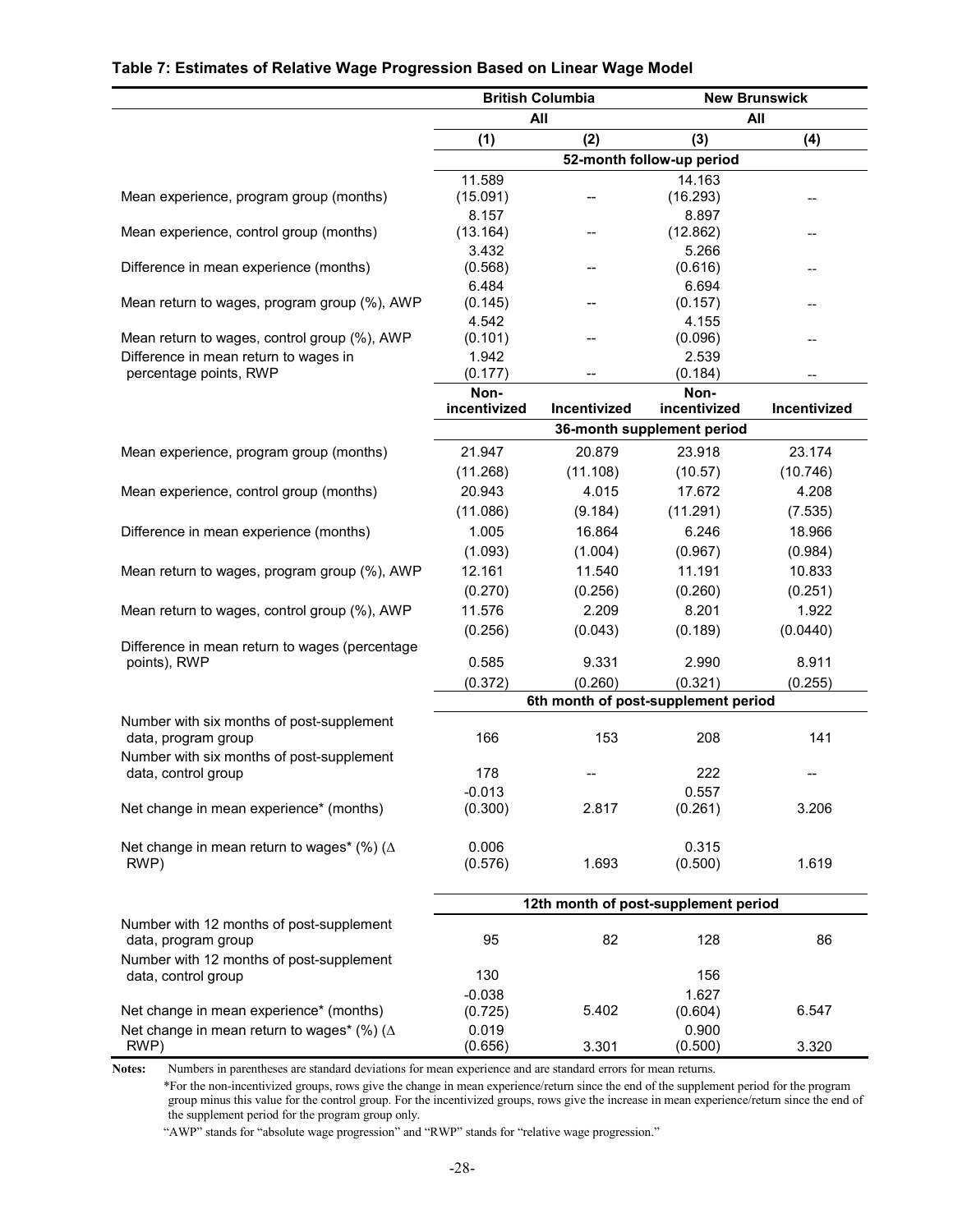**Table 7: Estimates of Relative Wage Progression Based on Linear Wage Model**

| | British Columbia | | New Brunswick | |
|---|---|---|---|---|
| | All | | All | |
| | (1) | (2) | (3) | (4) |
| | **52-month follow-up period** | | | |
| Mean experience, program group (months) | 11.589 (15.091) | -- | 14.163 (16.293) | -- |
| Mean experience, control group (months) | 8.157 (13.164) | -- | 8.897 (12.862) | -- |
| Difference in mean experience (months) | 3.432 (0.568) | -- | 5.266 (0.616) | -- |
| Mean return to wages, program group (%), AWP | 6.484 (0.145) | -- | 6.694 (0.157) | -- |
| Mean return to wages, control group (%), AWP | 4.542 (0.101) | -- | 4.155 (0.096) | -- |
| Difference in mean return to wages in percentage points, RWP | 1.942 (0.177) | -- | 2.539 (0.184) | -- |
| | **Non-incentivized** | **Incentivized** | **Non-incentivized** | **Incentivized** |
| | **36-month supplement period** | | | |
| Mean experience, program group (months) | 21.947 | 20.879 | 23.918 | 23.174 |
| | (11.268) | (11.108) | (10.57) | (10.746) |
| Mean experience, control group (months) | 20.943 | 4.015 | 17.672 | 4.208 |
| | (11.086) | (9.184) | (11.291) | (7.535) |
| Difference in mean experience (months) | 1.005 | 16.864 | 6.246 | 18.966 |
| | (1.093) | (1.004) | (0.967) | (0.984) |
| Mean return to wages, program group (%), AWP | 12.161 | 11.540 | 11.191 | 10.833 |
| | (0.270) | (0.256) | (0.260) | (0.251) |
| Mean return to wages, control group (%), AWP | 11.576 | 2.209 | 8.201 | 1.922 |
| | (0.256) | (0.043) | (0.189) | (0.0440) |
| Difference in mean return to wages (percentage points), RWP | 0.585 | 9.331 | 2.990 | 8.911 |
| | (0.372) | (0.260) | (0.321) | (0.255) |
| | **6th month of post-supplement period** | | | |
| Number with six months of post-supplement data, program group | 166 | 153 | 208 | 141 |
| Number with six months of post-supplement data, control group | 178 | -- | 222 | -- |
| Net change in mean experience* (months) | -0.013 (0.300) | 2.817 | 0.557 (0.261) | 3.206 |
| Net change in mean return to wages* (%) (Δ RWP) | 0.006 (0.576) | 1.693 | 0.315 (0.500) | 1.619 |
| | **12th month of post-supplement period** | | | |
| Number with 12 months of post-supplement data, program group | 95 | 82 | 128 | 86 |
| Number with 12 months of post-supplement data, control group | 130 | | 156 | |
| Net change in mean experience* (months) | -0.038 (0.725) | 5.402 | 1.627 (0.604) | 6.547 |
| Net change in mean return to wages* (%) (Δ RWP) | 0.019 (0.656) | 3.301 | 0.900 (0.500) | 3.320 |

**Notes:** Numbers in parentheses are standard deviations for mean experience and are standard errors for mean returns.

*For the non-incentivized groups, rows give the change in mean experience/return since the end of the supplement period for the program group minus this value for the control group. For the incentivized groups, rows give the increase in mean experience/return since the end of the supplement period for the program group only.

"AWP" stands for "absolute wage progression" and "RWP" stands for "relative wage progression."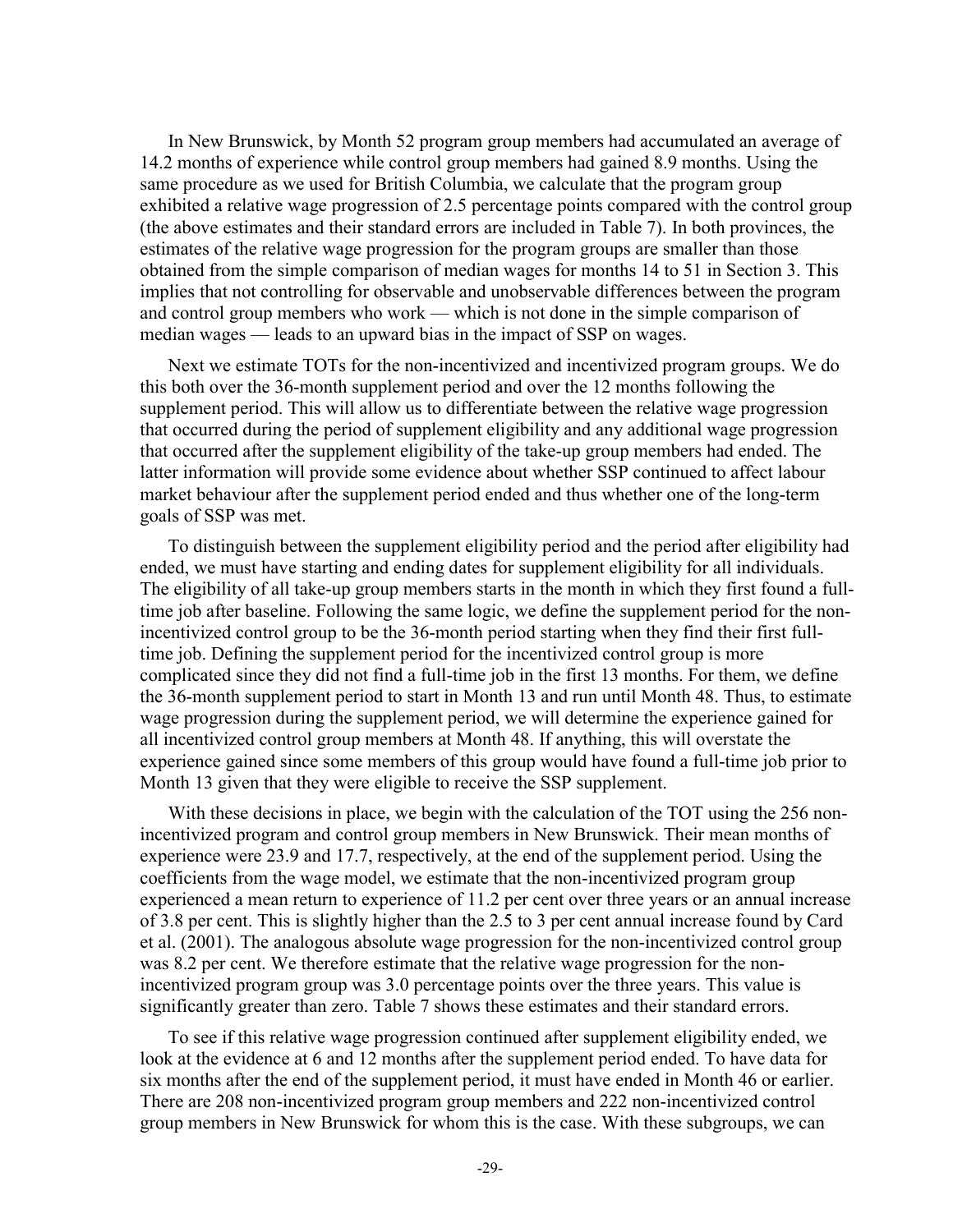In New Brunswick, by Month 52 program group members had accumulated an average of 14.2 months of experience while control group members had gained 8.9 months. Using the same procedure as we used for British Columbia, we calculate that the program group exhibited a relative wage progression of 2.5 percentage points compared with the control group (the above estimates and their standard errors are included in Table 7). In both provinces, the estimates of the relative wage progression for the program groups are smaller than those obtained from the simple comparison of median wages for months 14 to 51 in Section 3. This implies that not controlling for observable and unobservable differences between the program and control group members who work — which is not done in the simple comparison of median wages — leads to an upward bias in the impact of SSP on wages.

Next we estimate TOTs for the non-incentivized and incentivized program groups. We do this both over the 36-month supplement period and over the 12 months following the supplement period. This will allow us to differentiate between the relative wage progression that occurred during the period of supplement eligibility and any additional wage progression that occurred after the supplement eligibility of the take-up group members had ended. The latter information will provide some evidence about whether SSP continued to affect labour market behaviour after the supplement period ended and thus whether one of the long-term goals of SSP was met.

To distinguish between the supplement eligibility period and the period after eligibility had ended, we must have starting and ending dates for supplement eligibility for all individuals. The eligibility of all take-up group members starts in the month in which they first found a full-time job after baseline. Following the same logic, we define the supplement period for the non-incentivized control group to be the 36-month period starting when they find their first full-time job. Defining the supplement period for the incentivized control group is more complicated since they did not find a full-time job in the first 13 months. For them, we define the 36-month supplement period to start in Month 13 and run until Month 48. Thus, to estimate wage progression during the supplement period, we will determine the experience gained for all incentivized control group members at Month 48. If anything, this will overstate the experience gained since some members of this group would have found a full-time job prior to Month 13 given that they were eligible to receive the SSP supplement.

With these decisions in place, we begin with the calculation of the TOT using the 256 non-incentivized program and control group members in New Brunswick. Their mean months of experience were 23.9 and 17.7, respectively, at the end of the supplement period. Using the coefficients from the wage model, we estimate that the non-incentivized program group experienced a mean return to experience of 11.2 per cent over three years or an annual increase of 3.8 per cent. This is slightly higher than the 2.5 to 3 per cent annual increase found by Card et al. (2001). The analogous absolute wage progression for the non-incentivized control group was 8.2 per cent. We therefore estimate that the relative wage progression for the non-incentivized program group was 3.0 percentage points over the three years. This value is significantly greater than zero. Table 7 shows these estimates and their standard errors.

To see if this relative wage progression continued after supplement eligibility ended, we look at the evidence at 6 and 12 months after the supplement period ended. To have data for six months after the end of the supplement period, it must have ended in Month 46 or earlier. There are 208 non-incentivized program group members and 222 non-incentivized control group members in New Brunswick for whom this is the case. With these subgroups, we can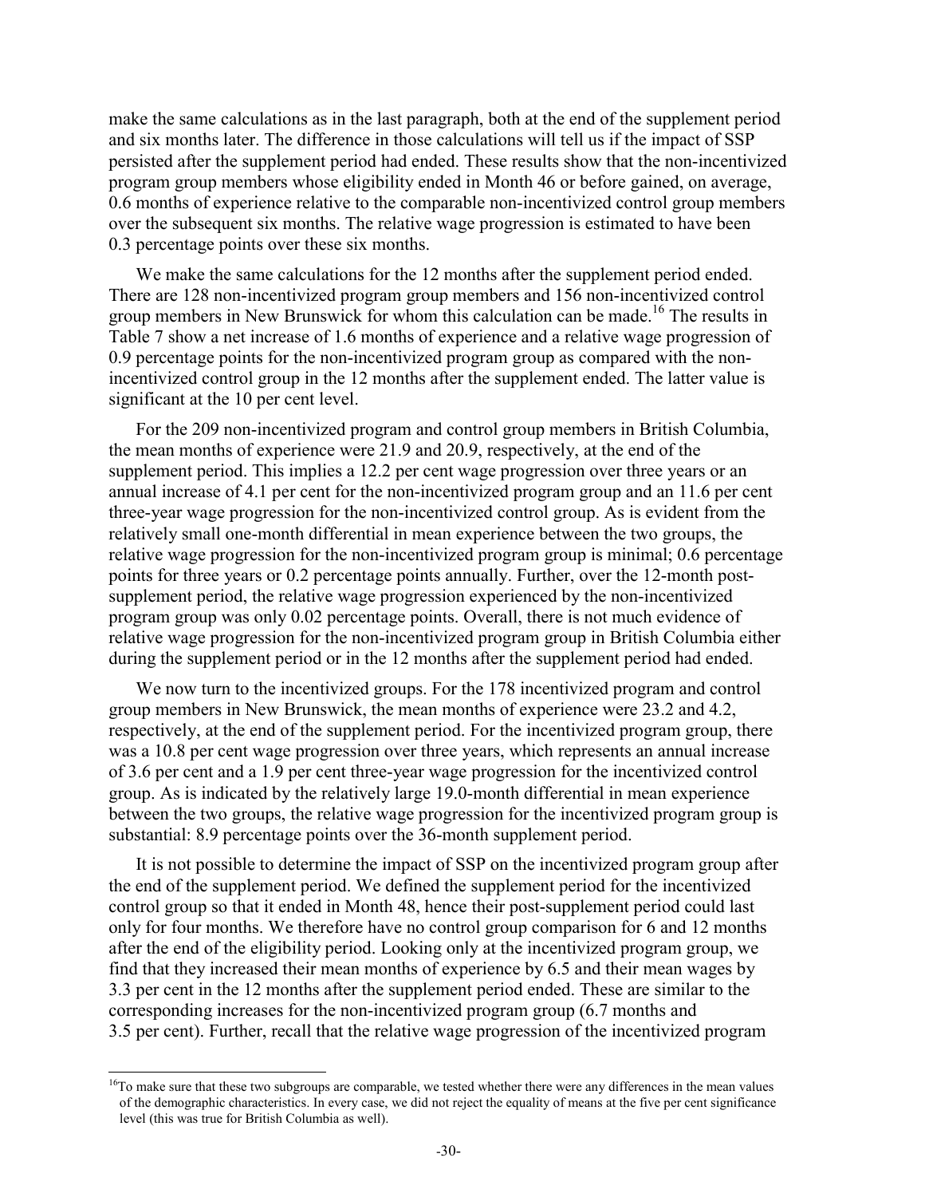make the same calculations as in the last paragraph, both at the end of the supplement period and six months later. The difference in those calculations will tell us if the impact of SSP persisted after the supplement period had ended. These results show that the non-incentivized program group members whose eligibility ended in Month 46 or before gained, on average, 0.6 months of experience relative to the comparable non-incentivized control group members over the subsequent six months. The relative wage progression is estimated to have been 0.3 percentage points over these six months.

We make the same calculations for the 12 months after the supplement period ended. There are 128 non-incentivized program group members and 156 non-incentivized control group members in New Brunswick for whom this calculation can be made.[16] The results in Table 7 show a net increase of 1.6 months of experience and a relative wage progression of 0.9 percentage points for the non-incentivized program group as compared with the non-incentivized control group in the 12 months after the supplement ended. The latter value is significant at the 10 per cent level.

For the 209 non-incentivized program and control group members in British Columbia, the mean months of experience were 21.9 and 20.9, respectively, at the end of the supplement period. This implies a 12.2 per cent wage progression over three years or an annual increase of 4.1 per cent for the non-incentivized program group and an 11.6 per cent three-year wage progression for the non-incentivized control group. As is evident from the relatively small one-month differential in mean experience between the two groups, the relative wage progression for the non-incentivized program group is minimal; 0.6 percentage points for three years or 0.2 percentage points annually. Further, over the 12-month post-supplement period, the relative wage progression experienced by the non-incentivized program group was only 0.02 percentage points. Overall, there is not much evidence of relative wage progression for the non-incentivized program group in British Columbia either during the supplement period or in the 12 months after the supplement period had ended.

We now turn to the incentivized groups. For the 178 incentivized program and control group members in New Brunswick, the mean months of experience were 23.2 and 4.2, respectively, at the end of the supplement period. For the incentivized program group, there was a 10.8 per cent wage progression over three years, which represents an annual increase of 3.6 per cent and a 1.9 per cent three-year wage progression for the incentivized control group. As is indicated by the relatively large 19.0-month differential in mean experience between the two groups, the relative wage progression for the incentivized program group is substantial: 8.9 percentage points over the 36-month supplement period.

It is not possible to determine the impact of SSP on the incentivized program group after the end of the supplement period. We defined the supplement period for the incentivized control group so that it ended in Month 48, hence their post-supplement period could last only for four months. We therefore have no control group comparison for 6 and 12 months after the end of the eligibility period. Looking only at the incentivized program group, we find that they increased their mean months of experience by 6.5 and their mean wages by 3.3 per cent in the 12 months after the supplement period ended. These are similar to the corresponding increases for the non-incentivized program group (6.7 months and 3.5 per cent). Further, recall that the relative wage progression of the incentivized program

[16] To make sure that these two subgroups are comparable, we tested whether there were any differences in the mean values of the demographic characteristics. In every case, we did not reject the equality of means at the five per cent significance level (this was true for British Columbia as well).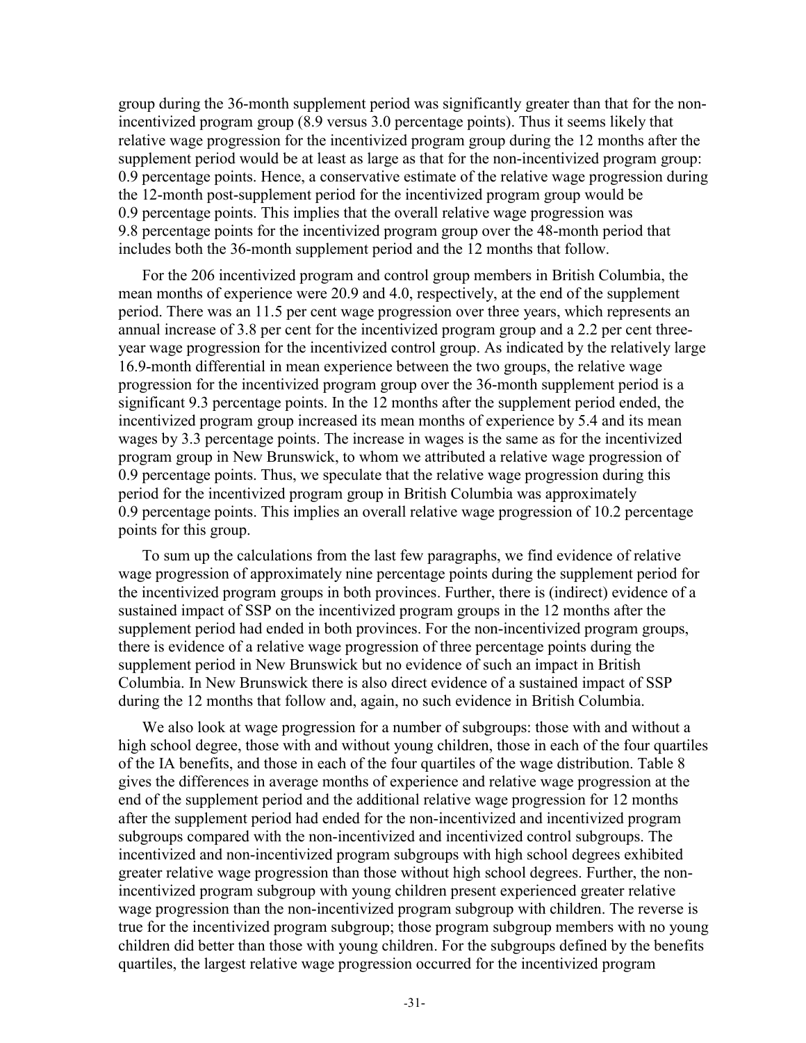group during the 36-month supplement period was significantly greater than that for the non-incentivized program group (8.9 versus 3.0 percentage points). Thus it seems likely that relative wage progression for the incentivized program group during the 12 months after the supplement period would be at least as large as that for the non-incentivized program group: 0.9 percentage points. Hence, a conservative estimate of the relative wage progression during the 12-month post-supplement period for the incentivized program group would be 0.9 percentage points. This implies that the overall relative wage progression was 9.8 percentage points for the incentivized program group over the 48-month period that includes both the 36-month supplement period and the 12 months that follow.

For the 206 incentivized program and control group members in British Columbia, the mean months of experience were 20.9 and 4.0, respectively, at the end of the supplement period. There was an 11.5 per cent wage progression over three years, which represents an annual increase of 3.8 per cent for the incentivized program group and a 2.2 per cent three-year wage progression for the incentivized control group. As indicated by the relatively large 16.9-month differential in mean experience between the two groups, the relative wage progression for the incentivized program group over the 36-month supplement period is a significant 9.3 percentage points. In the 12 months after the supplement period ended, the incentivized program group increased its mean months of experience by 5.4 and its mean wages by 3.3 percentage points. The increase in wages is the same as for the incentivized program group in New Brunswick, to whom we attributed a relative wage progression of 0.9 percentage points. Thus, we speculate that the relative wage progression during this period for the incentivized program group in British Columbia was approximately 0.9 percentage points. This implies an overall relative wage progression of 10.2 percentage points for this group.

To sum up the calculations from the last few paragraphs, we find evidence of relative wage progression of approximately nine percentage points during the supplement period for the incentivized program groups in both provinces. Further, there is (indirect) evidence of a sustained impact of SSP on the incentivized program groups in the 12 months after the supplement period had ended in both provinces. For the non-incentivized program groups, there is evidence of a relative wage progression of three percentage points during the supplement period in New Brunswick but no evidence of such an impact in British Columbia. In New Brunswick there is also direct evidence of a sustained impact of SSP during the 12 months that follow and, again, no such evidence in British Columbia.

We also look at wage progression for a number of subgroups: those with and without a high school degree, those with and without young children, those in each of the four quartiles of the IA benefits, and those in each of the four quartiles of the wage distribution. Table 8 gives the differences in average months of experience and relative wage progression at the end of the supplement period and the additional relative wage progression for 12 months after the supplement period had ended for the non-incentivized and incentivized program subgroups compared with the non-incentivized and incentivized control subgroups. The incentivized and non-incentivized program subgroups with high school degrees exhibited greater relative wage progression than those without high school degrees. Further, the non-incentivized program subgroup with young children present experienced greater relative wage progression than the non-incentivized program subgroup with children. The reverse is true for the incentivized program subgroup; those program subgroup members with no young children did better than those with young children. For the subgroups defined by the benefits quartiles, the largest relative wage progression occurred for the incentivized program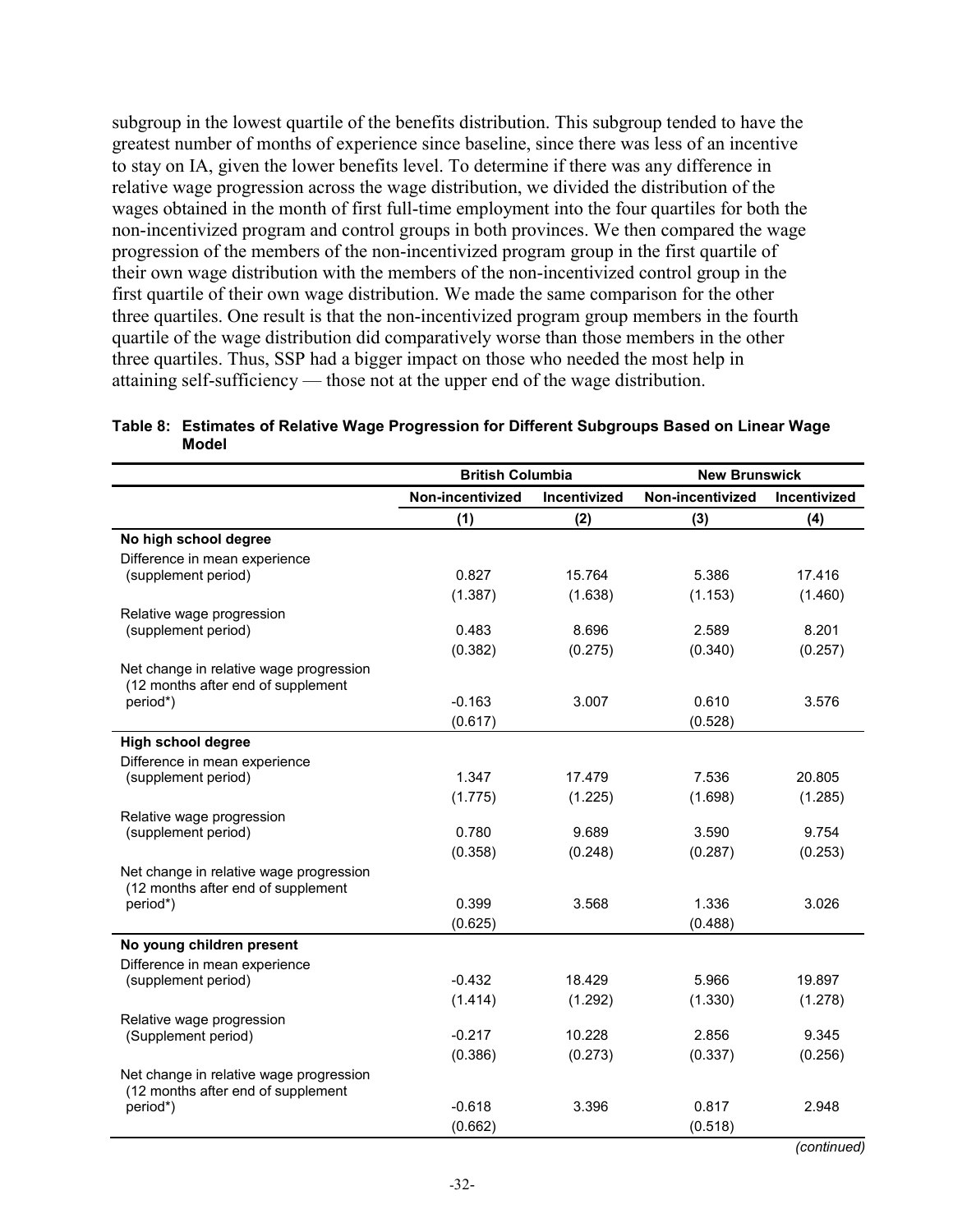subgroup in the lowest quartile of the benefits distribution. This subgroup tended to have the greatest number of months of experience since baseline, since there was less of an incentive to stay on IA, given the lower benefits level. To determine if there was any difference in relative wage progression across the wage distribution, we divided the distribution of the wages obtained in the month of first full-time employment into the four quartiles for both the non-incentivized program and control groups in both provinces. We then compared the wage progression of the members of the non-incentivized program group in the first quartile of their own wage distribution with the members of the non-incentivized control group in the first quartile of their own wage distribution. We made the same comparison for the other three quartiles. One result is that the non-incentivized program group members in the fourth quartile of the wage distribution did comparatively worse than those members in the other three quartiles. Thus, SSP had a bigger impact on those who needed the most help in attaining self-sufficiency — those not at the upper end of the wage distribution.

**Table 8: Estimates of Relative Wage Progression for Different Subgroups Based on Linear Wage Model**

| | British Columbia | | New Brunswick | |
|---|---|---|---|---|
| | Non-incentivized | Incentivized | Non-incentivized | Incentivized |
| | (1) | (2) | (3) | (4) |
| **No high school degree** | | | | |
| Difference in mean experience (supplement period) | 0.827 | 15.764 | 5.386 | 17.416 |
| | (1.387) | (1.638) | (1.153) | (1.460) |
| Relative wage progression (supplement period) | 0.483 | 8.696 | 2.589 | 8.201 |
| | (0.382) | (0.275) | (0.340) | (0.257) |
| Net change in relative wage progression (12 months after end of supplement period*) | -0.163 | 3.007 | 0.610 | 3.576 |
| | (0.617) | | (0.528) | |
| **High school degree** | | | | |
| Difference in mean experience (supplement period) | 1.347 | 17.479 | 7.536 | 20.805 |
| | (1.775) | (1.225) | (1.698) | (1.285) |
| Relative wage progression (supplement period) | 0.780 | 9.689 | 3.590 | 9.754 |
| | (0.358) | (0.248) | (0.287) | (0.253) |
| Net change in relative wage progression (12 months after end of supplement period*) | 0.399 | 3.568 | 1.336 | 3.026 |
| | (0.625) | | (0.488) | |
| **No young children present** | | | | |
| Difference in mean experience (supplement period) | -0.432 | 18.429 | 5.966 | 19.897 |
| | (1.414) | (1.292) | (1.330) | (1.278) |
| Relative wage progression (Supplement period) | -0.217 | 10.228 | 2.856 | 9.345 |
| | (0.386) | (0.273) | (0.337) | (0.256) |
| Net change in relative wage progression (12 months after end of supplement period*) | -0.618 | 3.396 | 0.817 | 2.948 |
| | (0.662) | | (0.518) | |

*(continued)*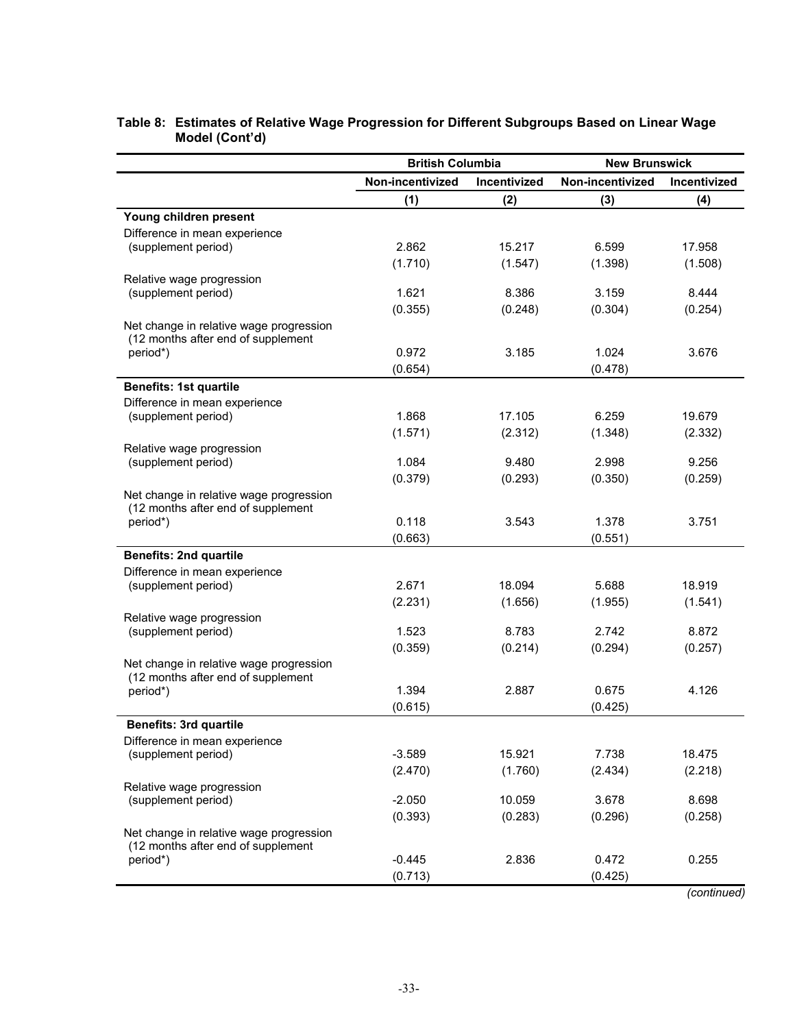**Table 8: Estimates of Relative Wage Progression for Different Subgroups Based on Linear Wage Model (Cont'd)**

| | British Columbia | | New Brunswick | |
|---|---|---|---|---|
| | Non-incentivized | Incentivized | Non-incentivized | Incentivized |
| | (1) | (2) | (3) | (4) |
| **Young children present** | | | | |
| Difference in mean experience (supplement period) | 2.862 | 15.217 | 6.599 | 17.958 |
| | (1.710) | (1.547) | (1.398) | (1.508) |
| Relative wage progression (supplement period) | 1.621 | 8.386 | 3.159 | 8.444 |
| | (0.355) | (0.248) | (0.304) | (0.254) |
| Net change in relative wage progression (12 months after end of supplement period*) | 0.972 | 3.185 | 1.024 | 3.676 |
| | (0.654) | | (0.478) | |
| **Benefits: 1st quartile** | | | | |
| Difference in mean experience (supplement period) | 1.868 | 17.105 | 6.259 | 19.679 |
| | (1.571) | (2.312) | (1.348) | (2.332) |
| Relative wage progression (supplement period) | 1.084 | 9.480 | 2.998 | 9.256 |
| | (0.379) | (0.293) | (0.350) | (0.259) |
| Net change in relative wage progression (12 months after end of supplement period*) | 0.118 | 3.543 | 1.378 | 3.751 |
| | (0.663) | | (0.551) | |
| **Benefits: 2nd quartile** | | | | |
| Difference in mean experience (supplement period) | 2.671 | 18.094 | 5.688 | 18.919 |
| | (2.231) | (1.656) | (1.955) | (1.541) |
| Relative wage progression (supplement period) | 1.523 | 8.783 | 2.742 | 8.872 |
| | (0.359) | (0.214) | (0.294) | (0.257) |
| Net change in relative wage progression (12 months after end of supplement period*) | 1.394 | 2.887 | 0.675 | 4.126 |
| | (0.615) | | (0.425) | |
| **Benefits: 3rd quartile** | | | | |
| Difference in mean experience (supplement period) | -3.589 | 15.921 | 7.738 | 18.475 |
| | (2.470) | (1.760) | (2.434) | (2.218) |
| Relative wage progression (supplement period) | -2.050 | 10.059 | 3.678 | 8.698 |
| | (0.393) | (0.283) | (0.296) | (0.258) |
| Net change in relative wage progression (12 months after end of supplement period*) | -0.445 | 2.836 | 0.472 | 0.255 |
| | (0.713) | | (0.425) | |

*(continued)*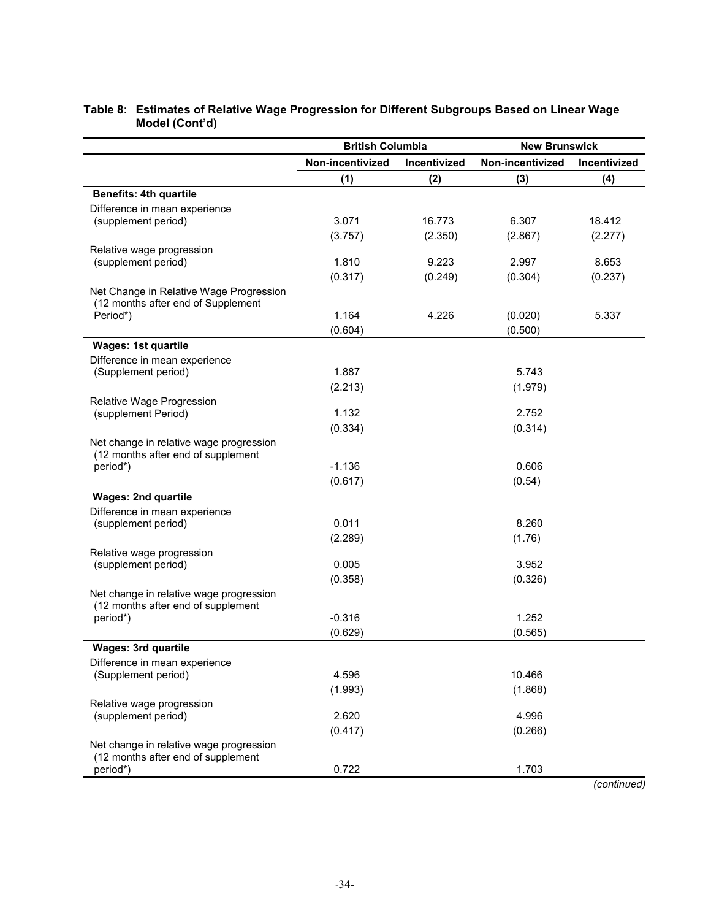**Table 8: Estimates of Relative Wage Progression for Different Subgroups Based on Linear Wage Model (Cont'd)**

| | British Columbia | | New Brunswick | |
|---|---|---|---|---|
| | Non-incentivized | Incentivized | Non-incentivized | Incentivized |
| | (1) | (2) | (3) | (4) |
| **Benefits: 4th quartile** | | | | |
| Difference in mean experience (supplement period) | 3.071 | 16.773 | 6.307 | 18.412 |
| | (3.757) | (2.350) | (2.867) | (2.277) |
| Relative wage progression (supplement period) | 1.810 | 9.223 | 2.997 | 8.653 |
| | (0.317) | (0.249) | (0.304) | (0.237) |
| Net Change in Relative Wage Progression (12 months after end of Supplement Period*) | 1.164 | 4.226 | (0.020) | 5.337 |
| | (0.604) | | (0.500) | |
| **Wages: 1st quartile** | | | | |
| Difference in mean experience (Supplement period) | 1.887 | | 5.743 | |
| | (2.213) | | (1.979) | |
| Relative Wage Progression (supplement Period) | 1.132 | | 2.752 | |
| | (0.334) | | (0.314) | |
| Net change in relative wage progression (12 months after end of supplement period*) | -1.136 | | 0.606 | |
| | (0.617) | | (0.54) | |
| **Wages: 2nd quartile** | | | | |
| Difference in mean experience (supplement period) | 0.011 | | 8.260 | |
| | (2.289) | | (1.76) | |
| Relative wage progression (supplement period) | 0.005 | | 3.952 | |
| | (0.358) | | (0.326) | |
| Net change in relative wage progression (12 months after end of supplement period*) | -0.316 | | 1.252 | |
| | (0.629) | | (0.565) | |
| **Wages: 3rd quartile** | | | | |
| Difference in mean experience (Supplement period) | 4.596 | | 10.466 | |
| | (1.993) | | (1.868) | |
| Relative wage progression (supplement period) | 2.620 | | 4.996 | |
| | (0.417) | | (0.266) | |
| Net change in relative wage progression (12 months after end of supplement period*) | 0.722 | | 1.703 | |

*(continued)*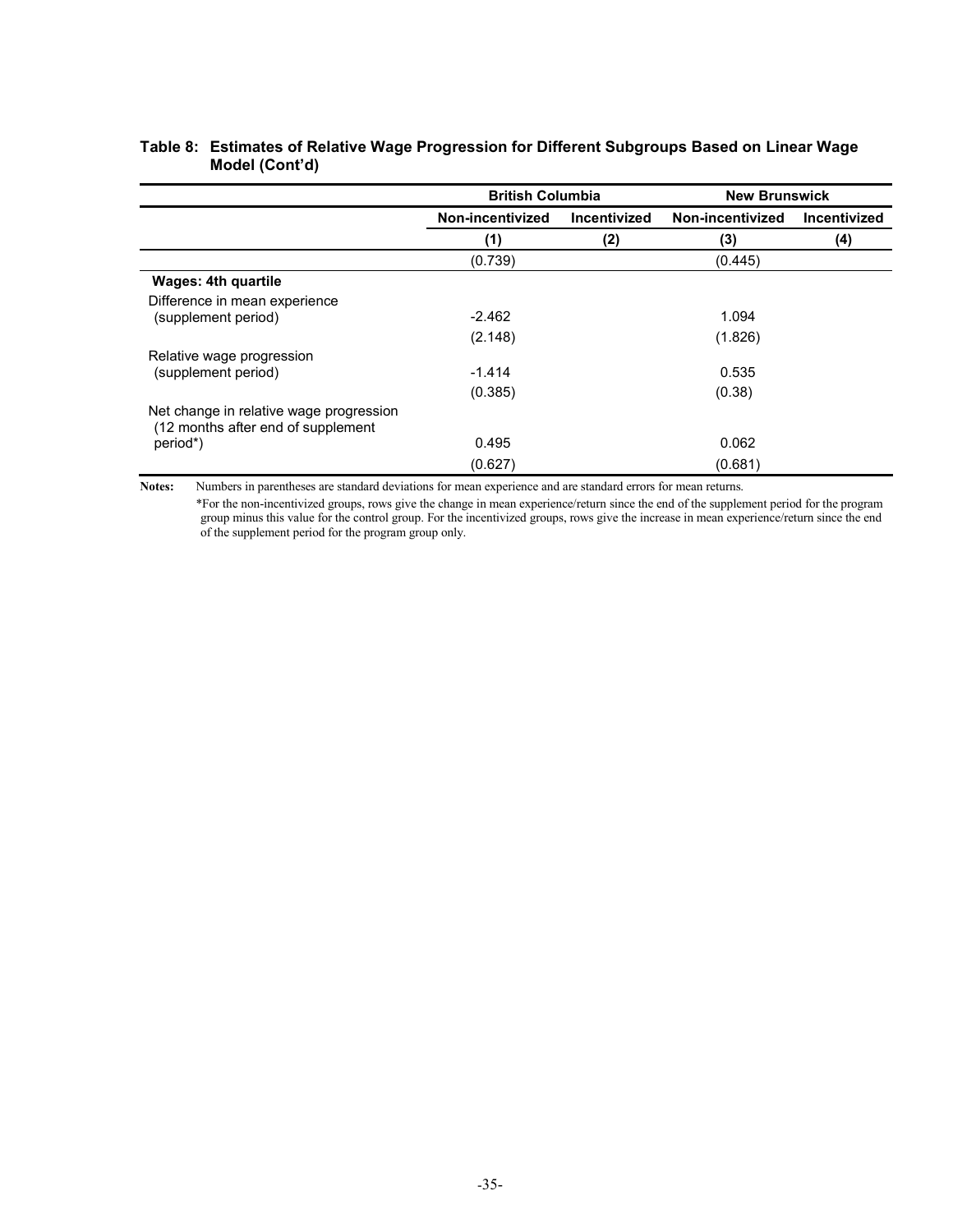**Table 8: Estimates of Relative Wage Progression for Different Subgroups Based on Linear Wage Model (Cont'd)**

| | British Columbia | | New Brunswick | |
|---|---|---|---|---|
| | Non-incentivized | Incentivized | Non-incentivized | Incentivized |
| | (1) | (2) | (3) | (4) |
| | (0.739) | | (0.445) | |
| **Wages: 4th quartile** | | | | |
| Difference in mean experience (supplement period) | -2.462 | | 1.094 | |
| | (2.148) | | (1.826) | |
| Relative wage progression (supplement period) | -1.414 | | 0.535 | |
| | (0.385) | | (0.38) | |
| Net change in relative wage progression (12 months after end of supplement period*) | 0.495 | | 0.062 | |
| | (0.627) | | (0.681) | |

**Notes:** Numbers in parentheses are standard deviations for mean experience and are standard errors for mean returns.

*For the non-incentivized groups, rows give the change in mean experience/return since the end of the supplement period for the program group minus this value for the control group. For the incentivized groups, rows give the increase in mean experience/return since the end of the supplement period for the program group only.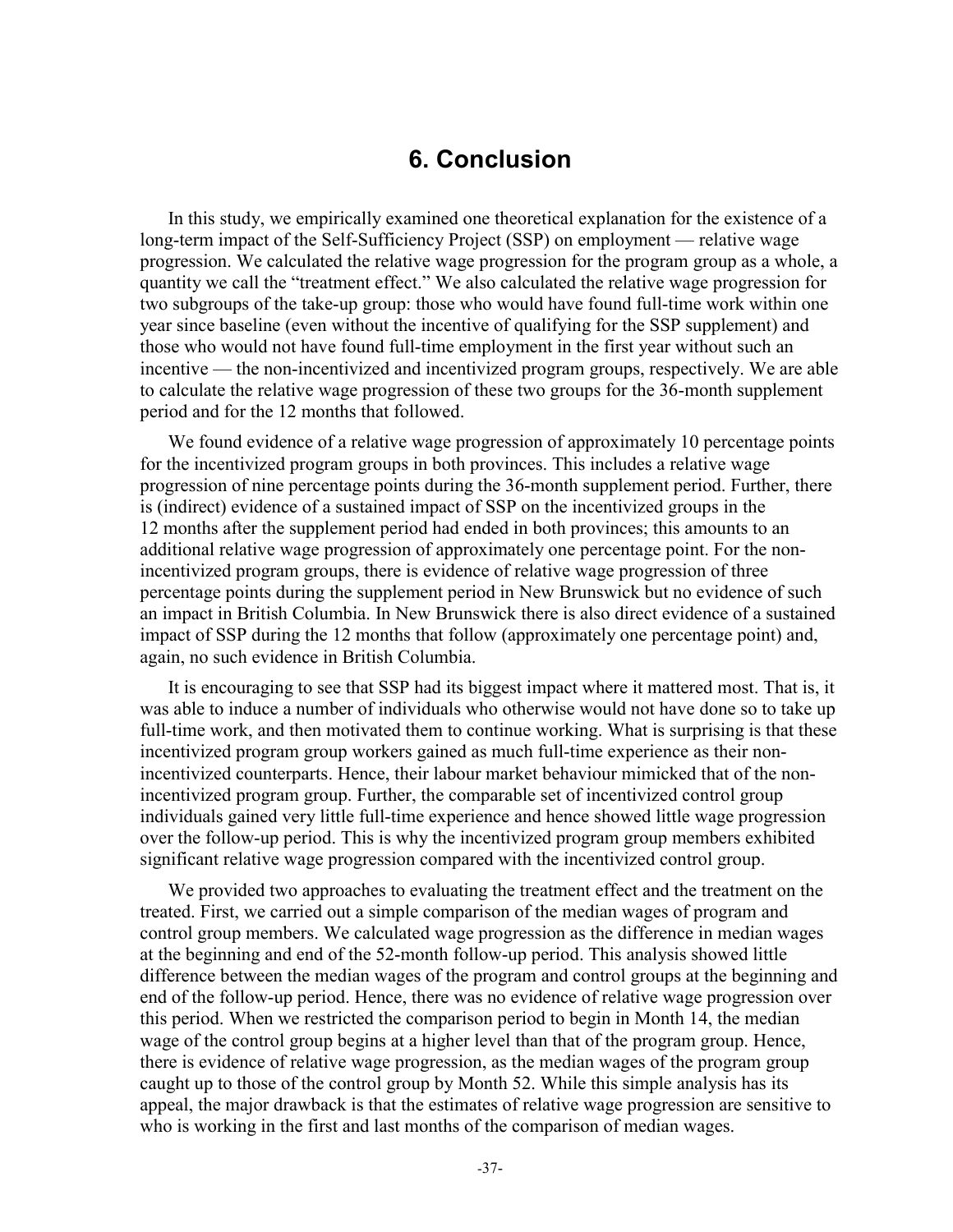# 6. Conclusion

In this study, we empirically examined one theoretical explanation for the existence of a long-term impact of the Self-Sufficiency Project (SSP) on employment — relative wage progression. We calculated the relative wage progression for the program group as a whole, a quantity we call the "treatment effect." We also calculated the relative wage progression for two subgroups of the take-up group: those who would have found full-time work within one year since baseline (even without the incentive of qualifying for the SSP supplement) and those who would not have found full-time employment in the first year without such an incentive — the non-incentivized and incentivized program groups, respectively. We are able to calculate the relative wage progression of these two groups for the 36-month supplement period and for the 12 months that followed.

We found evidence of a relative wage progression of approximately 10 percentage points for the incentivized program groups in both provinces. This includes a relative wage progression of nine percentage points during the 36-month supplement period. Further, there is (indirect) evidence of a sustained impact of SSP on the incentivized groups in the 12 months after the supplement period had ended in both provinces; this amounts to an additional relative wage progression of approximately one percentage point. For the non-incentivized program groups, there is evidence of relative wage progression of three percentage points during the supplement period in New Brunswick but no evidence of such an impact in British Columbia. In New Brunswick there is also direct evidence of a sustained impact of SSP during the 12 months that follow (approximately one percentage point) and, again, no such evidence in British Columbia.

It is encouraging to see that SSP had its biggest impact where it mattered most. That is, it was able to induce a number of individuals who otherwise would not have done so to take up full-time work, and then motivated them to continue working. What is surprising is that these incentivized program group workers gained as much full-time experience as their non-incentivized counterparts. Hence, their labour market behaviour mimicked that of the non-incentivized program group. Further, the comparable set of incentivized control group individuals gained very little full-time experience and hence showed little wage progression over the follow-up period. This is why the incentivized program group members exhibited significant relative wage progression compared with the incentivized control group.

We provided two approaches to evaluating the treatment effect and the treatment on the treated. First, we carried out a simple comparison of the median wages of program and control group members. We calculated wage progression as the difference in median wages at the beginning and end of the 52-month follow-up period. This analysis showed little difference between the median wages of the program and control groups at the beginning and end of the follow-up period. Hence, there was no evidence of relative wage progression over this period. When we restricted the comparison period to begin in Month 14, the median wage of the control group begins at a higher level than that of the program group. Hence, there is evidence of relative wage progression, as the median wages of the program group caught up to those of the control group by Month 52. While this simple analysis has its appeal, the major drawback is that the estimates of relative wage progression are sensitive to who is working in the first and last months of the comparison of median wages.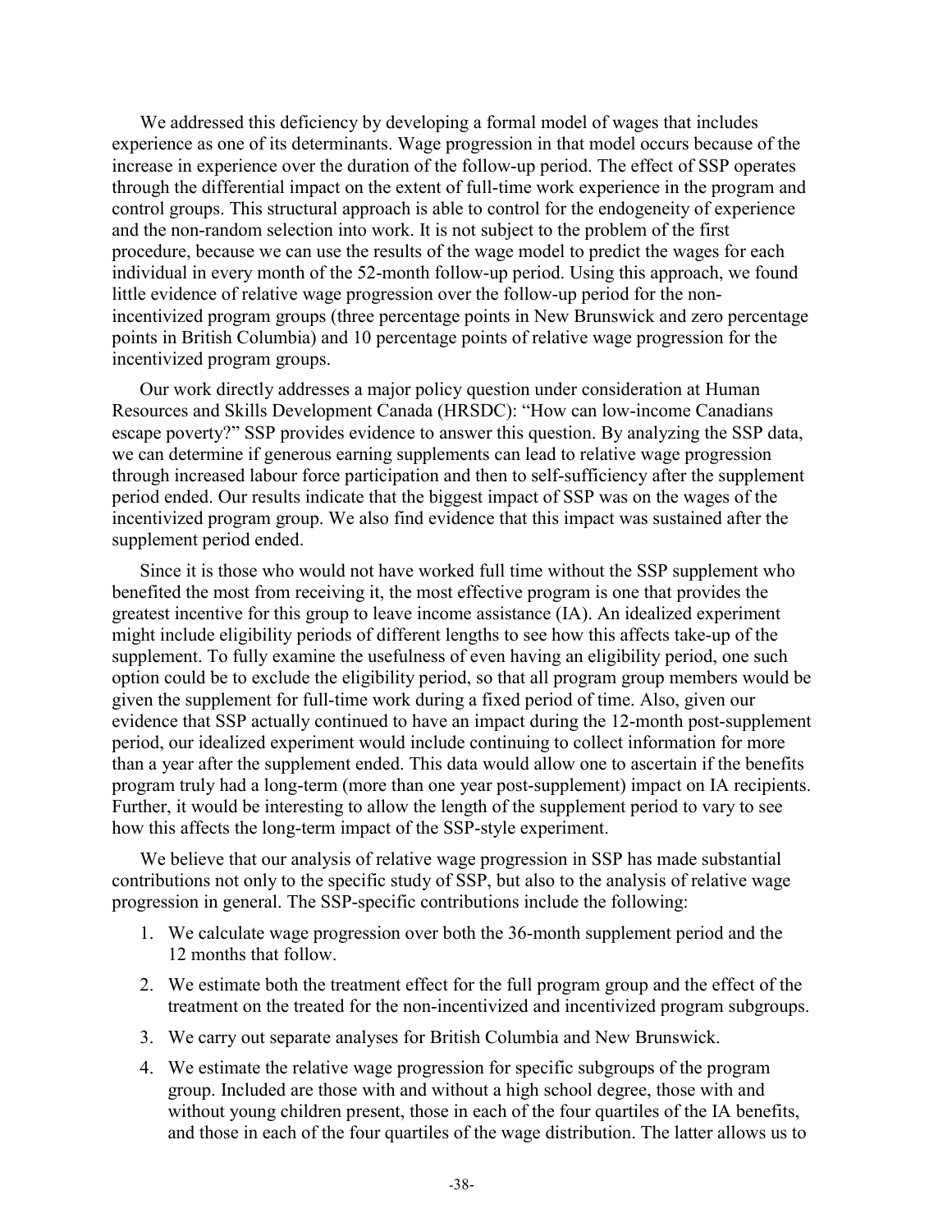We addressed this deficiency by developing a formal model of wages that includes experience as one of its determinants. Wage progression in that model occurs because of the increase in experience over the duration of the follow-up period. The effect of SSP operates through the differential impact on the extent of full-time work experience in the program and control groups. This structural approach is able to control for the endogeneity of experience and the non-random selection into work. It is not subject to the problem of the first procedure, because we can use the results of the wage model to predict the wages for each individual in every month of the 52-month follow-up period. Using this approach, we found little evidence of relative wage progression over the follow-up period for the non-incentivized program groups (three percentage points in New Brunswick and zero percentage points in British Columbia) and 10 percentage points of relative wage progression for the incentivized program groups.

Our work directly addresses a major policy question under consideration at Human Resources and Skills Development Canada (HRSDC): "How can low-income Canadians escape poverty?" SSP provides evidence to answer this question. By analyzing the SSP data, we can determine if generous earning supplements can lead to relative wage progression through increased labour force participation and then to self-sufficiency after the supplement period ended. Our results indicate that the biggest impact of SSP was on the wages of the incentivized program group. We also find evidence that this impact was sustained after the supplement period ended.

Since it is those who would not have worked full time without the SSP supplement who benefited the most from receiving it, the most effective program is one that provides the greatest incentive for this group to leave income assistance (IA). An idealized experiment might include eligibility periods of different lengths to see how this affects take-up of the supplement. To fully examine the usefulness of even having an eligibility period, one such option could be to exclude the eligibility period, so that all program group members would be given the supplement for full-time work during a fixed period of time. Also, given our evidence that SSP actually continued to have an impact during the 12-month post-supplement period, our idealized experiment would include continuing to collect information for more than a year after the supplement ended. This data would allow one to ascertain if the benefits program truly had a long-term (more than one year post-supplement) impact on IA recipients. Further, it would be interesting to allow the length of the supplement period to vary to see how this affects the long-term impact of the SSP-style experiment.

We believe that our analysis of relative wage progression in SSP has made substantial contributions not only to the specific study of SSP, but also to the analysis of relative wage progression in general. The SSP-specific contributions include the following:

1. We calculate wage progression over both the 36-month supplement period and the 12 months that follow.
2. We estimate both the treatment effect for the full program group and the effect of the treatment on the treated for the non-incentivized and incentivized program subgroups.
3. We carry out separate analyses for British Columbia and New Brunswick.
4. We estimate the relative wage progression for specific subgroups of the program group. Included are those with and without a high school degree, those with and without young children present, those in each of the four quartiles of the IA benefits, and those in each of the four quartiles of the wage distribution. The latter allows us to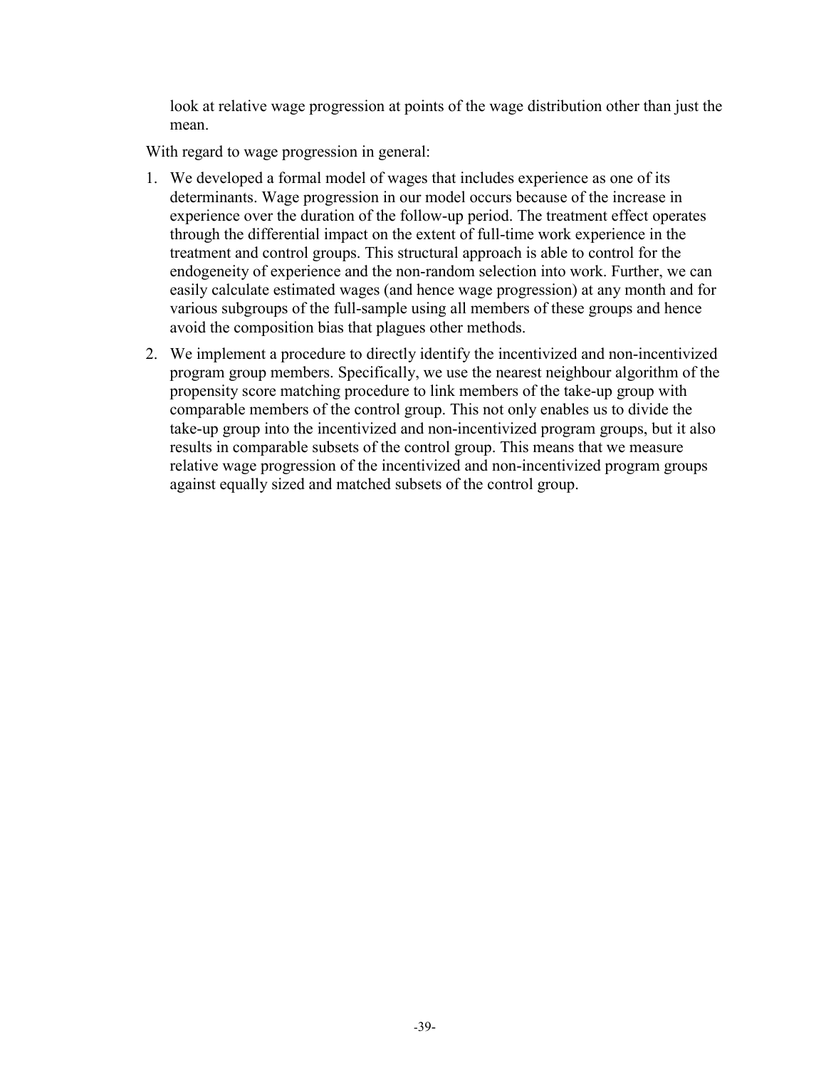look at relative wage progression at points of the wage distribution other than just the mean.

With regard to wage progression in general:

1. We developed a formal model of wages that includes experience as one of its determinants. Wage progression in our model occurs because of the increase in experience over the duration of the follow-up period. The treatment effect operates through the differential impact on the extent of full-time work experience in the treatment and control groups. This structural approach is able to control for the endogeneity of experience and the non-random selection into work. Further, we can easily calculate estimated wages (and hence wage progression) at any month and for various subgroups of the full-sample using all members of these groups and hence avoid the composition bias that plagues other methods.
2. We implement a procedure to directly identify the incentivized and non-incentivized program group members. Specifically, we use the nearest neighbour algorithm of the propensity score matching procedure to link members of the take-up group with comparable members of the control group. This not only enables us to divide the take-up group into the incentivized and non-incentivized program groups, but it also results in comparable subsets of the control group. This means that we measure relative wage progression of the incentivized and non-incentivized program groups against equally sized and matched subsets of the control group.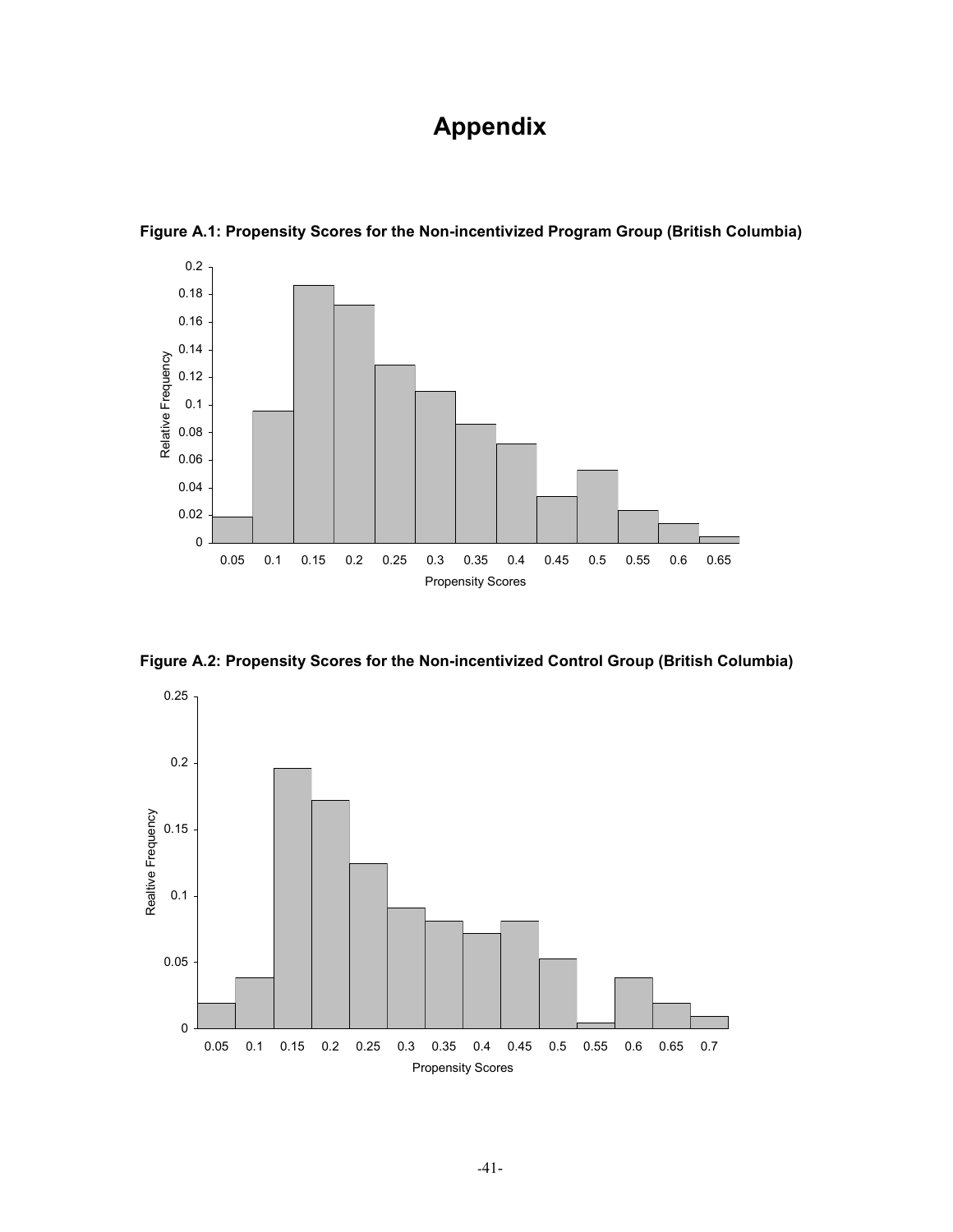# Appendix

**Figure A.1: Propensity Scores for the Non-incentivized Program Group (British Columbia)**

**Figure A.2: Propensity Scores for the Non-incentivized Control Group (British Columbia)**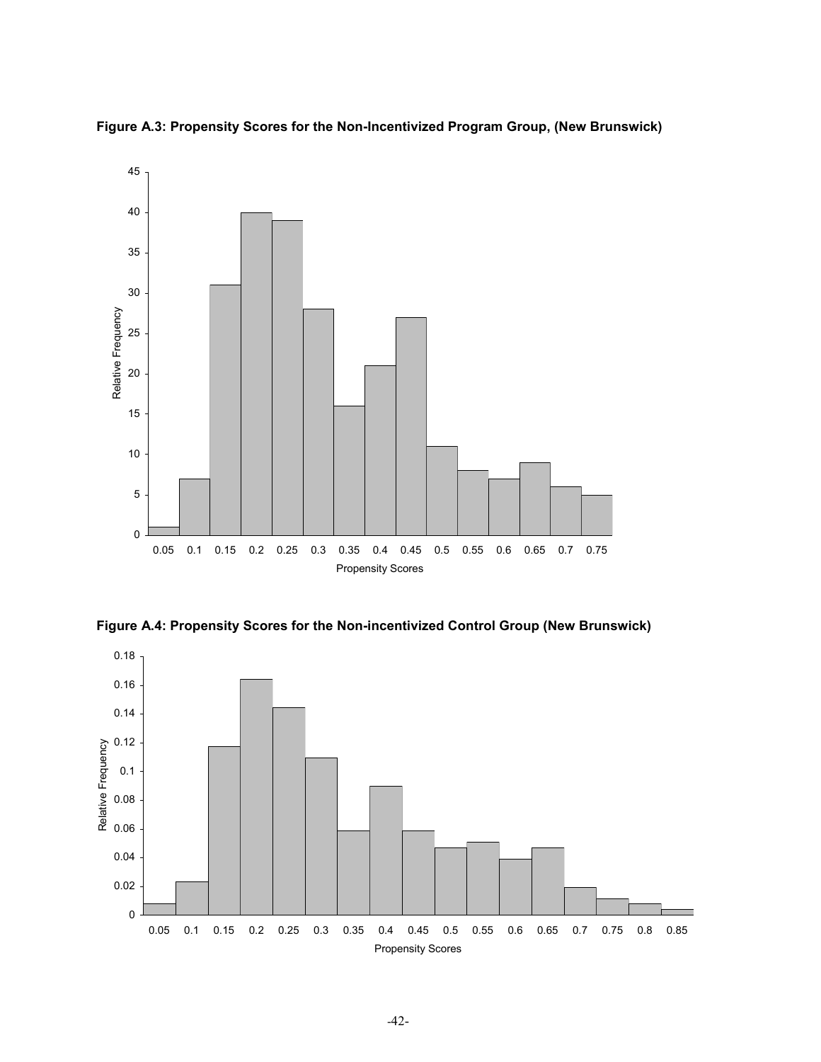**Figure A.3: Propensity Scores for the Non-Incentivized Program Group, (New Brunswick)**

**Figure A.4: Propensity Scores for the Non-incentivized Control Group (New Brunswick)**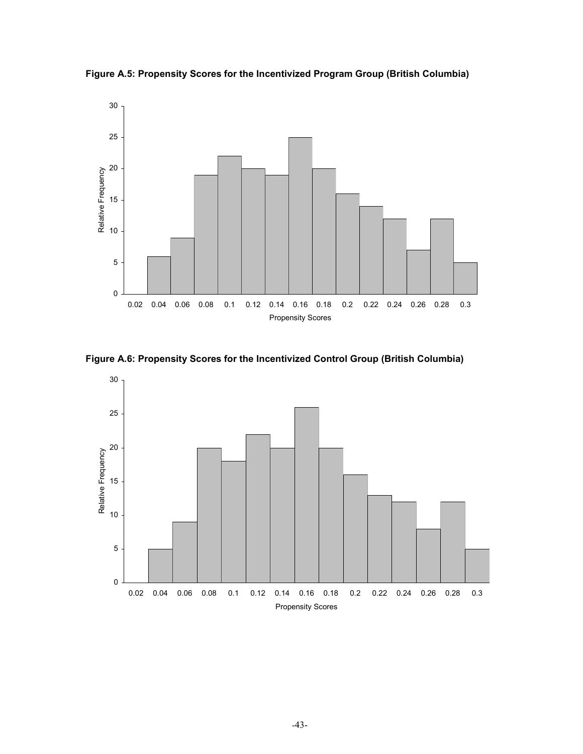**Figure A.5: Propensity Scores for the Incentivized Program Group (British Columbia)**

**Figure A.6: Propensity Scores for the Incentivized Control Group (British Columbia)**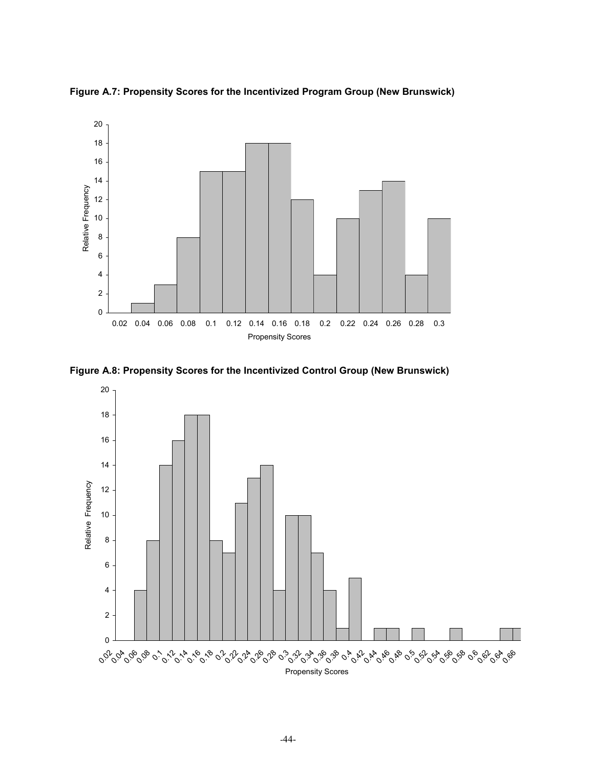**Figure A.7: Propensity Scores for the Incentivized Program Group (New Brunswick)**

**Figure A.8: Propensity Scores for the Incentivized Control Group (New Brunswick)**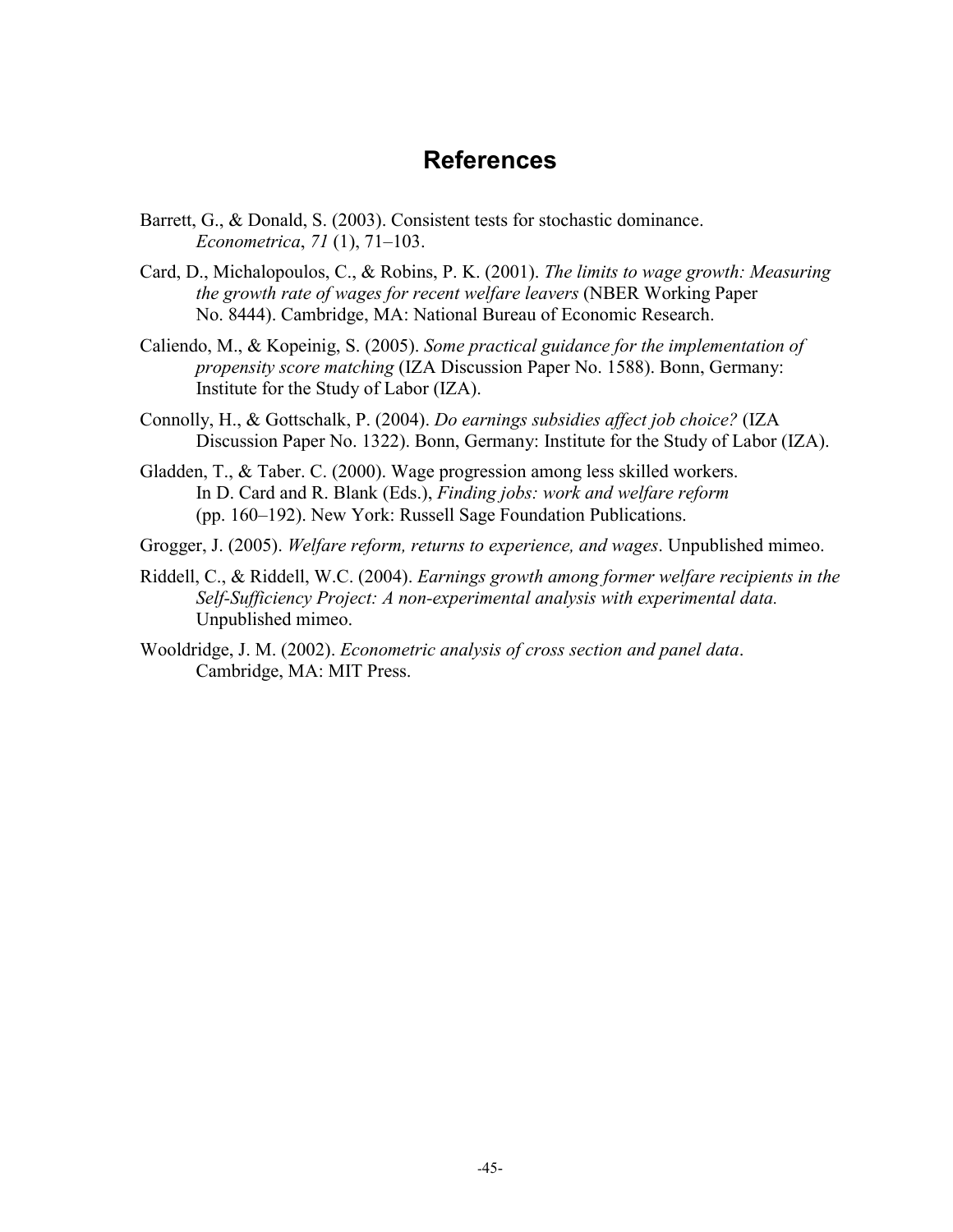# References

Barrett, G., & Donald, S. (2003). Consistent tests for stochastic dominance. *Econometrica*, *71* (1), 71–103.

Card, D., Michalopoulos, C., & Robins, P. K. (2001). *The limits to wage growth: Measuring the growth rate of wages for recent welfare leavers* (NBER Working Paper No. 8444). Cambridge, MA: National Bureau of Economic Research.

Caliendo, M., & Kopeinig, S. (2005). *Some practical guidance for the implementation of propensity score matching* (IZA Discussion Paper No. 1588). Bonn, Germany: Institute for the Study of Labor (IZA).

Connolly, H., & Gottschalk, P. (2004). *Do earnings subsidies affect job choice?* (IZA Discussion Paper No. 1322). Bonn, Germany: Institute for the Study of Labor (IZA).

Gladden, T., & Taber. C. (2000). Wage progression among less skilled workers. In D. Card and R. Blank (Eds.), *Finding jobs: work and welfare reform* (pp. 160–192). New York: Russell Sage Foundation Publications.

Grogger, J. (2005). *Welfare reform, returns to experience, and wages*. Unpublished mimeo.

Riddell, C., & Riddell, W.C. (2004). *Earnings growth among former welfare recipients in the Self-Sufficiency Project: A non-experimental analysis with experimental data.* Unpublished mimeo.

Wooldridge, J. M. (2002). *Econometric analysis of cross section and panel data*. Cambridge, MA: MIT Press.